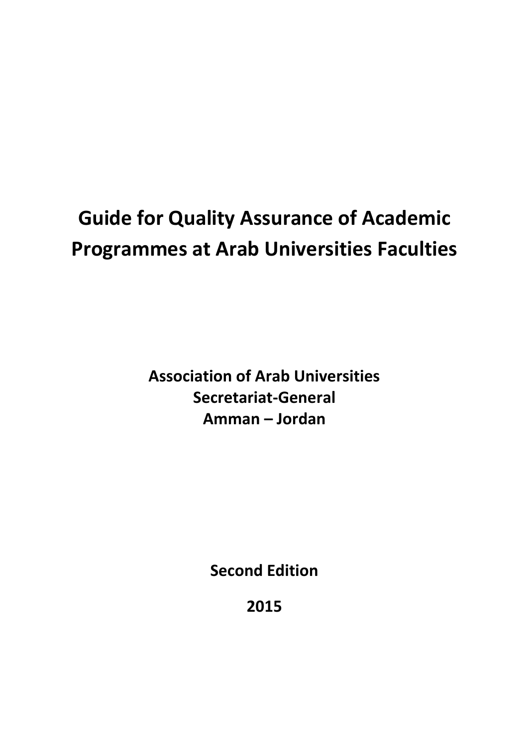# Guide for Quality Assurance of Academic Programmes at Arab Universities Faculties

**Association of Arab Universities**
**Secretariat-General**
**Amman – Jordan**

**Second Edition**

**2015**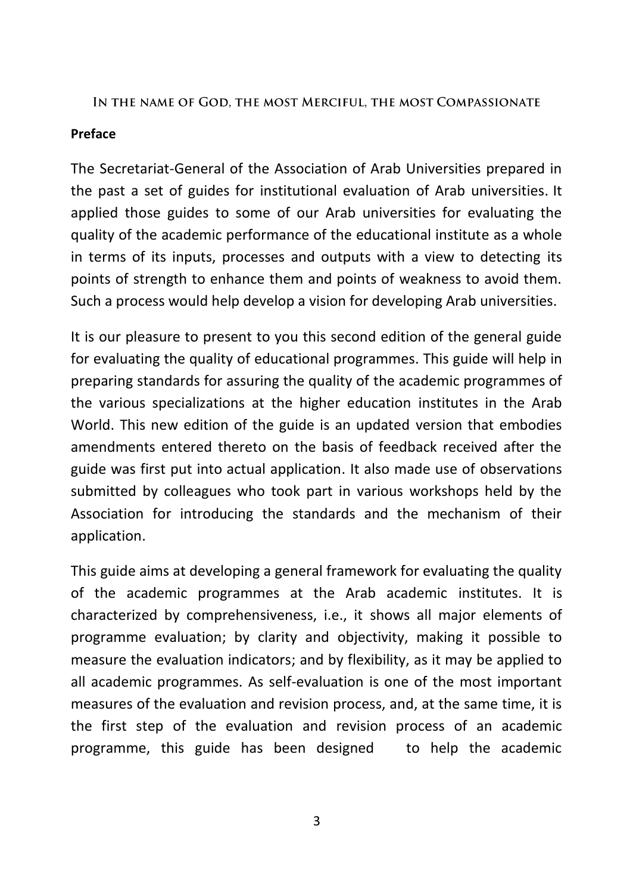In the name of God, the most Merciful, the most Compassionate

## Preface

The Secretariat-General of the Association of Arab Universities prepared in the past a set of guides for institutional evaluation of Arab universities. It applied those guides to some of our Arab universities for evaluating the quality of the academic performance of the educational institute as a whole in terms of its inputs, processes and outputs with a view to detecting its points of strength to enhance them and points of weakness to avoid them. Such a process would help develop a vision for developing Arab universities.

It is our pleasure to present to you this second edition of the general guide for evaluating the quality of educational programmes. This guide will help in preparing standards for assuring the quality of the academic programmes of the various specializations at the higher education institutes in the Arab World. This new edition of the guide is an updated version that embodies amendments entered thereto on the basis of feedback received after the guide was first put into actual application. It also made use of observations submitted by colleagues who took part in various workshops held by the Association for introducing the standards and the mechanism of their application.

This guide aims at developing a general framework for evaluating the quality of the academic programmes at the Arab academic institutes. It is characterized by comprehensiveness, i.e., it shows all major elements of programme evaluation; by clarity and objectivity, making it possible to measure the evaluation indicators; and by flexibility, as it may be applied to all academic programmes. As self-evaluation is one of the most important measures of the evaluation and revision process, and, at the same time, it is the first step of the evaluation and revision process of an academic programme, this guide has been designed to help the academic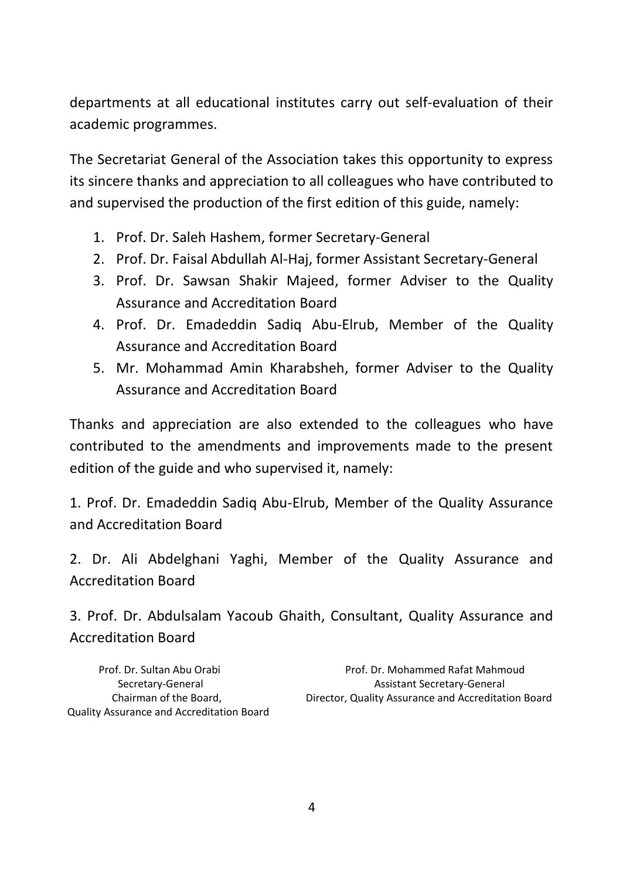departments at all educational institutes carry out self-evaluation of their academic programmes.

The Secretariat General of the Association takes this opportunity to express its sincere thanks and appreciation to all colleagues who have contributed to and supervised the production of the first edition of this guide, namely:

1. Prof. Dr. Saleh Hashem, former Secretary-General
2. Prof. Dr. Faisal Abdullah Al-Haj, former Assistant Secretary-General
3. Prof. Dr. Sawsan Shakir Majeed, former Adviser to the Quality Assurance and Accreditation Board
4. Prof. Dr. Emadeddin Sadiq Abu-Elrub, Member of the Quality Assurance and Accreditation Board
5. Mr. Mohammad Amin Kharabsheh, former Adviser to the Quality Assurance and Accreditation Board

Thanks and appreciation are also extended to the colleagues who have contributed to the amendments and improvements made to the present edition of the guide and who supervised it, namely:

1. Prof. Dr. Emadeddin Sadiq Abu-Elrub, Member of the Quality Assurance and Accreditation Board

2. Dr. Ali Abdelghani Yaghi, Member of the Quality Assurance and Accreditation Board

3. Prof. Dr. Abdulsalam Yacoub Ghaith, Consultant, Quality Assurance and Accreditation Board

Prof. Dr. Sultan Abu Orabi
Secretary-General
Chairman of the Board,
Quality Assurance and Accreditation Board

Prof. Dr. Mohammed Rafat Mahmoud
Assistant Secretary-General
Director, Quality Assurance and Accreditation Board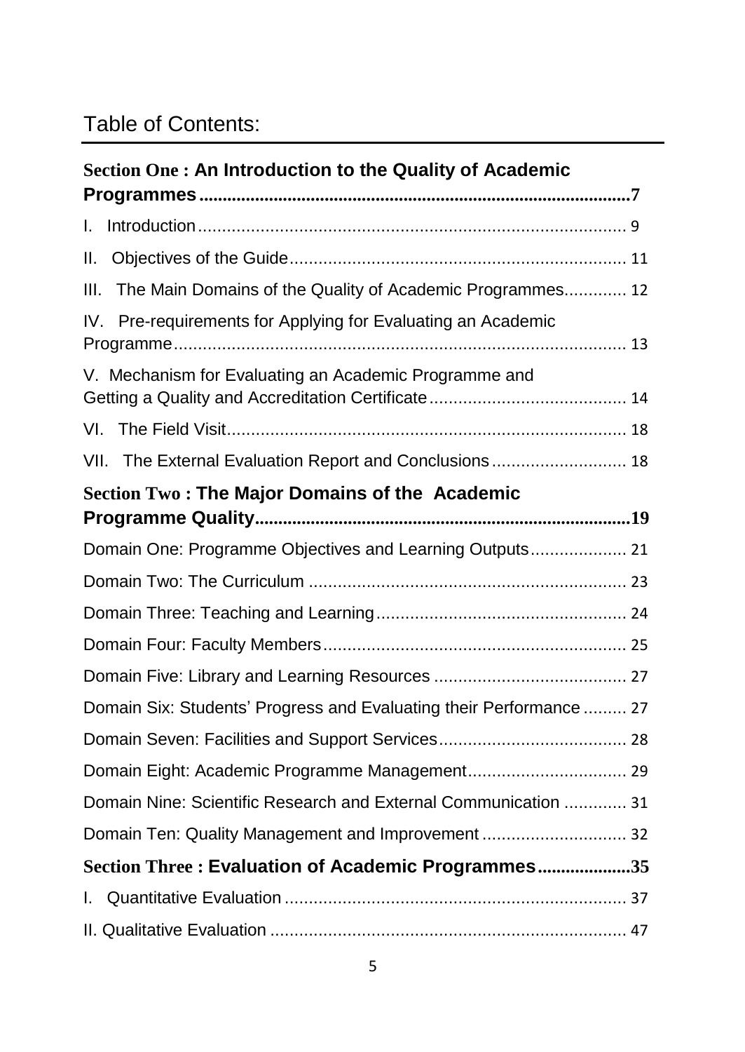# Table of Contents:

**Section One : An Introduction to the Quality of Academic Programmes ........................................................................................7**

I. Introduction ........................................................................................ 9

II. Objectives of the Guide ..................................................................... 11

III. The Main Domains of the Quality of Academic Programmes............. 12

IV. Pre-requirements for Applying for Evaluating an Academic Programme ........................................................................................... 13

V. Mechanism for Evaluating an Academic Programme and Getting a Quality and Accreditation Certificate ......................................... 14

VI. The Field Visit ................................................................................... 18

VII. The External Evaluation Report and Conclusions ............................ 18

**Section Two : The Major Domains of the Academic Programme Quality................................................................................19**

Domain One: Programme Objectives and Learning Outputs.................... 21

Domain Two: The Curriculum .................................................................. 23

Domain Three: Teaching and Learning .................................................... 24

Domain Four: Faculty Members ............................................................... 25

Domain Five: Library and Learning Resources ........................................ 27

Domain Six: Students' Progress and Evaluating their Performance ......... 27

Domain Seven: Facilities and Support Services ....................................... 28

Domain Eight: Academic Programme Management ................................. 29

Domain Nine: Scientific Research and External Communication ............. 31

Domain Ten: Quality Management and Improvement .............................. 32

**Section Three : Evaluation of Academic Programmes....................35**

I. Quantitative Evaluation ....................................................................... 37

II. Qualitative Evaluation ......................................................................... 47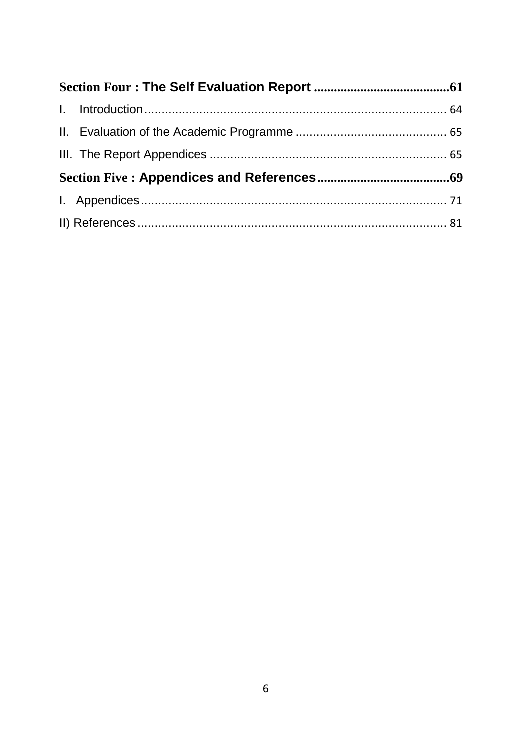**Section Four : The Self Evaluation Report** ......................................... 61

I. Introduction ........................................................................................ 64

II. Evaluation of the Academic Programme ............................................ 65

III. The Report Appendices .................................................................... 65

**Section Five : Appendices and References** ........................................ 69

I. Appendices ......................................................................................... 71

II) References ......................................................................................... 81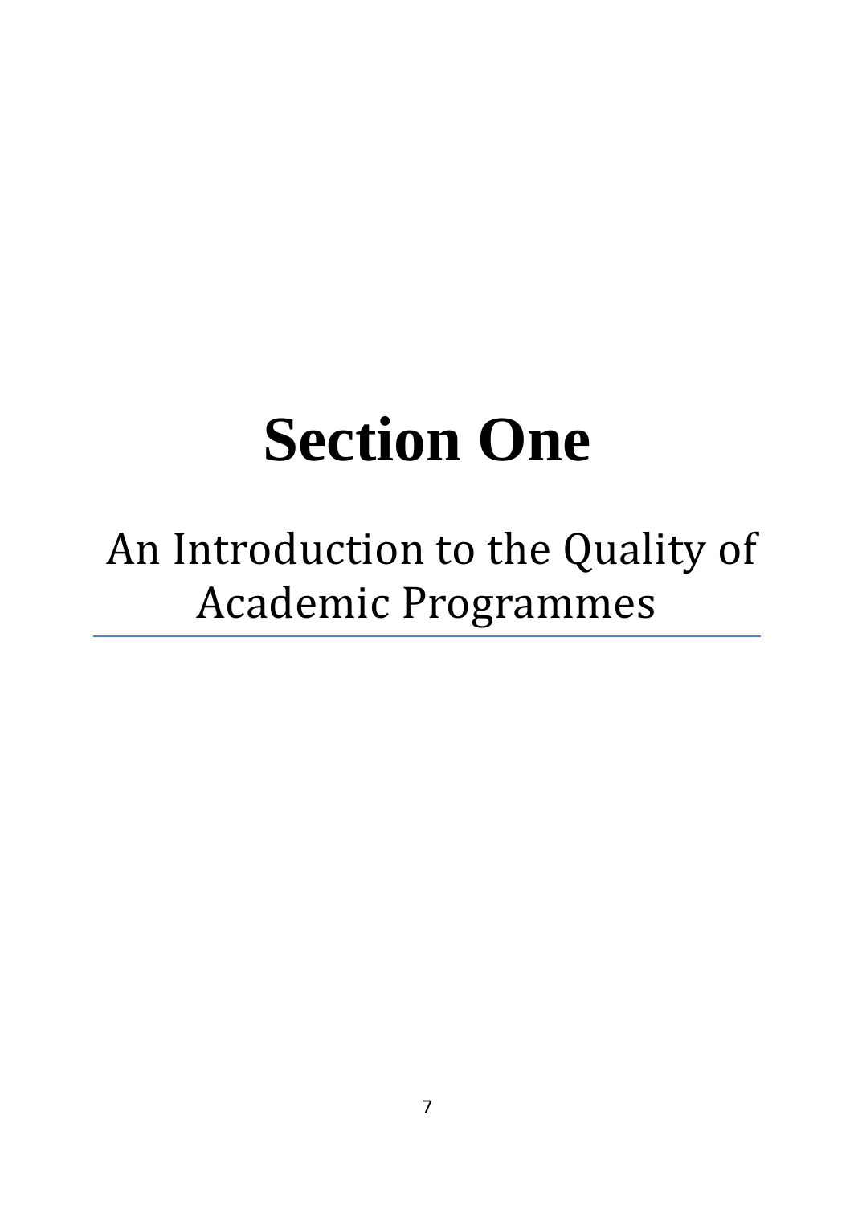# Section One

## An Introduction to the Quality of Academic Programmes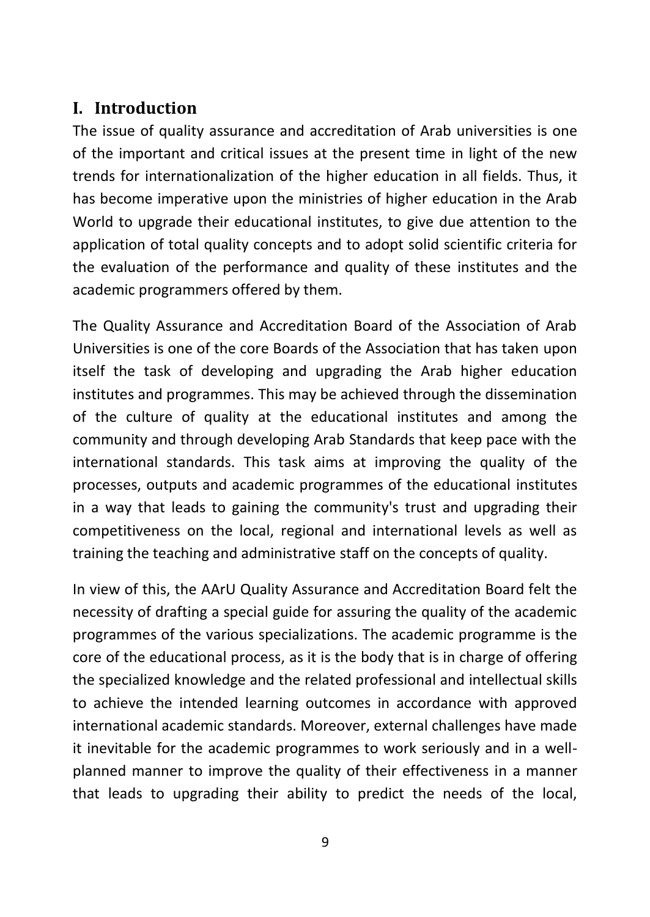## I. Introduction

The issue of quality assurance and accreditation of Arab universities is one of the important and critical issues at the present time in light of the new trends for internationalization of the higher education in all fields. Thus, it has become imperative upon the ministries of higher education in the Arab World to upgrade their educational institutes, to give due attention to the application of total quality concepts and to adopt solid scientific criteria for the evaluation of the performance and quality of these institutes and the academic programmers offered by them.

The Quality Assurance and Accreditation Board of the Association of Arab Universities is one of the core Boards of the Association that has taken upon itself the task of developing and upgrading the Arab higher education institutes and programmes. This may be achieved through the dissemination of the culture of quality at the educational institutes and among the community and through developing Arab Standards that keep pace with the international standards. This task aims at improving the quality of the processes, outputs and academic programmes of the educational institutes in a way that leads to gaining the community's trust and upgrading their competitiveness on the local, regional and international levels as well as training the teaching and administrative staff on the concepts of quality.

In view of this, the AArU Quality Assurance and Accreditation Board felt the necessity of drafting a special guide for assuring the quality of the academic programmes of the various specializations. The academic programme is the core of the educational process, as it is the body that is in charge of offering the specialized knowledge and the related professional and intellectual skills to achieve the intended learning outcomes in accordance with approved international academic standards. Moreover, external challenges have made it inevitable for the academic programmes to work seriously and in a well-planned manner to improve the quality of their effectiveness in a manner that leads to upgrading their ability to predict the needs of the local,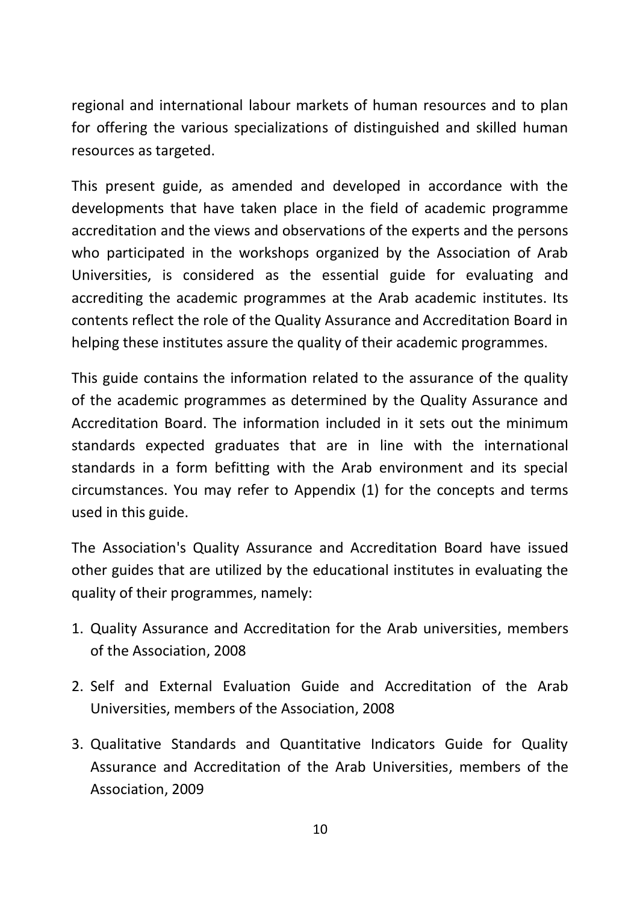regional and international labour markets of human resources and to plan for offering the various specializations of distinguished and skilled human resources as targeted.

This present guide, as amended and developed in accordance with the developments that have taken place in the field of academic programme accreditation and the views and observations of the experts and the persons who participated in the workshops organized by the Association of Arab Universities, is considered as the essential guide for evaluating and accrediting the academic programmes at the Arab academic institutes. Its contents reflect the role of the Quality Assurance and Accreditation Board in helping these institutes assure the quality of their academic programmes.

This guide contains the information related to the assurance of the quality of the academic programmes as determined by the Quality Assurance and Accreditation Board. The information included in it sets out the minimum standards expected graduates that are in line with the international standards in a form befitting with the Arab environment and its special circumstances. You may refer to Appendix (1) for the concepts and terms used in this guide.

The Association's Quality Assurance and Accreditation Board have issued other guides that are utilized by the educational institutes in evaluating the quality of their programmes, namely:

1. Quality Assurance and Accreditation for the Arab universities, members of the Association, 2008
2. Self and External Evaluation Guide and Accreditation of the Arab Universities, members of the Association, 2008
3. Qualitative Standards and Quantitative Indicators Guide for Quality Assurance and Accreditation of the Arab Universities, members of the Association, 2009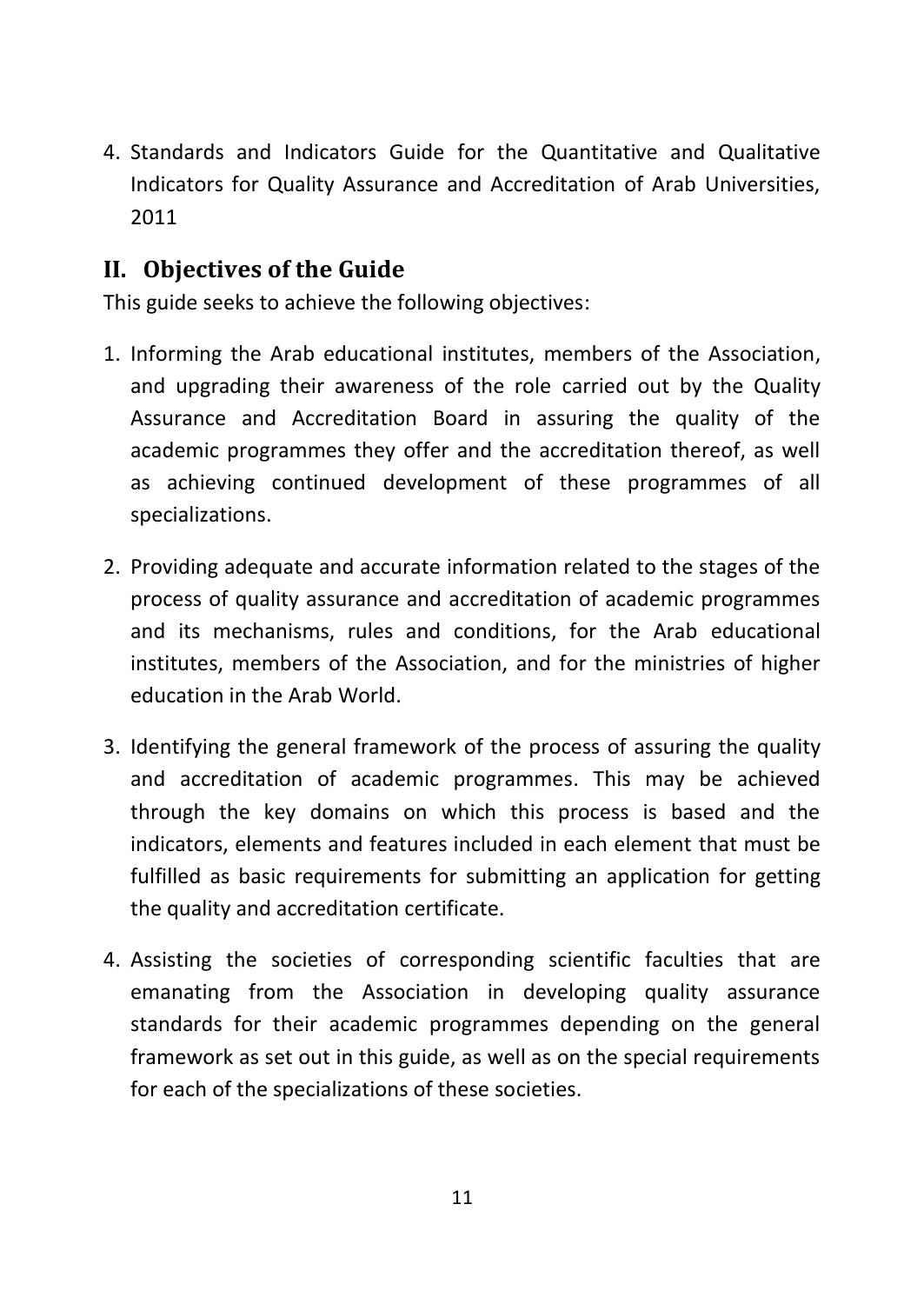4. Standards and Indicators Guide for the Quantitative and Qualitative Indicators for Quality Assurance and Accreditation of Arab Universities, 2011

## II. Objectives of the Guide

This guide seeks to achieve the following objectives:

1. Informing the Arab educational institutes, members of the Association, and upgrading their awareness of the role carried out by the Quality Assurance and Accreditation Board in assuring the quality of the academic programmes they offer and the accreditation thereof, as well as achieving continued development of these programmes of all specializations.

2. Providing adequate and accurate information related to the stages of the process of quality assurance and accreditation of academic programmes and its mechanisms, rules and conditions, for the Arab educational institutes, members of the Association, and for the ministries of higher education in the Arab World.

3. Identifying the general framework of the process of assuring the quality and accreditation of academic programmes. This may be achieved through the key domains on which this process is based and the indicators, elements and features included in each element that must be fulfilled as basic requirements for submitting an application for getting the quality and accreditation certificate.

4. Assisting the societies of corresponding scientific faculties that are emanating from the Association in developing quality assurance standards for their academic programmes depending on the general framework as set out in this guide, as well as on the special requirements for each of the specializations of these societies.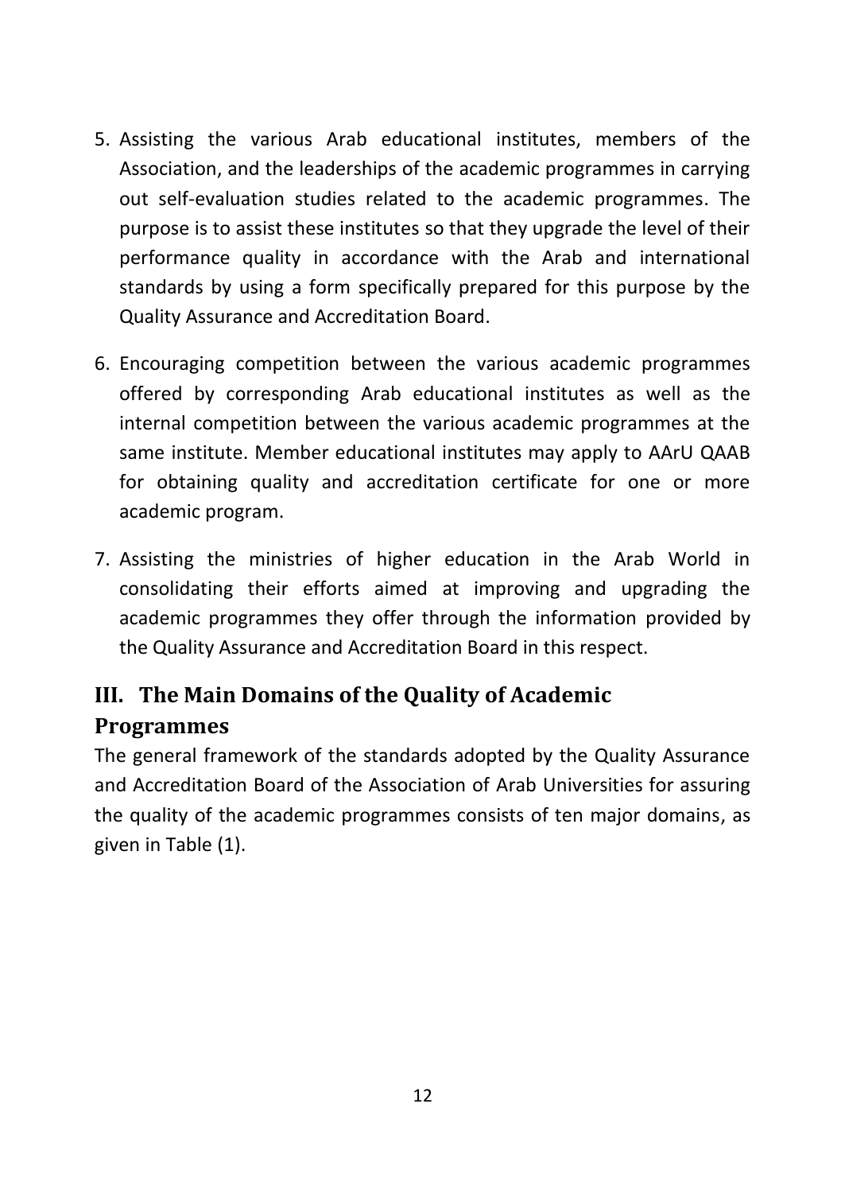5. Assisting the various Arab educational institutes, members of the Association, and the leaderships of the academic programmes in carrying out self-evaluation studies related to the academic programmes. The purpose is to assist these institutes so that they upgrade the level of their performance quality in accordance with the Arab and international standards by using a form specifically prepared for this purpose by the Quality Assurance and Accreditation Board.

6. Encouraging competition between the various academic programmes offered by corresponding Arab educational institutes as well as the internal competition between the various academic programmes at the same institute. Member educational institutes may apply to AArU QAAB for obtaining quality and accreditation certificate for one or more academic program.

7. Assisting the ministries of higher education in the Arab World in consolidating their efforts aimed at improving and upgrading the academic programmes they offer through the information provided by the Quality Assurance and Accreditation Board in this respect.

## III. The Main Domains of the Quality of Academic Programmes

The general framework of the standards adopted by the Quality Assurance and Accreditation Board of the Association of Arab Universities for assuring the quality of the academic programmes consists of ten major domains, as given in Table (1).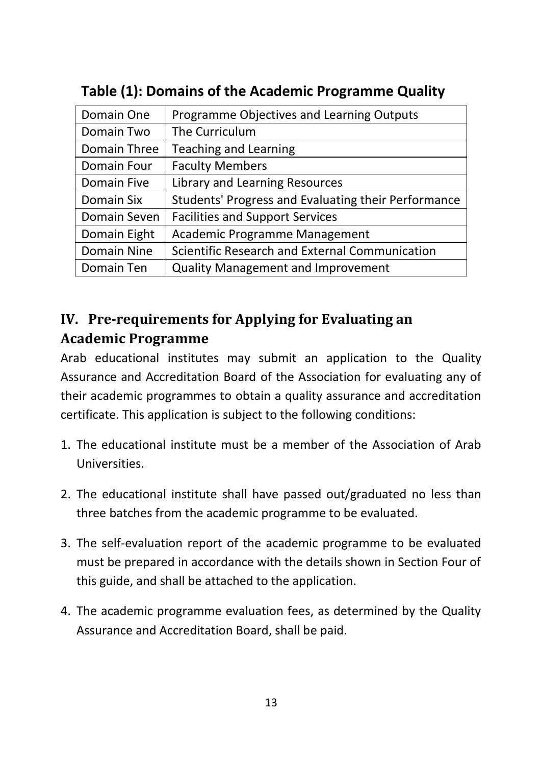**Table (1): Domains of the Academic Programme Quality**

| | |
|---|---|
| Domain One | Programme Objectives and Learning Outputs |
| Domain Two | The Curriculum |
| Domain Three | Teaching and Learning |
| Domain Four | Faculty Members |
| Domain Five | Library and Learning Resources |
| Domain Six | Students' Progress and Evaluating their Performance |
| Domain Seven | Facilities and Support Services |
| Domain Eight | Academic Programme Management |
| Domain Nine | Scientific Research and External Communication |
| Domain Ten | Quality Management and Improvement |

## IV. Pre-requirements for Applying for Evaluating an Academic Programme

Arab educational institutes may submit an application to the Quality Assurance and Accreditation Board of the Association for evaluating any of their academic programmes to obtain a quality assurance and accreditation certificate. This application is subject to the following conditions:

1. The educational institute must be a member of the Association of Arab Universities.

2. The educational institute shall have passed out/graduated no less than three batches from the academic programme to be evaluated.

3. The self-evaluation report of the academic programme to be evaluated must be prepared in accordance with the details shown in Section Four of this guide, and shall be attached to the application.

4. The academic programme evaluation fees, as determined by the Quality Assurance and Accreditation Board, shall be paid.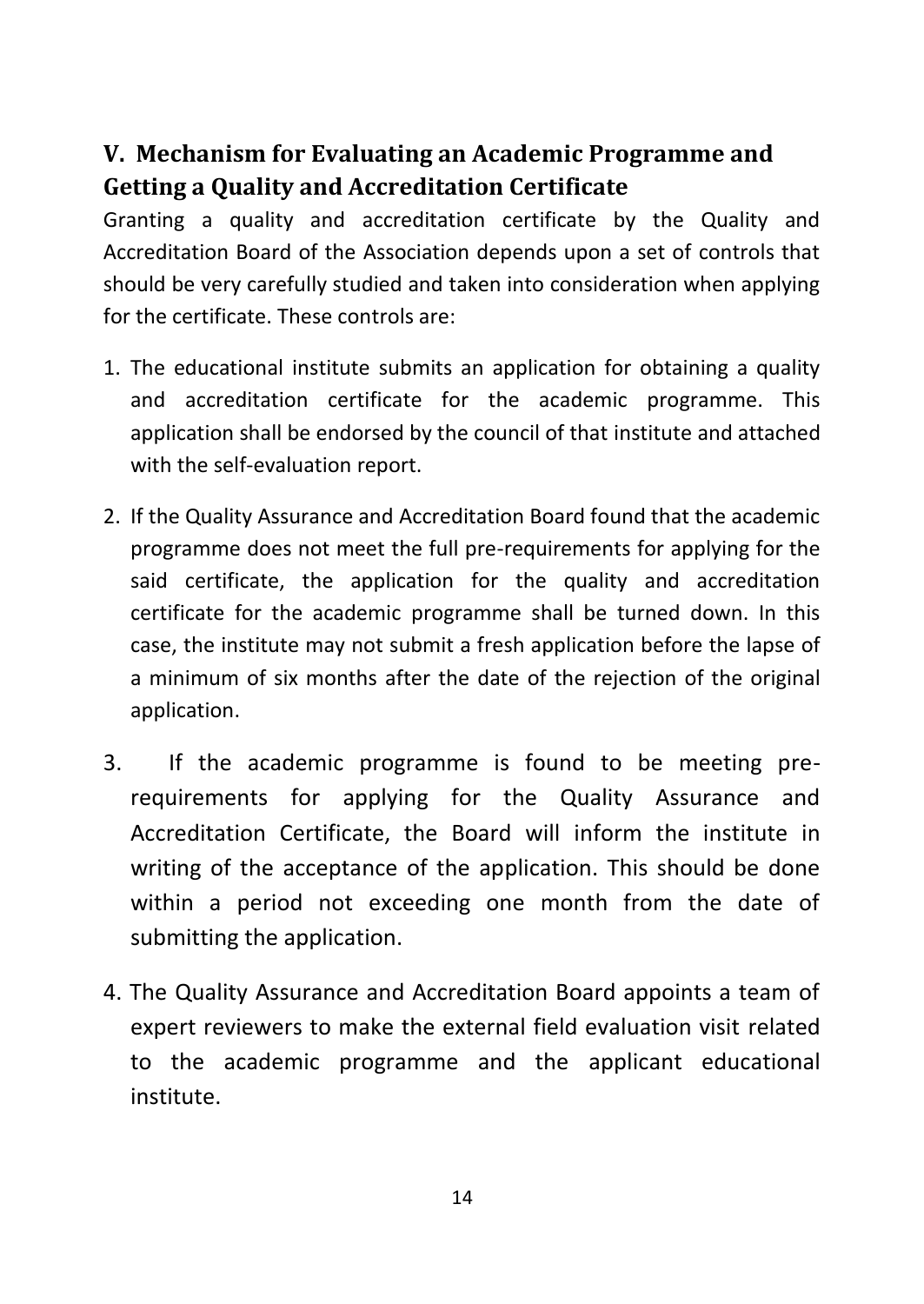## V. Mechanism for Evaluating an Academic Programme and Getting a Quality and Accreditation Certificate

Granting a quality and accreditation certificate by the Quality and Accreditation Board of the Association depends upon a set of controls that should be very carefully studied and taken into consideration when applying for the certificate. These controls are:

1. The educational institute submits an application for obtaining a quality and accreditation certificate for the academic programme. This application shall be endorsed by the council of that institute and attached with the self-evaluation report.
2. If the Quality Assurance and Accreditation Board found that the academic programme does not meet the full pre-requirements for applying for the said certificate, the application for the quality and accreditation certificate for the academic programme shall be turned down. In this case, the institute may not submit a fresh application before the lapse of a minimum of six months after the date of the rejection of the original application.
3. If the academic programme is found to be meeting pre-requirements for applying for the Quality Assurance and Accreditation Certificate, the Board will inform the institute in writing of the acceptance of the application. This should be done within a period not exceeding one month from the date of submitting the application.
4. The Quality Assurance and Accreditation Board appoints a team of expert reviewers to make the external field evaluation visit related to the academic programme and the applicant educational institute.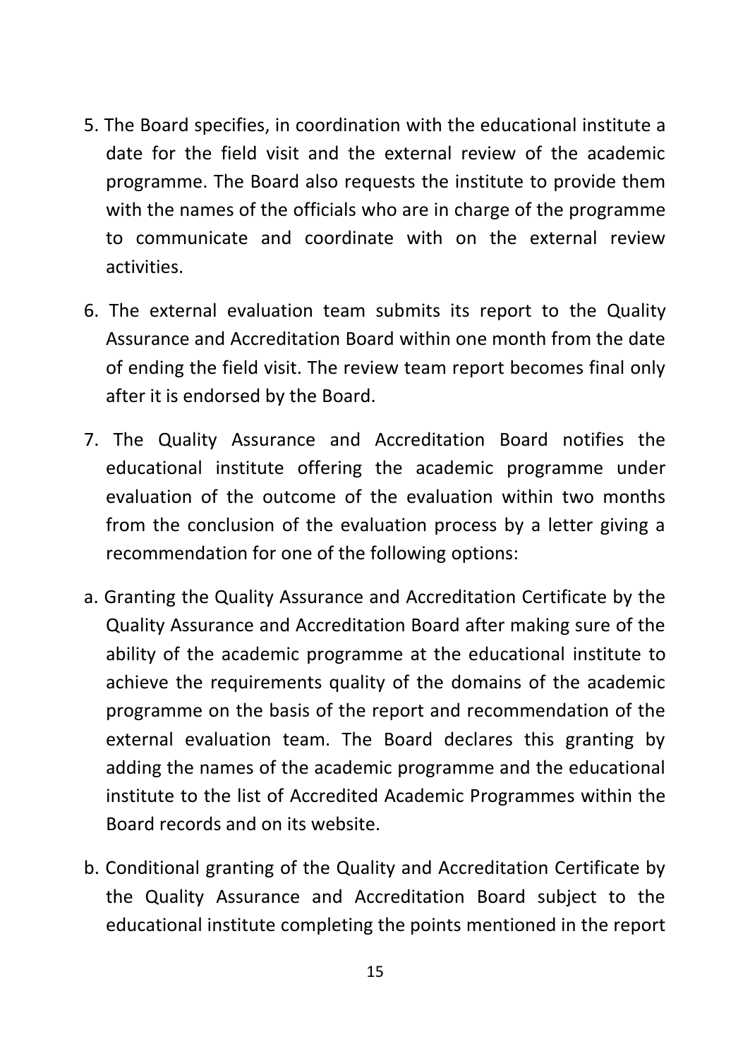5. The Board specifies, in coordination with the educational institute a date for the field visit and the external review of the academic programme. The Board also requests the institute to provide them with the names of the officials who are in charge of the programme to communicate and coordinate with on the external review activities.

6. The external evaluation team submits its report to the Quality Assurance and Accreditation Board within one month from the date of ending the field visit. The review team report becomes final only after it is endorsed by the Board.

7. The Quality Assurance and Accreditation Board notifies the educational institute offering the academic programme under evaluation of the outcome of the evaluation within two months from the conclusion of the evaluation process by a letter giving a recommendation for one of the following options:

a. Granting the Quality Assurance and Accreditation Certificate by the Quality Assurance and Accreditation Board after making sure of the ability of the academic programme at the educational institute to achieve the requirements quality of the domains of the academic programme on the basis of the report and recommendation of the external evaluation team. The Board declares this granting by adding the names of the academic programme and the educational institute to the list of Accredited Academic Programmes within the Board records and on its website.

b. Conditional granting of the Quality and Accreditation Certificate by the Quality Assurance and Accreditation Board subject to the educational institute completing the points mentioned in the report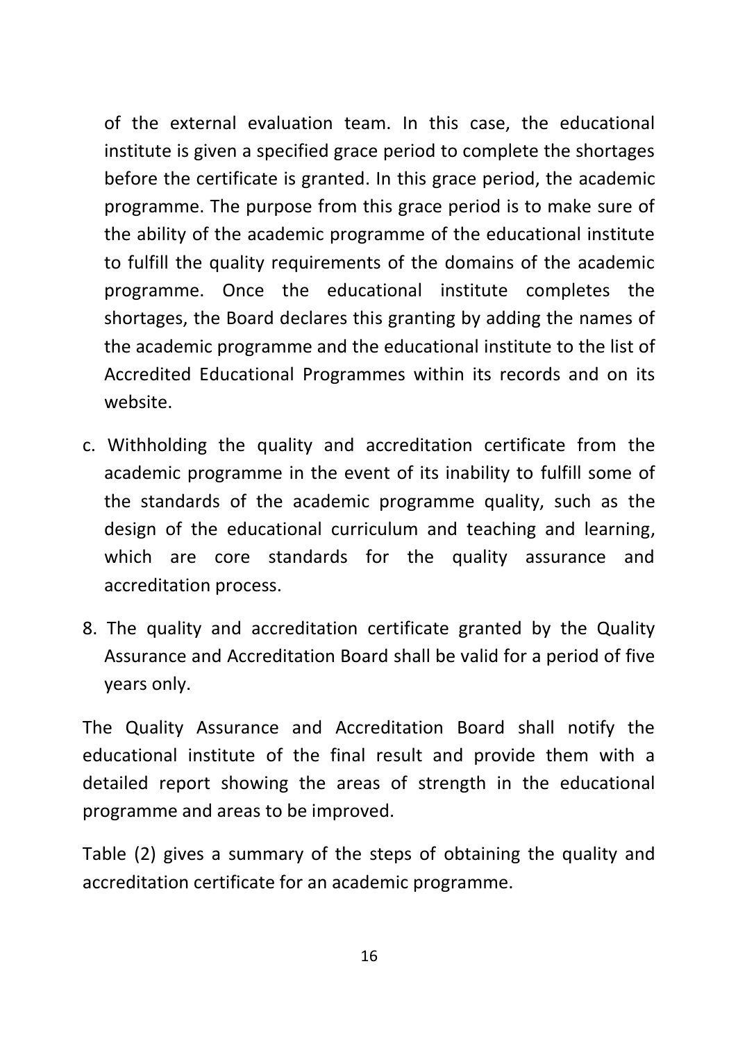of the external evaluation team. In this case, the educational institute is given a specified grace period to complete the shortages before the certificate is granted. In this grace period, the academic programme. The purpose from this grace period is to make sure of the ability of the academic programme of the educational institute to fulfill the quality requirements of the domains of the academic programme. Once the educational institute completes the shortages, the Board declares this granting by adding the names of the academic programme and the educational institute to the list of Accredited Educational Programmes within its records and on its website.

c. Withholding the quality and accreditation certificate from the academic programme in the event of its inability to fulfill some of the standards of the academic programme quality, such as the design of the educational curriculum and teaching and learning, which are core standards for the quality assurance and accreditation process.

8. The quality and accreditation certificate granted by the Quality Assurance and Accreditation Board shall be valid for a period of five years only.

The Quality Assurance and Accreditation Board shall notify the educational institute of the final result and provide them with a detailed report showing the areas of strength in the educational programme and areas to be improved.

Table (2) gives a summary of the steps of obtaining the quality and accreditation certificate for an academic programme.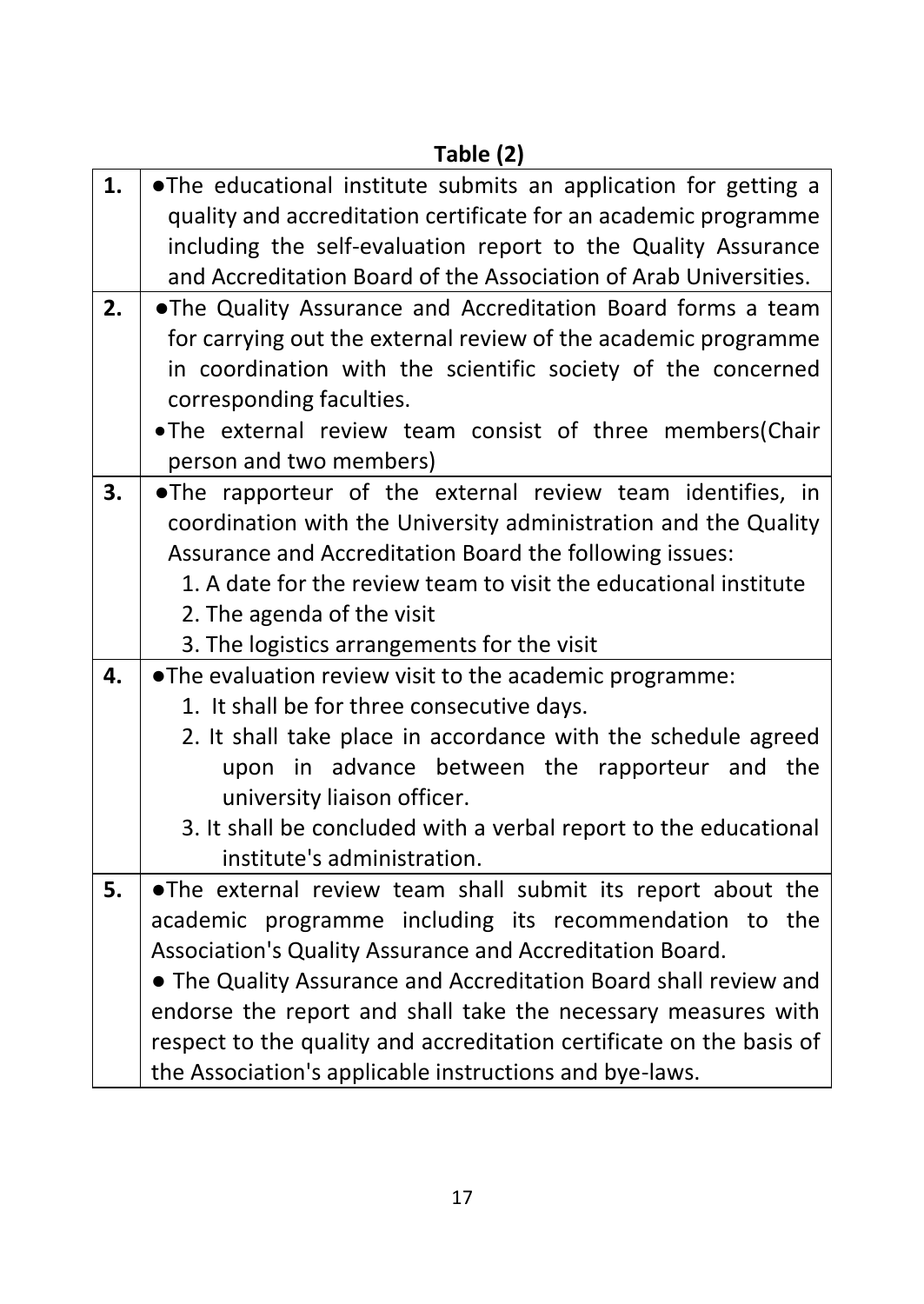**Table (2)**

| | |
|---|---|
| **1.** | ●The educational institute submits an application for getting a quality and accreditation certificate for an academic programme including the self-evaluation report to the Quality Assurance and Accreditation Board of the Association of Arab Universities. |
| **2.** | ●The Quality Assurance and Accreditation Board forms a team for carrying out the external review of the academic programme in coordination with the scientific society of the concerned corresponding faculties.<br>●The external review team consist of three members(Chair person and two members) |
| **3.** | ●The rapporteur of the external review team identifies, in coordination with the University administration and the Quality Assurance and Accreditation Board the following issues:<br>1. A date for the review team to visit the educational institute<br>2. The agenda of the visit<br>3. The logistics arrangements for the visit |
| **4.** | ●The evaluation review visit to the academic programme:<br>1. It shall be for three consecutive days.<br>2. It shall take place in accordance with the schedule agreed upon in advance between the rapporteur and the university liaison officer.<br>3. It shall be concluded with a verbal report to the educational institute's administration. |
| **5.** | ●The external review team shall submit its report about the academic programme including its recommendation to the Association's Quality Assurance and Accreditation Board.<br>● The Quality Assurance and Accreditation Board shall review and endorse the report and shall take the necessary measures with respect to the quality and accreditation certificate on the basis of the Association's applicable instructions and bye-laws. |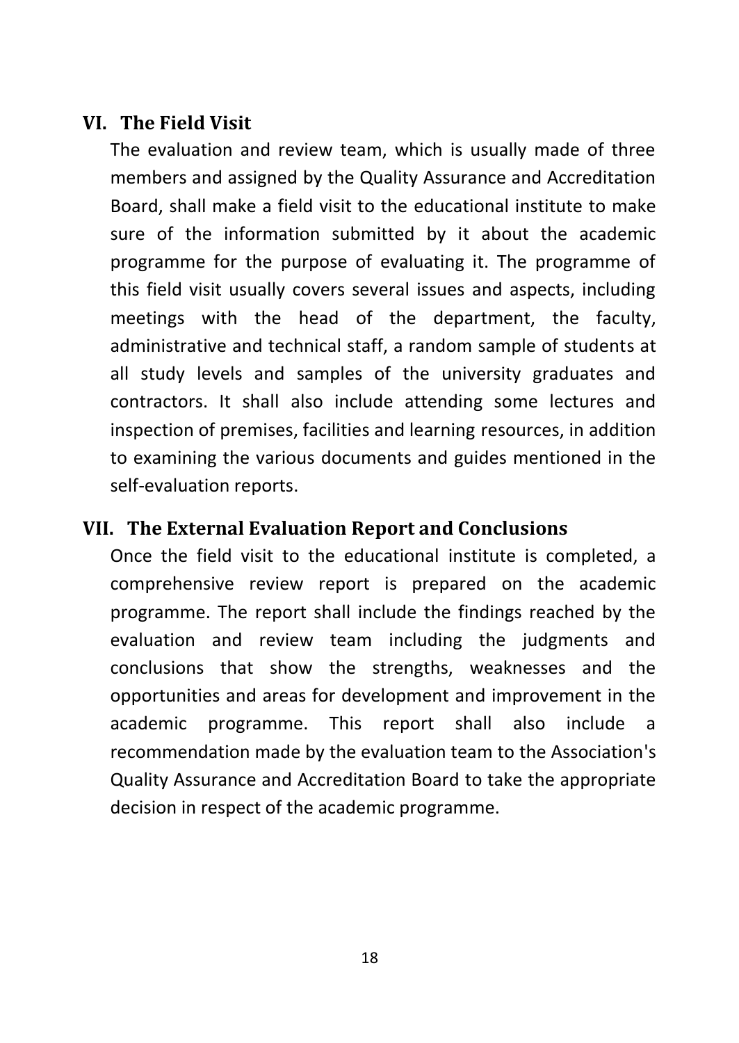## VI. The Field Visit

The evaluation and review team, which is usually made of three members and assigned by the Quality Assurance and Accreditation Board, shall make a field visit to the educational institute to make sure of the information submitted by it about the academic programme for the purpose of evaluating it. The programme of this field visit usually covers several issues and aspects, including meetings with the head of the department, the faculty, administrative and technical staff, a random sample of students at all study levels and samples of the university graduates and contractors. It shall also include attending some lectures and inspection of premises, facilities and learning resources, in addition to examining the various documents and guides mentioned in the self-evaluation reports.

## VII. The External Evaluation Report and Conclusions

Once the field visit to the educational institute is completed, a comprehensive review report is prepared on the academic programme. The report shall include the findings reached by the evaluation and review team including the judgments and conclusions that show the strengths, weaknesses and the opportunities and areas for development and improvement in the academic programme. This report shall also include a recommendation made by the evaluation team to the Association's Quality Assurance and Accreditation Board to take the appropriate decision in respect of the academic programme.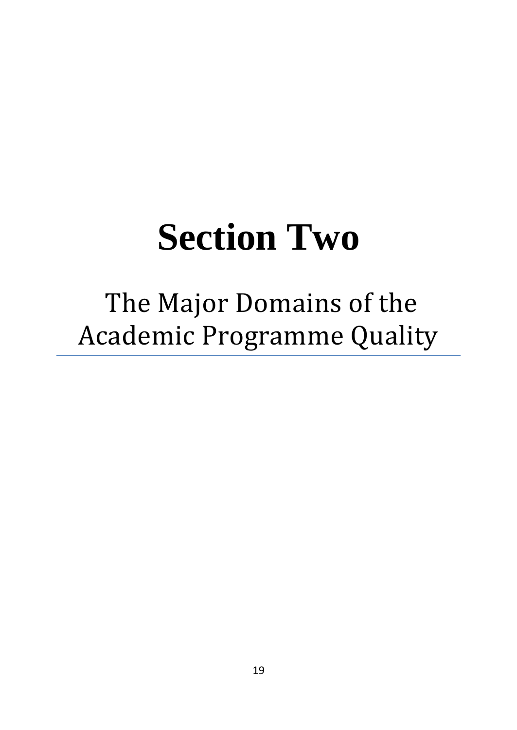# Section Two

## The Major Domains of the Academic Programme Quality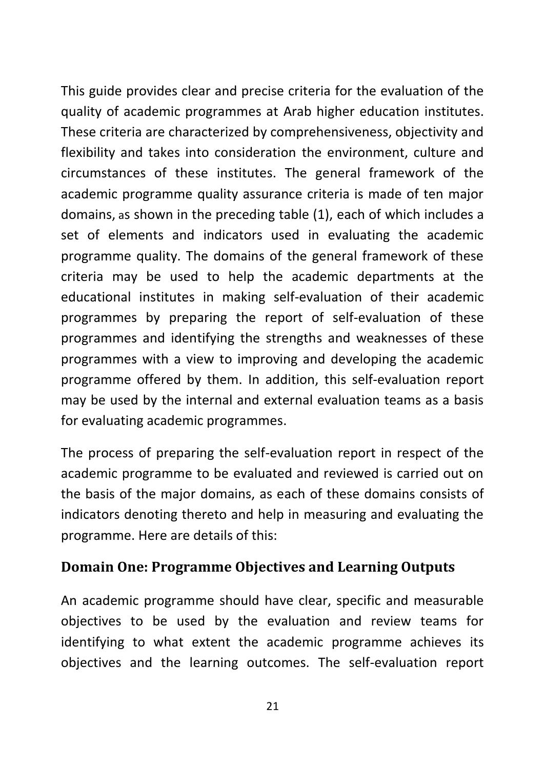This guide provides clear and precise criteria for the evaluation of the quality of academic programmes at Arab higher education institutes. These criteria are characterized by comprehensiveness, objectivity and flexibility and takes into consideration the environment, culture and circumstances of these institutes. The general framework of the academic programme quality assurance criteria is made of ten major domains, as shown in the preceding table (1), each of which includes a set of elements and indicators used in evaluating the academic programme quality. The domains of the general framework of these criteria may be used to help the academic departments at the educational institutes in making self-evaluation of their academic programmes by preparing the report of self-evaluation of these programmes and identifying the strengths and weaknesses of these programmes with a view to improving and developing the academic programme offered by them. In addition, this self-evaluation report may be used by the internal and external evaluation teams as a basis for evaluating academic programmes.

The process of preparing the self-evaluation report in respect of the academic programme to be evaluated and reviewed is carried out on the basis of the major domains, as each of these domains consists of indicators denoting thereto and help in measuring and evaluating the programme. Here are details of this:

## Domain One: Programme Objectives and Learning Outputs

An academic programme should have clear, specific and measurable objectives to be used by the evaluation and review teams for identifying to what extent the academic programme achieves its objectives and the learning outcomes. The self-evaluation report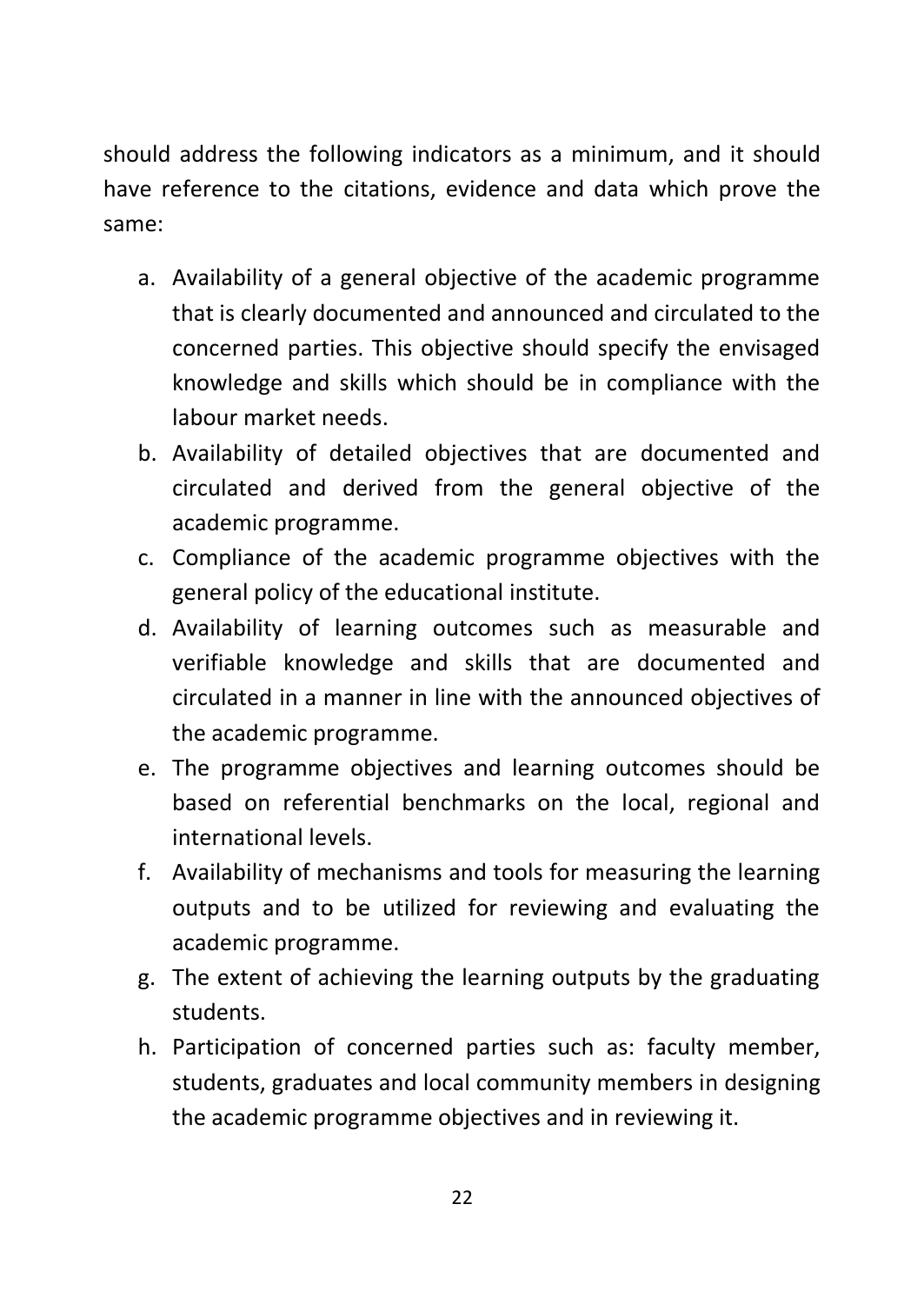should address the following indicators as a minimum, and it should have reference to the citations, evidence and data which prove the same:

a. Availability of a general objective of the academic programme that is clearly documented and announced and circulated to the concerned parties. This objective should specify the envisaged knowledge and skills which should be in compliance with the labour market needs.
b. Availability of detailed objectives that are documented and circulated and derived from the general objective of the academic programme.
c. Compliance of the academic programme objectives with the general policy of the educational institute.
d. Availability of learning outcomes such as measurable and verifiable knowledge and skills that are documented and circulated in a manner in line with the announced objectives of the academic programme.
e. The programme objectives and learning outcomes should be based on referential benchmarks on the local, regional and international levels.
f. Availability of mechanisms and tools for measuring the learning outputs and to be utilized for reviewing and evaluating the academic programme.
g. The extent of achieving the learning outputs by the graduating students.
h. Participation of concerned parties such as: faculty member, students, graduates and local community members in designing the academic programme objectives and in reviewing it.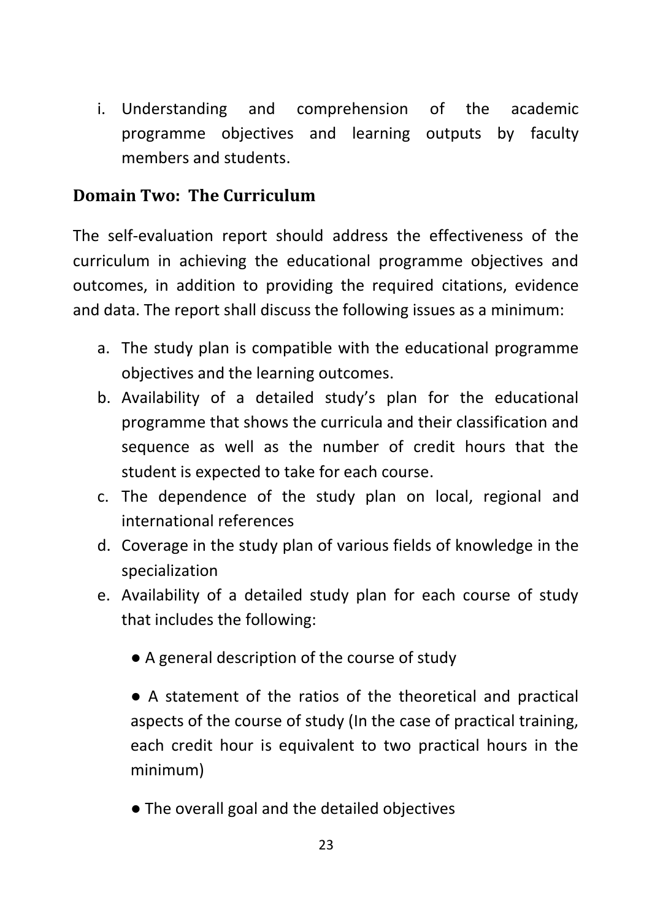i. Understanding and comprehension of the academic programme objectives and learning outputs by faculty members and students.

## Domain Two: The Curriculum

The self-evaluation report should address the effectiveness of the curriculum in achieving the educational programme objectives and outcomes, in addition to providing the required citations, evidence and data. The report shall discuss the following issues as a minimum:

a. The study plan is compatible with the educational programme objectives and the learning outcomes.
b. Availability of a detailed study's plan for the educational programme that shows the curricula and their classification and sequence as well as the number of credit hours that the student is expected to take for each course.
c. The dependence of the study plan on local, regional and international references
d. Coverage in the study plan of various fields of knowledge in the specialization
e. Availability of a detailed study plan for each course of study that includes the following:

    ● A general description of the course of study

    ● A statement of the ratios of the theoretical and practical aspects of the course of study (In the case of practical training, each credit hour is equivalent to two practical hours in the minimum)

    ● The overall goal and the detailed objectives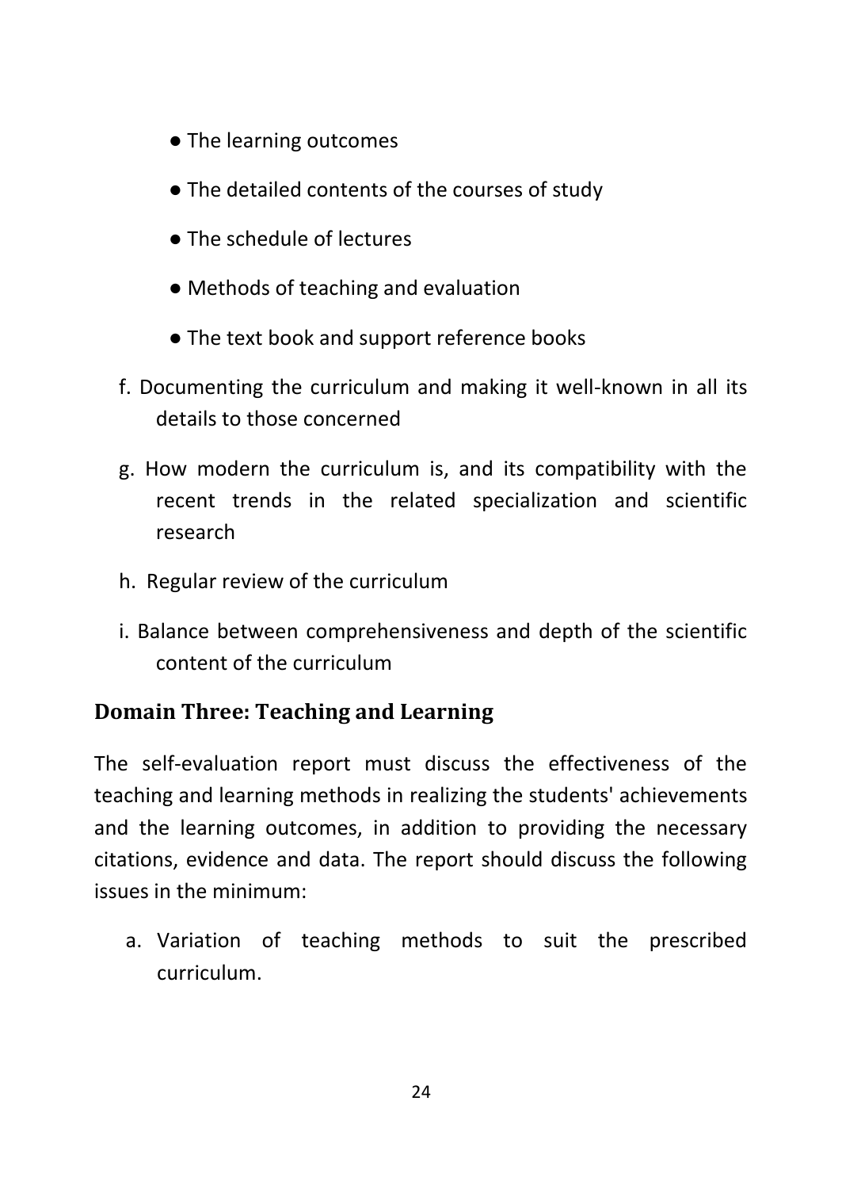- The learning outcomes
- The detailed contents of the courses of study
- The schedule of lectures
- Methods of teaching and evaluation
- The text book and support reference books

f. Documenting the curriculum and making it well-known in all its details to those concerned

g. How modern the curriculum is, and its compatibility with the recent trends in the related specialization and scientific research

h. Regular review of the curriculum

i. Balance between comprehensiveness and depth of the scientific content of the curriculum

### Domain Three: Teaching and Learning

The self-evaluation report must discuss the effectiveness of the teaching and learning methods in realizing the students' achievements and the learning outcomes, in addition to providing the necessary citations, evidence and data. The report should discuss the following issues in the minimum:

a. Variation of teaching methods to suit the prescribed curriculum.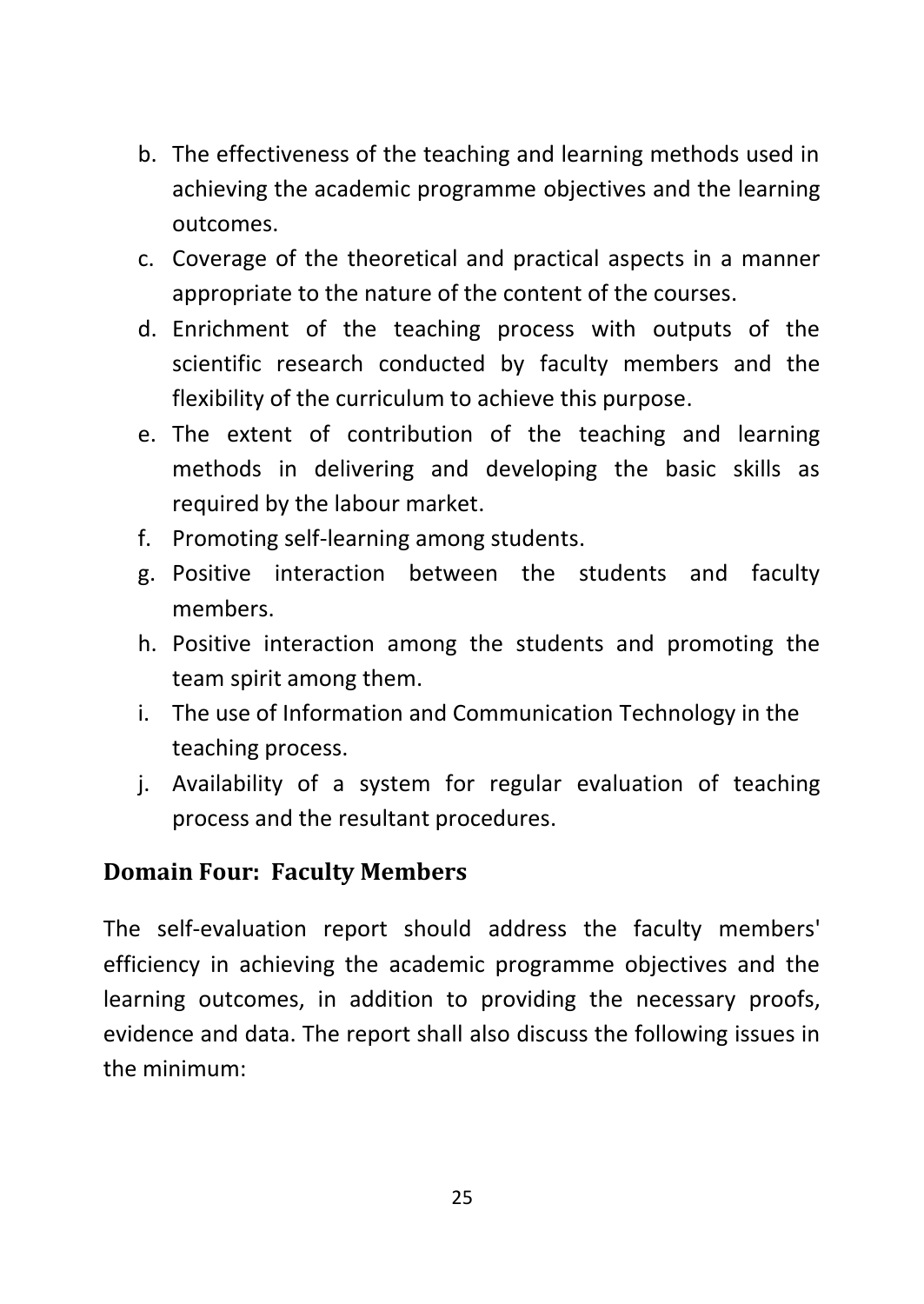b. The effectiveness of the teaching and learning methods used in achieving the academic programme objectives and the learning outcomes.
c. Coverage of the theoretical and practical aspects in a manner appropriate to the nature of the content of the courses.
d. Enrichment of the teaching process with outputs of the scientific research conducted by faculty members and the flexibility of the curriculum to achieve this purpose.
e. The extent of contribution of the teaching and learning methods in delivering and developing the basic skills as required by the labour market.
f. Promoting self-learning among students.
g. Positive interaction between the students and faculty members.
h. Positive interaction among the students and promoting the team spirit among them.
i. The use of Information and Communication Technology in the teaching process.
j. Availability of a system for regular evaluation of teaching process and the resultant procedures.

## Domain Four: Faculty Members

The self-evaluation report should address the faculty members' efficiency in achieving the academic programme objectives and the learning outcomes, in addition to providing the necessary proofs, evidence and data. The report shall also discuss the following issues in the minimum: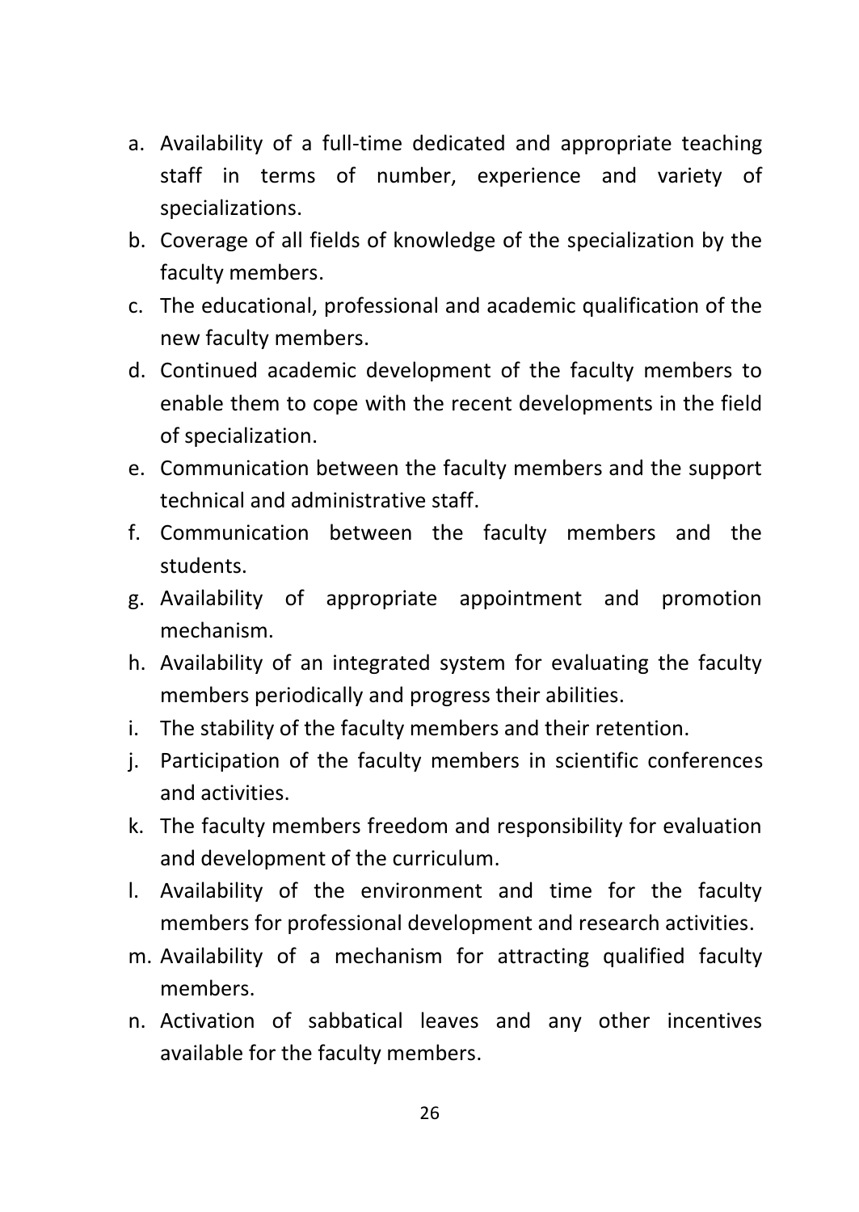a. Availability of a full-time dedicated and appropriate teaching staff in terms of number, experience and variety of specializations.
b. Coverage of all fields of knowledge of the specialization by the faculty members.
c. The educational, professional and academic qualification of the new faculty members.
d. Continued academic development of the faculty members to enable them to cope with the recent developments in the field of specialization.
e. Communication between the faculty members and the support technical and administrative staff.
f. Communication between the faculty members and the students.
g. Availability of appropriate appointment and promotion mechanism.
h. Availability of an integrated system for evaluating the faculty members periodically and progress their abilities.
i. The stability of the faculty members and their retention.
j. Participation of the faculty members in scientific conferences and activities.
k. The faculty members freedom and responsibility for evaluation and development of the curriculum.
l. Availability of the environment and time for the faculty members for professional development and research activities.
m. Availability of a mechanism for attracting qualified faculty members.
n. Activation of sabbatical leaves and any other incentives available for the faculty members.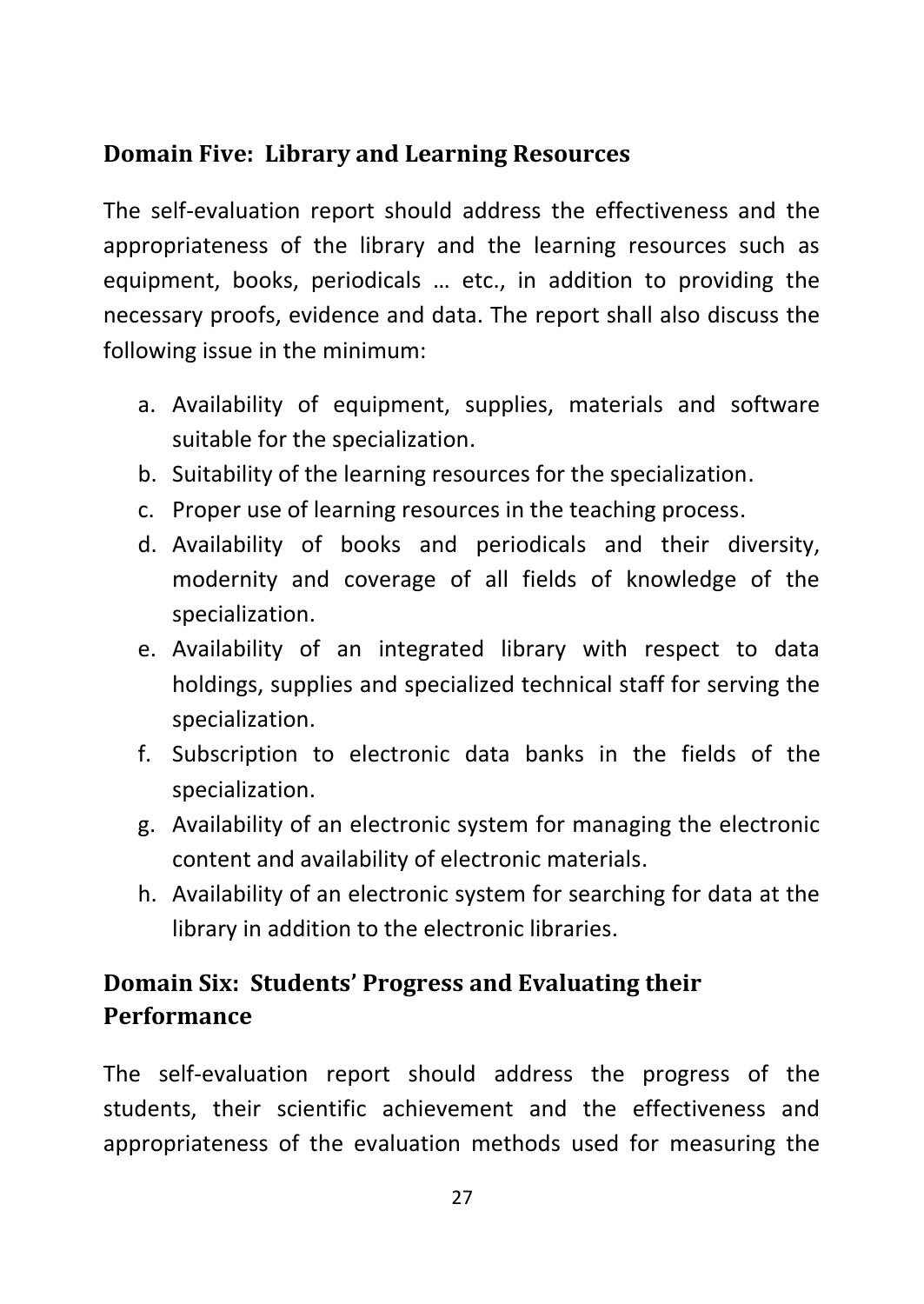## Domain Five: Library and Learning Resources

The self-evaluation report should address the effectiveness and the appropriateness of the library and the learning resources such as equipment, books, periodicals … etc., in addition to providing the necessary proofs, evidence and data. The report shall also discuss the following issue in the minimum:

a. Availability of equipment, supplies, materials and software suitable for the specialization.
b. Suitability of the learning resources for the specialization.
c. Proper use of learning resources in the teaching process.
d. Availability of books and periodicals and their diversity, modernity and coverage of all fields of knowledge of the specialization.
e. Availability of an integrated library with respect to data holdings, supplies and specialized technical staff for serving the specialization.
f. Subscription to electronic data banks in the fields of the specialization.
g. Availability of an electronic system for managing the electronic content and availability of electronic materials.
h. Availability of an electronic system for searching for data at the library in addition to the electronic libraries.

## Domain Six: Students' Progress and Evaluating their Performance

The self-evaluation report should address the progress of the students, their scientific achievement and the effectiveness and appropriateness of the evaluation methods used for measuring the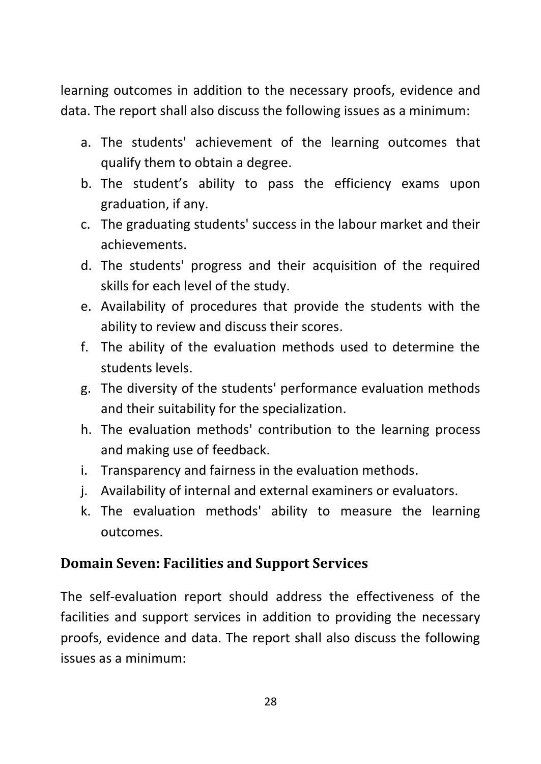learning outcomes in addition to the necessary proofs, evidence and data. The report shall also discuss the following issues as a minimum:

a. The students' achievement of the learning outcomes that qualify them to obtain a degree.
b. The student's ability to pass the efficiency exams upon graduation, if any.
c. The graduating students' success in the labour market and their achievements.
d. The students' progress and their acquisition of the required skills for each level of the study.
e. Availability of procedures that provide the students with the ability to review and discuss their scores.
f. The ability of the evaluation methods used to determine the students levels.
g. The diversity of the students' performance evaluation methods and their suitability for the specialization.
h. The evaluation methods' contribution to the learning process and making use of feedback.
i. Transparency and fairness in the evaluation methods.
j. Availability of internal and external examiners or evaluators.
k. The evaluation methods' ability to measure the learning outcomes.

## Domain Seven: Facilities and Support Services

The self-evaluation report should address the effectiveness of the facilities and support services in addition to providing the necessary proofs, evidence and data. The report shall also discuss the following issues as a minimum: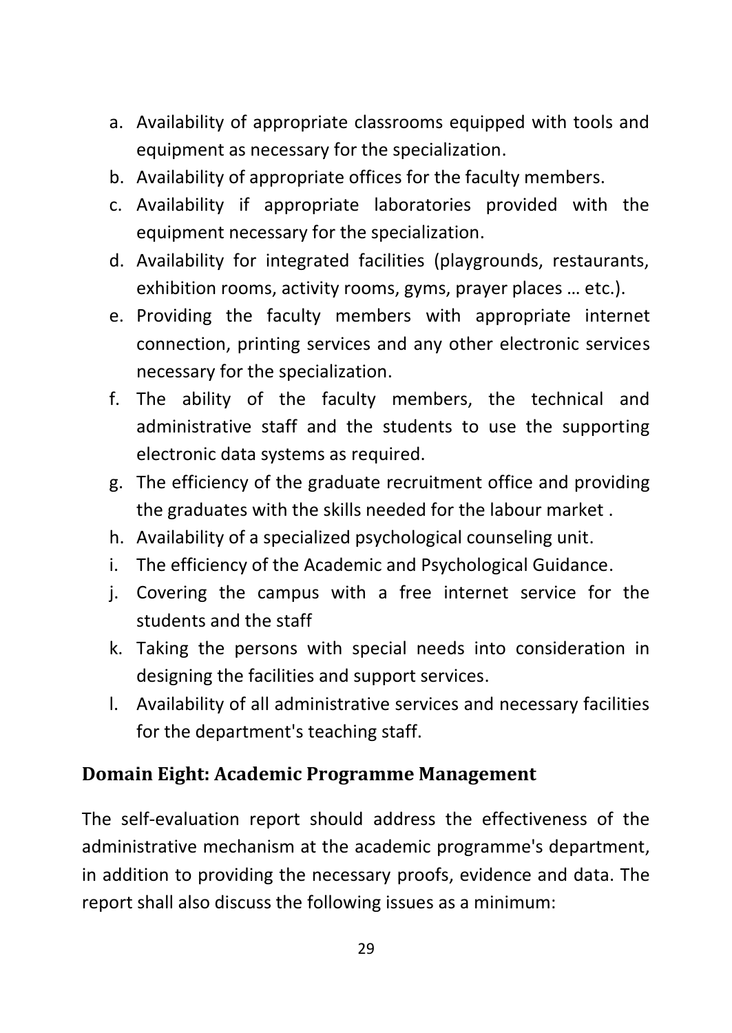a. Availability of appropriate classrooms equipped with tools and equipment as necessary for the specialization.
b. Availability of appropriate offices for the faculty members.
c. Availability if appropriate laboratories provided with the equipment necessary for the specialization.
d. Availability for integrated facilities (playgrounds, restaurants, exhibition rooms, activity rooms, gyms, prayer places … etc.).
e. Providing the faculty members with appropriate internet connection, printing services and any other electronic services necessary for the specialization.
f. The ability of the faculty members, the technical and administrative staff and the students to use the supporting electronic data systems as required.
g. The efficiency of the graduate recruitment office and providing the graduates with the skills needed for the labour market .
h. Availability of a specialized psychological counseling unit.
i. The efficiency of the Academic and Psychological Guidance.
j. Covering the campus with a free internet service for the students and the staff
k. Taking the persons with special needs into consideration in designing the facilities and support services.
l. Availability of all administrative services and necessary facilities for the department's teaching staff.

## Domain Eight: Academic Programme Management

The self-evaluation report should address the effectiveness of the administrative mechanism at the academic programme's department, in addition to providing the necessary proofs, evidence and data. The report shall also discuss the following issues as a minimum: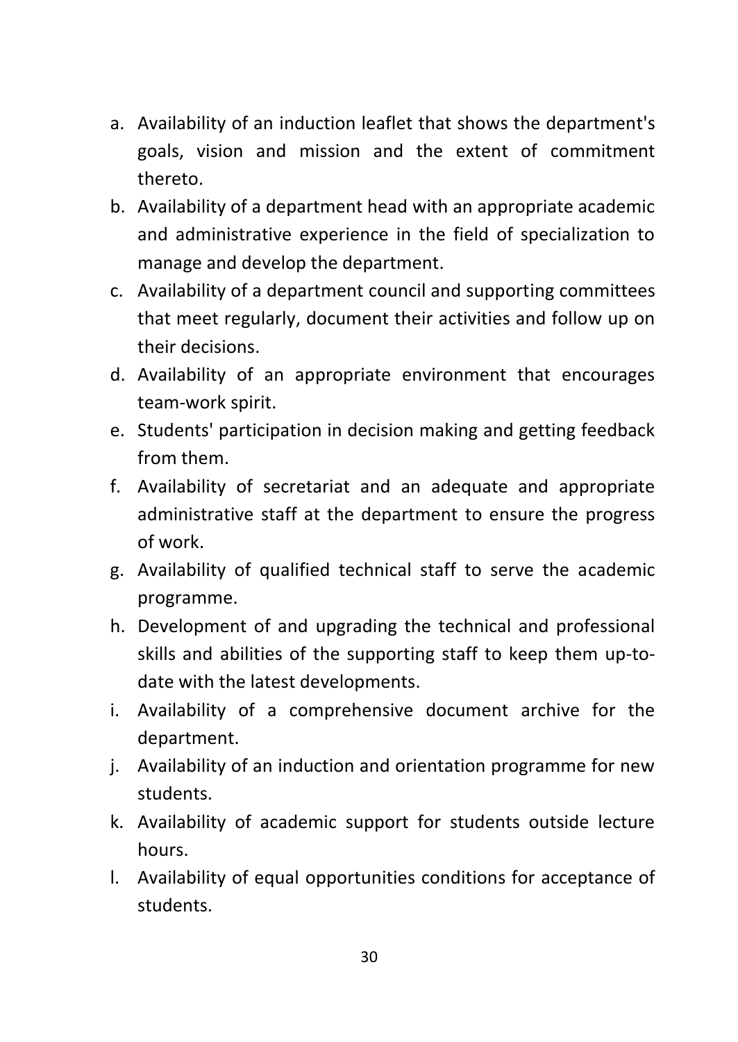a. Availability of an induction leaflet that shows the department's goals, vision and mission and the extent of commitment thereto.
b. Availability of a department head with an appropriate academic and administrative experience in the field of specialization to manage and develop the department.
c. Availability of a department council and supporting committees that meet regularly, document their activities and follow up on their decisions.
d. Availability of an appropriate environment that encourages team-work spirit.
e. Students' participation in decision making and getting feedback from them.
f. Availability of secretariat and an adequate and appropriate administrative staff at the department to ensure the progress of work.
g. Availability of qualified technical staff to serve the academic programme.
h. Development of and upgrading the technical and professional skills and abilities of the supporting staff to keep them up-to-date with the latest developments.
i. Availability of a comprehensive document archive for the department.
j. Availability of an induction and orientation programme for new students.
k. Availability of academic support for students outside lecture hours.
l. Availability of equal opportunities conditions for acceptance of students.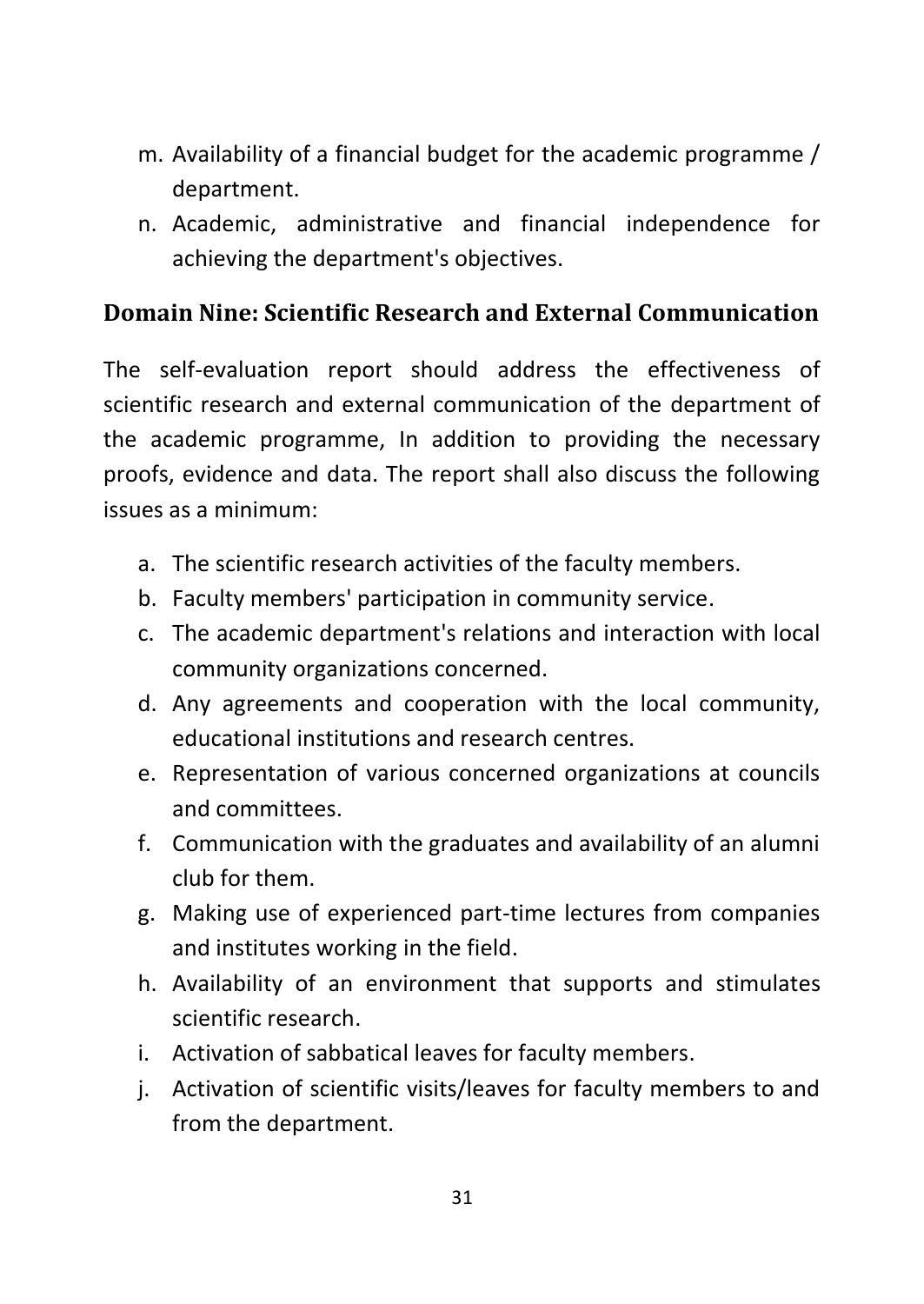m. Availability of a financial budget for the academic programme / department.
n. Academic, administrative and financial independence for achieving the department's objectives.

## Domain Nine: Scientific Research and External Communication

The self-evaluation report should address the effectiveness of scientific research and external communication of the department of the academic programme, In addition to providing the necessary proofs, evidence and data. The report shall also discuss the following issues as a minimum:

a. The scientific research activities of the faculty members.
b. Faculty members' participation in community service.
c. The academic department's relations and interaction with local community organizations concerned.
d. Any agreements and cooperation with the local community, educational institutions and research centres.
e. Representation of various concerned organizations at councils and committees.
f. Communication with the graduates and availability of an alumni club for them.
g. Making use of experienced part-time lectures from companies and institutes working in the field.
h. Availability of an environment that supports and stimulates scientific research.
i. Activation of sabbatical leaves for faculty members.
j. Activation of scientific visits/leaves for faculty members to and from the department.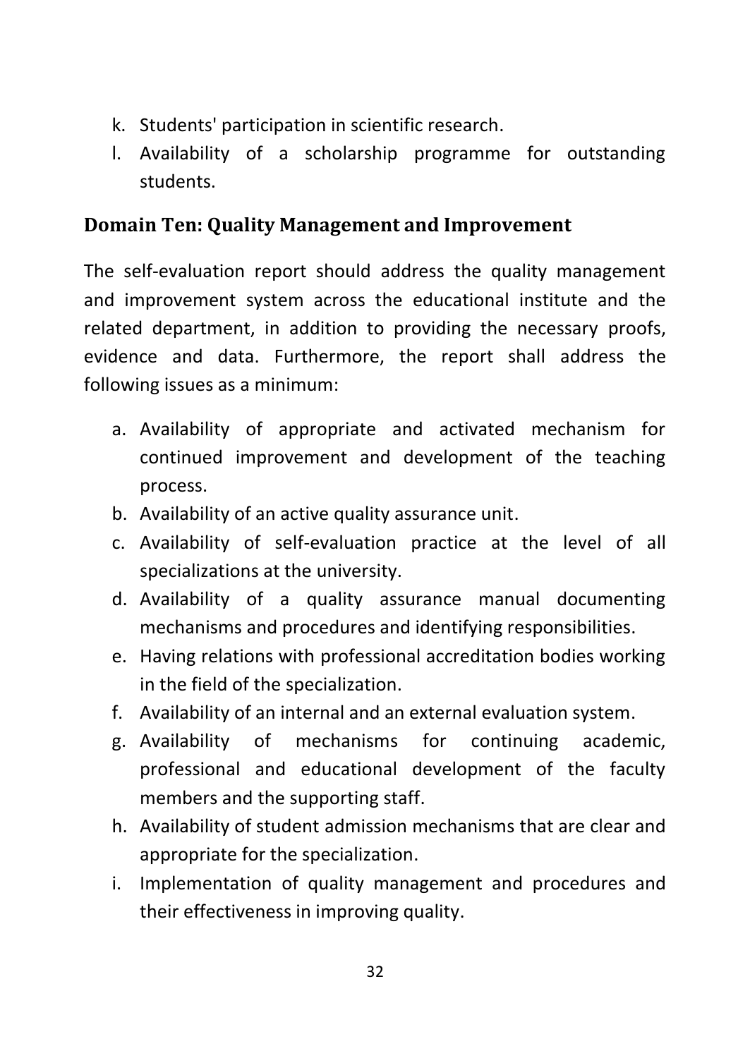k. Students' participation in scientific research.
l. Availability of a scholarship programme for outstanding students.

## Domain Ten: Quality Management and Improvement

The self-evaluation report should address the quality management and improvement system across the educational institute and the related department, in addition to providing the necessary proofs, evidence and data. Furthermore, the report shall address the following issues as a minimum:

a. Availability of appropriate and activated mechanism for continued improvement and development of the teaching process.
b. Availability of an active quality assurance unit.
c. Availability of self-evaluation practice at the level of all specializations at the university.
d. Availability of a quality assurance manual documenting mechanisms and procedures and identifying responsibilities.
e. Having relations with professional accreditation bodies working in the field of the specialization.
f. Availability of an internal and an external evaluation system.
g. Availability of mechanisms for continuing academic, professional and educational development of the faculty members and the supporting staff.
h. Availability of student admission mechanisms that are clear and appropriate for the specialization.
i. Implementation of quality management and procedures and their effectiveness in improving quality.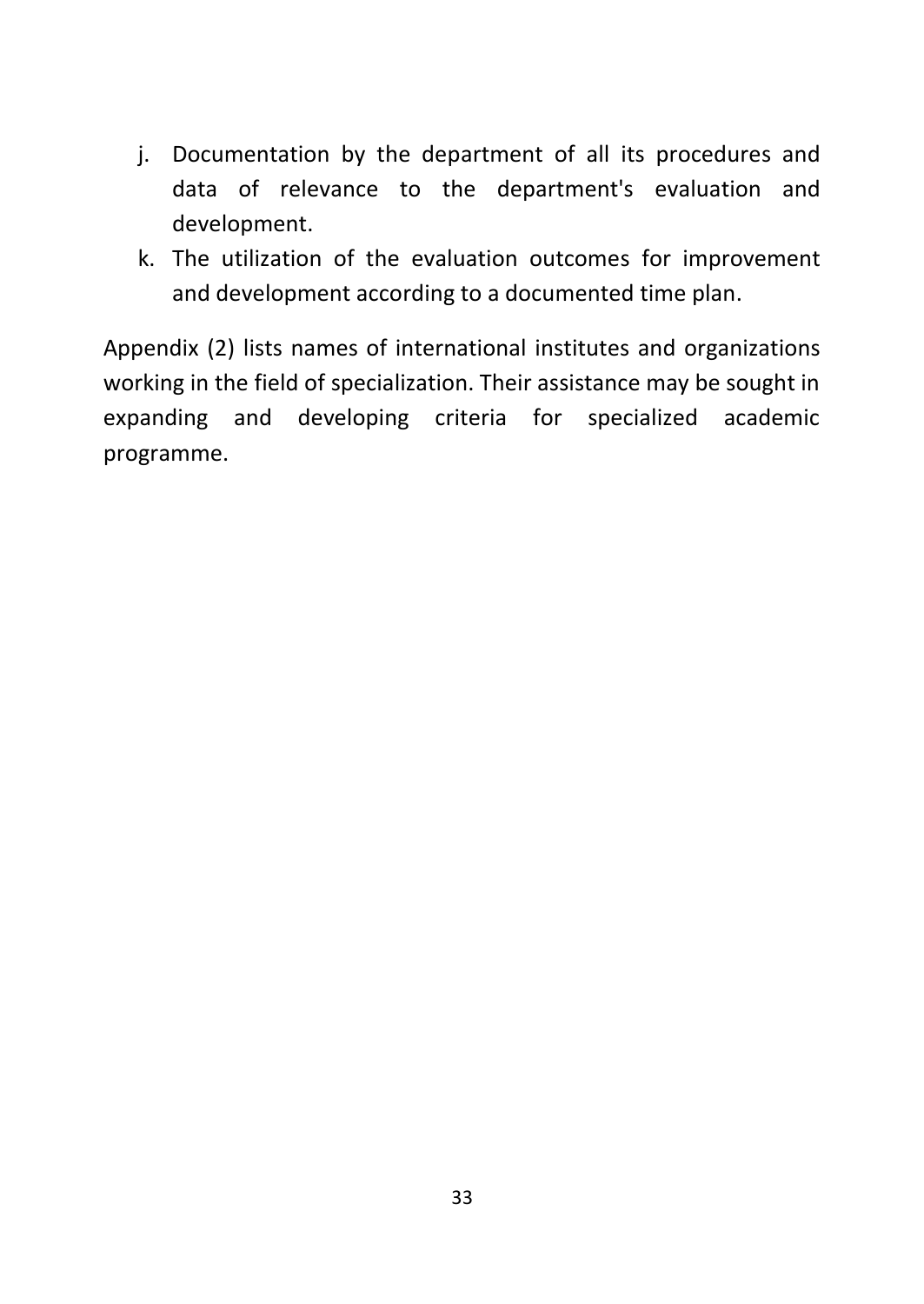j. Documentation by the department of all its procedures and data of relevance to the department's evaluation and development.
k. The utilization of the evaluation outcomes for improvement and development according to a documented time plan.

Appendix (2) lists names of international institutes and organizations working in the field of specialization. Their assistance may be sought in expanding and developing criteria for specialized academic programme.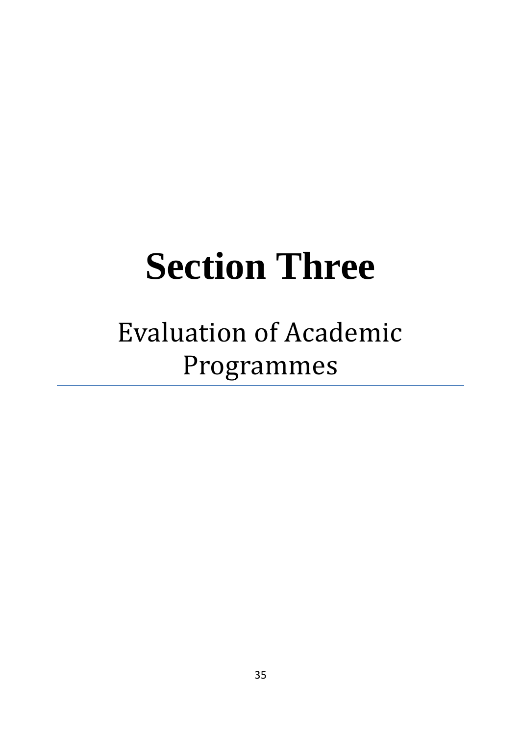# Section Three

## Evaluation of Academic Programmes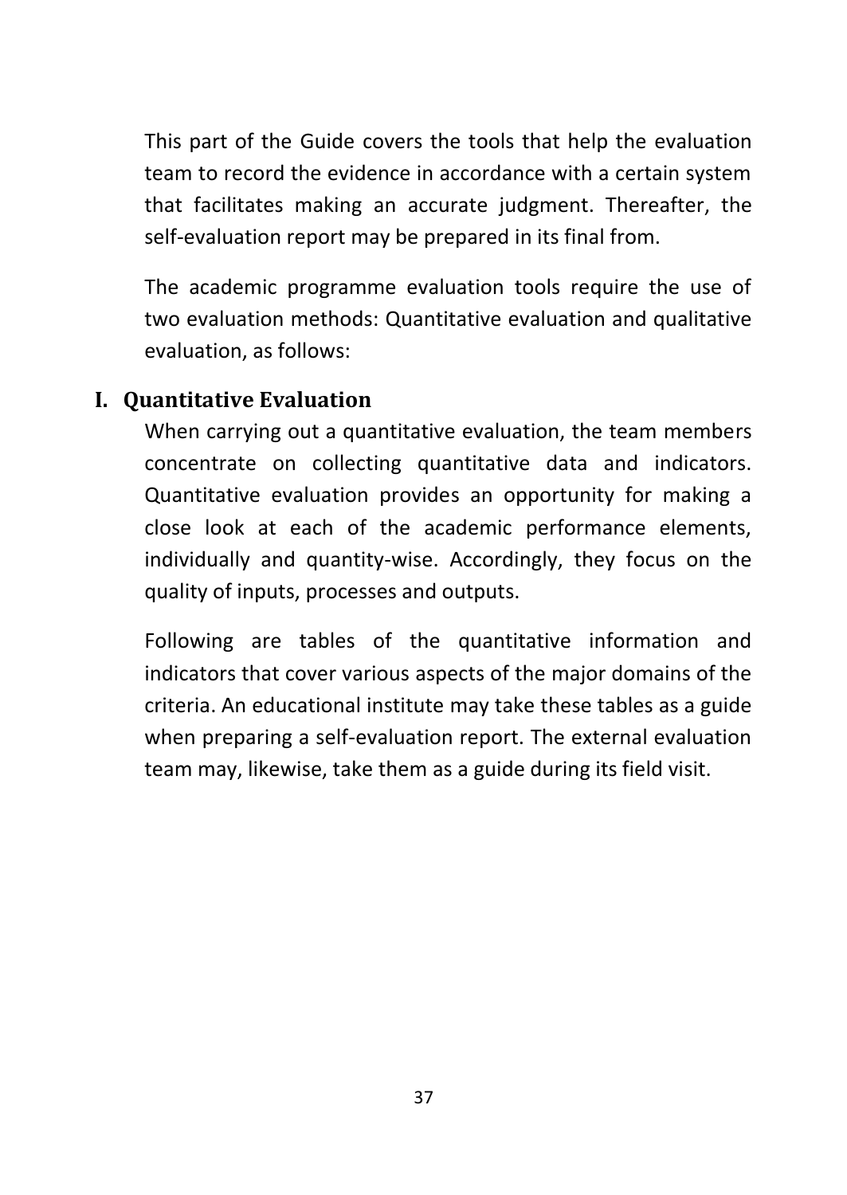This part of the Guide covers the tools that help the evaluation team to record the evidence in accordance with a certain system that facilitates making an accurate judgment. Thereafter, the self-evaluation report may be prepared in its final from.

The academic programme evaluation tools require the use of two evaluation methods: Quantitative evaluation and qualitative evaluation, as follows:

## I. Quantitative Evaluation

When carrying out a quantitative evaluation, the team members concentrate on collecting quantitative data and indicators. Quantitative evaluation provides an opportunity for making a close look at each of the academic performance elements, individually and quantity-wise. Accordingly, they focus on the quality of inputs, processes and outputs.

Following are tables of the quantitative information and indicators that cover various aspects of the major domains of the criteria. An educational institute may take these tables as a guide when preparing a self-evaluation report. The external evaluation team may, likewise, take them as a guide during its field visit.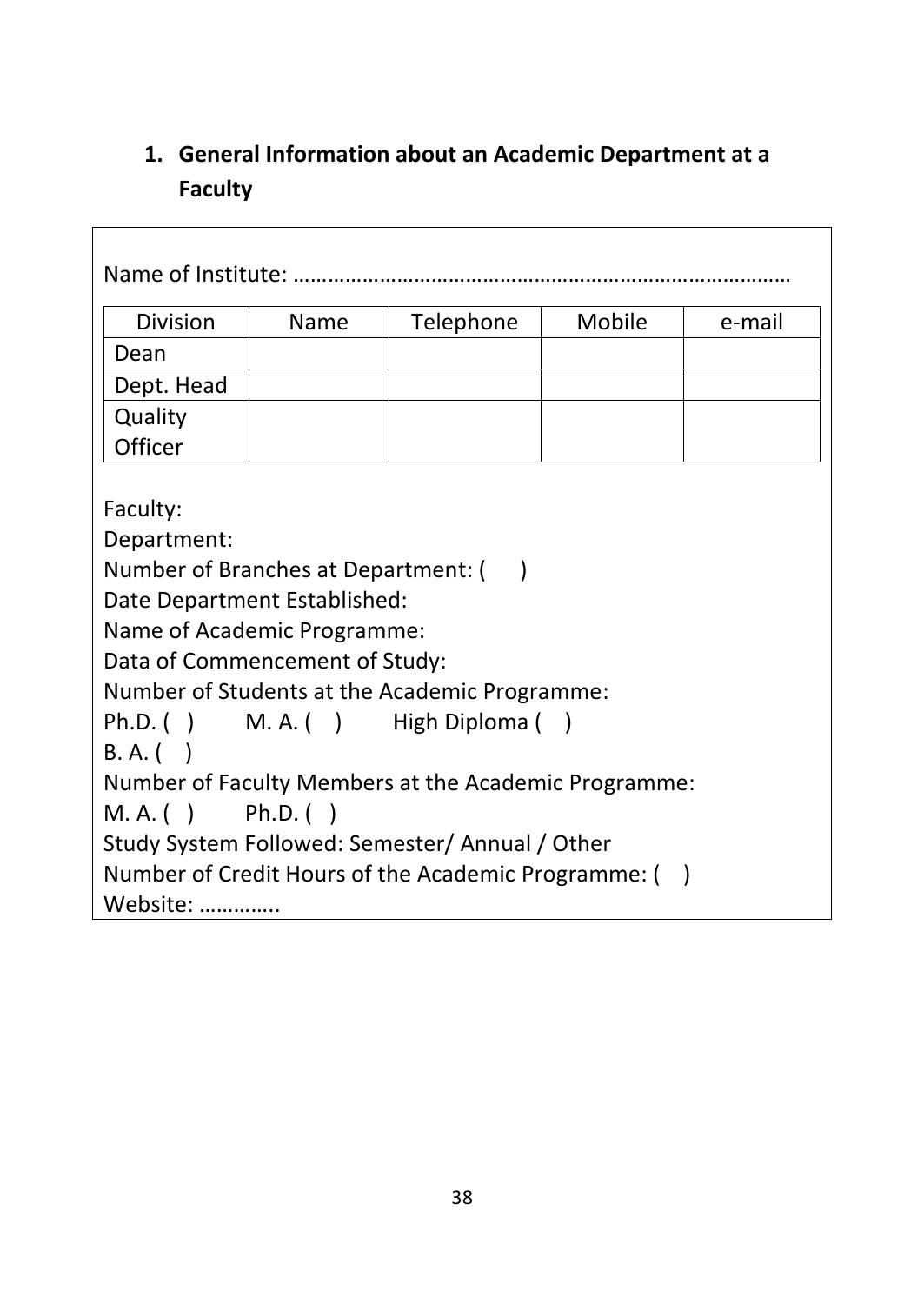## 1. General Information about an Academic Department at a Faculty

Name of Institute: ……………………………………………………………………………

| Division | Name | Telephone | Mobile | e-mail |
|---|---|---|---|---|
| Dean | | | | |
| Dept. Head | | | | |
| Quality Officer | | | | |

Faculty:
Department:
Number of Branches at Department: (      )
Date Department Established:
Name of Academic Programme:
Data of Commencement of Study:
Number of Students at the Academic Programme:
Ph.D. (   )        M. A. (   )        High Diploma (   )
B. A. (   )
Number of Faculty Members at the Academic Programme:
M. A. (   )        Ph.D. (   )
Study System Followed: Semester/ Annual / Other
Number of Credit Hours of the Academic Programme: (    )
Website: ………….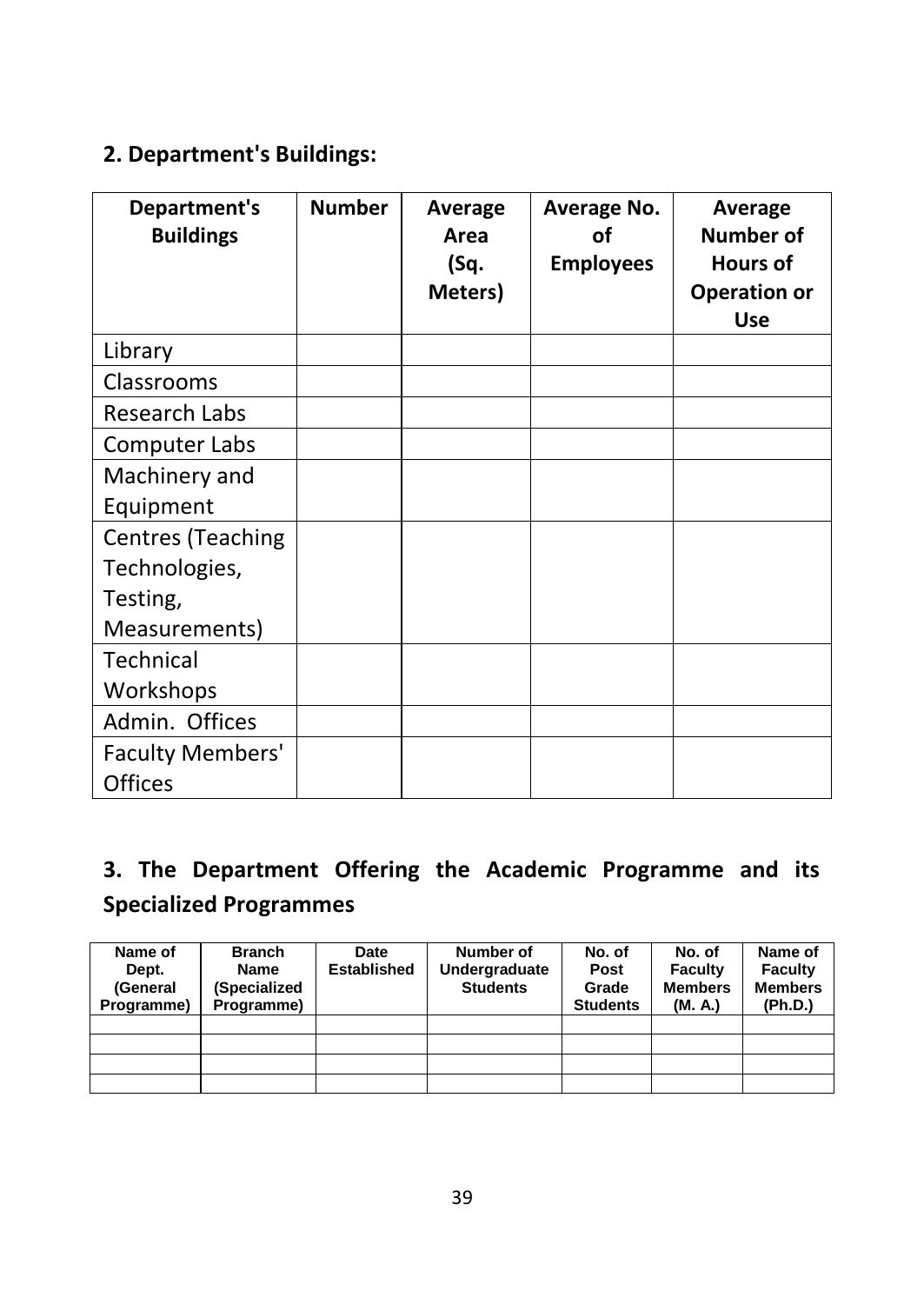## 2. Department's Buildings:

| Department's Buildings | Number | Average Area (Sq. Meters) | Average No. of Employees | Average Number of Hours of Operation or Use |
|---|---|---|---|---|
| Library | | | | |
| Classrooms | | | | |
| Research Labs | | | | |
| Computer Labs | | | | |
| Machinery and Equipment | | | | |
| Centres (Teaching Technologies, Testing, Measurements) | | | | |
| Technical Workshops | | | | |
| Admin. Offices | | | | |
| Faculty Members' Offices | | | | |

## 3. The Department Offering the Academic Programme and its Specialized Programmes

| Name of Dept. (General Programme) | Branch Name (Specialized Programme) | Date Established | Number of Undergraduate Students | No. of Post Grade Students | No. of Faculty Members (M. A.) | Name of Faculty Members (Ph.D.) |
|---|---|---|---|---|---|---|
| | | | | | | |
| | | | | | | |
| | | | | | | |
| | | | | | | |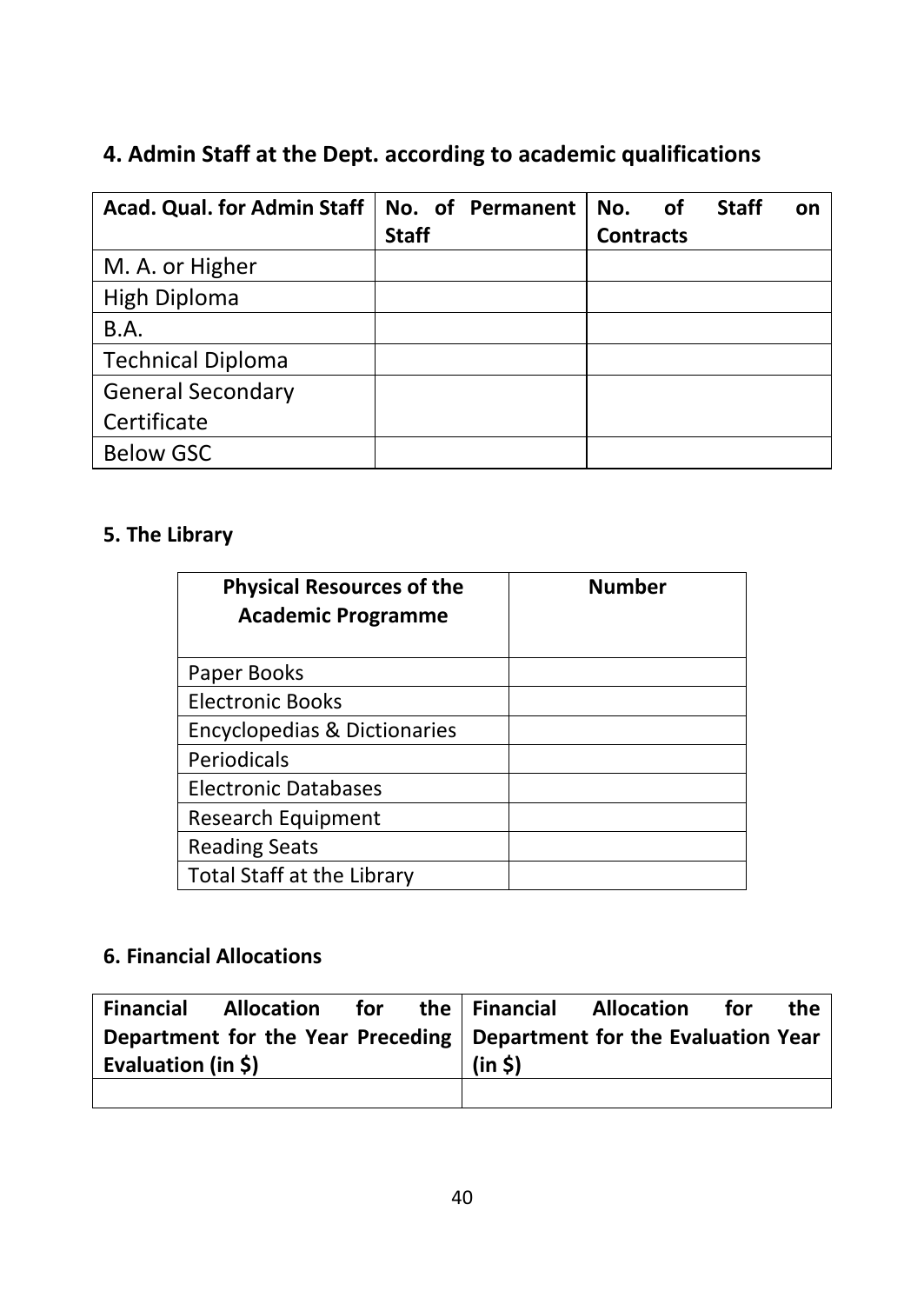## 4. Admin Staff at the Dept. according to academic qualifications

| Acad. Qual. for Admin Staff | No. of Permanent Staff | No. of Staff on Contracts |
|---|---|---|
| M. A. or Higher | | |
| High Diploma | | |
| B.A. | | |
| Technical Diploma | | |
| General Secondary Certificate | | |
| Below GSC | | |

## 5. The Library

| Physical Resources of the Academic Programme | Number |
|---|---|
| Paper Books | |
| Electronic Books | |
| Encyclopedias & Dictionaries | |
| Periodicals | |
| Electronic Databases | |
| Research Equipment | |
| Reading Seats | |
| Total Staff at the Library | |

## 6. Financial Allocations

| Financial Allocation for the Department for the Year Preceding Evaluation (in $) | Financial Allocation for the Department for the Evaluation Year (in $) |
|---|---|
| | |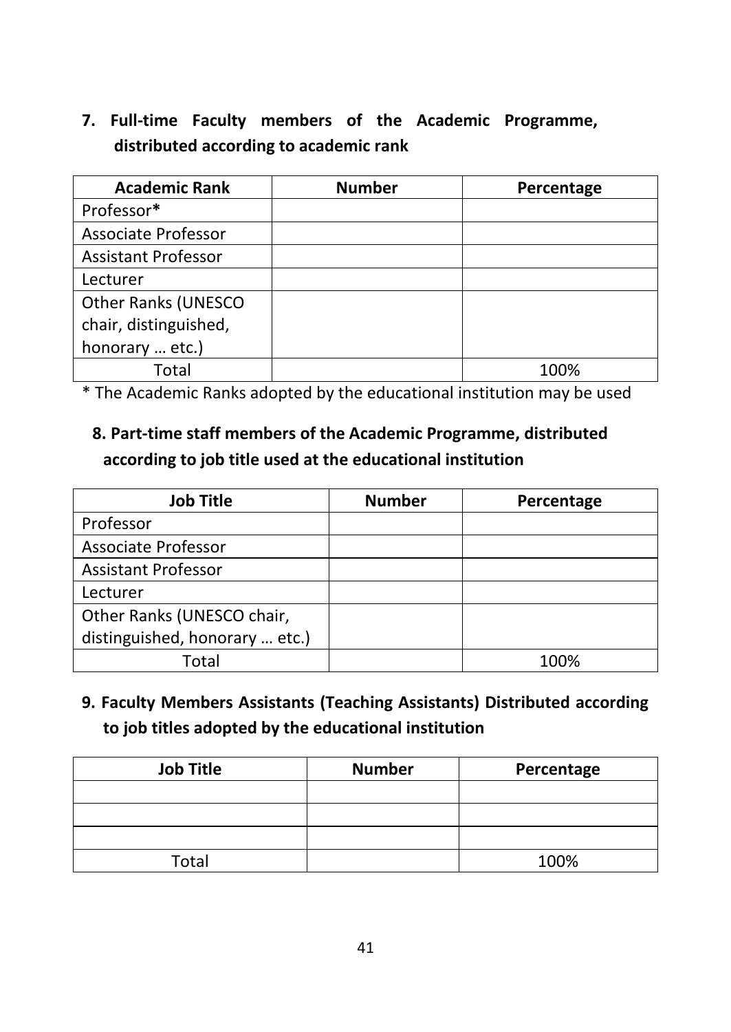**7. Full-time Faculty members of the Academic Programme, distributed according to academic rank**

| Academic Rank | Number | Percentage |
|---|---|---|
| Professor* | | |
| Associate Professor | | |
| Assistant Professor | | |
| Lecturer | | |
| Other Ranks (UNESCO chair, distinguished, honorary … etc.) | | |
| Total | | 100% |

* The Academic Ranks adopted by the educational institution may be used

**8. Part-time staff members of the Academic Programme, distributed according to job title used at the educational institution**

| Job Title | Number | Percentage |
|---|---|---|
| Professor | | |
| Associate Professor | | |
| Assistant Professor | | |
| Lecturer | | |
| Other Ranks (UNESCO chair, distinguished, honorary … etc.) | | |
| Total | | 100% |

**9. Faculty Members Assistants (Teaching Assistants) Distributed according to job titles adopted by the educational institution**

| Job Title | Number | Percentage |
|---|---|---|
| | | |
| | | |
| | | |
| Total | | 100% |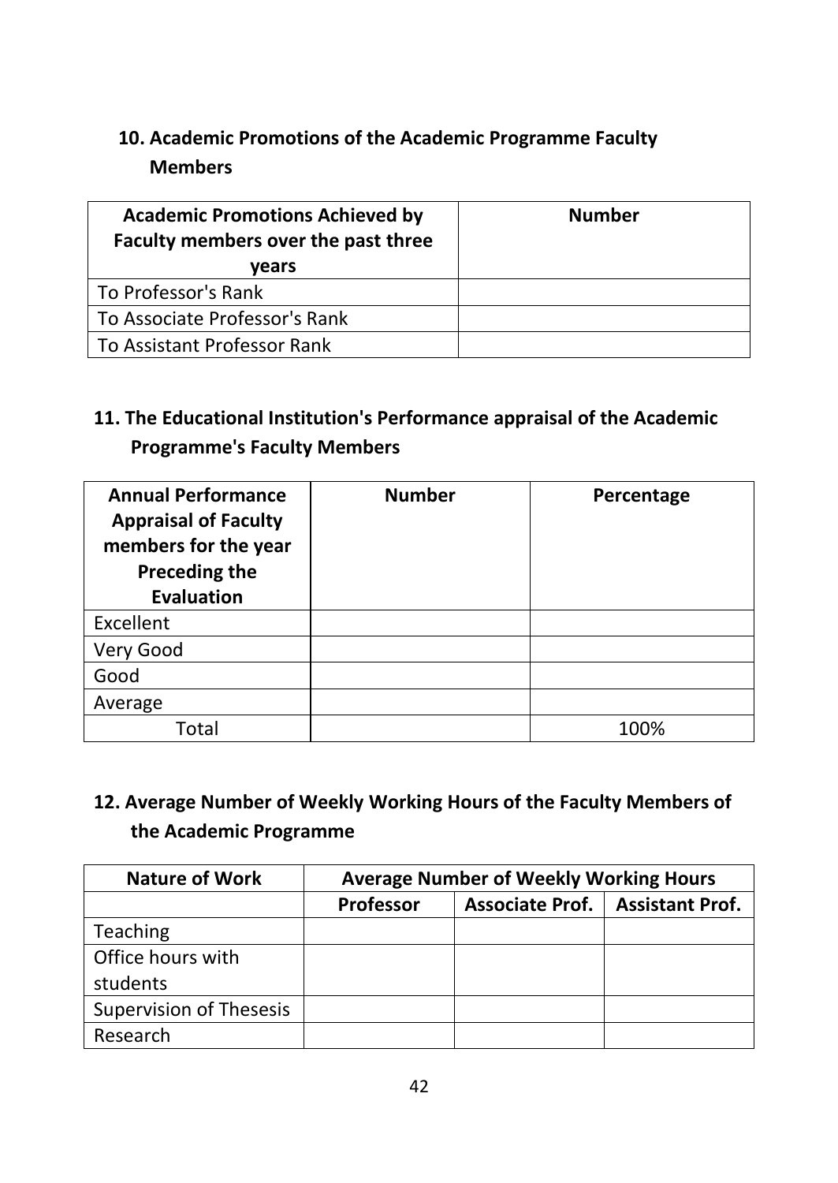## 10. Academic Promotions of the Academic Programme Faculty Members

| Academic Promotions Achieved by Faculty members over the past three years | Number |
|---|---|
| To Professor's Rank | |
| To Associate Professor's Rank | |
| To Assistant Professor Rank | |

## 11. The Educational Institution's Performance appraisal of the Academic Programme's Faculty Members

| Annual Performance Appraisal of Faculty members for the year Preceding the Evaluation | Number | Percentage |
|---|---|---|
| Excellent | | |
| Very Good | | |
| Good | | |
| Average | | |
| Total | | 100% |

## 12. Average Number of Weekly Working Hours of the Faculty Members of the Academic Programme

| Nature of Work | Average Number of Weekly Working Hours | | |
|---|---|---|---|
| | Professor | Associate Prof. | Assistant Prof. |
| Teaching | | | |
| Office hours with students | | | |
| Supervision of Thesesis | | | |
| Research | | | |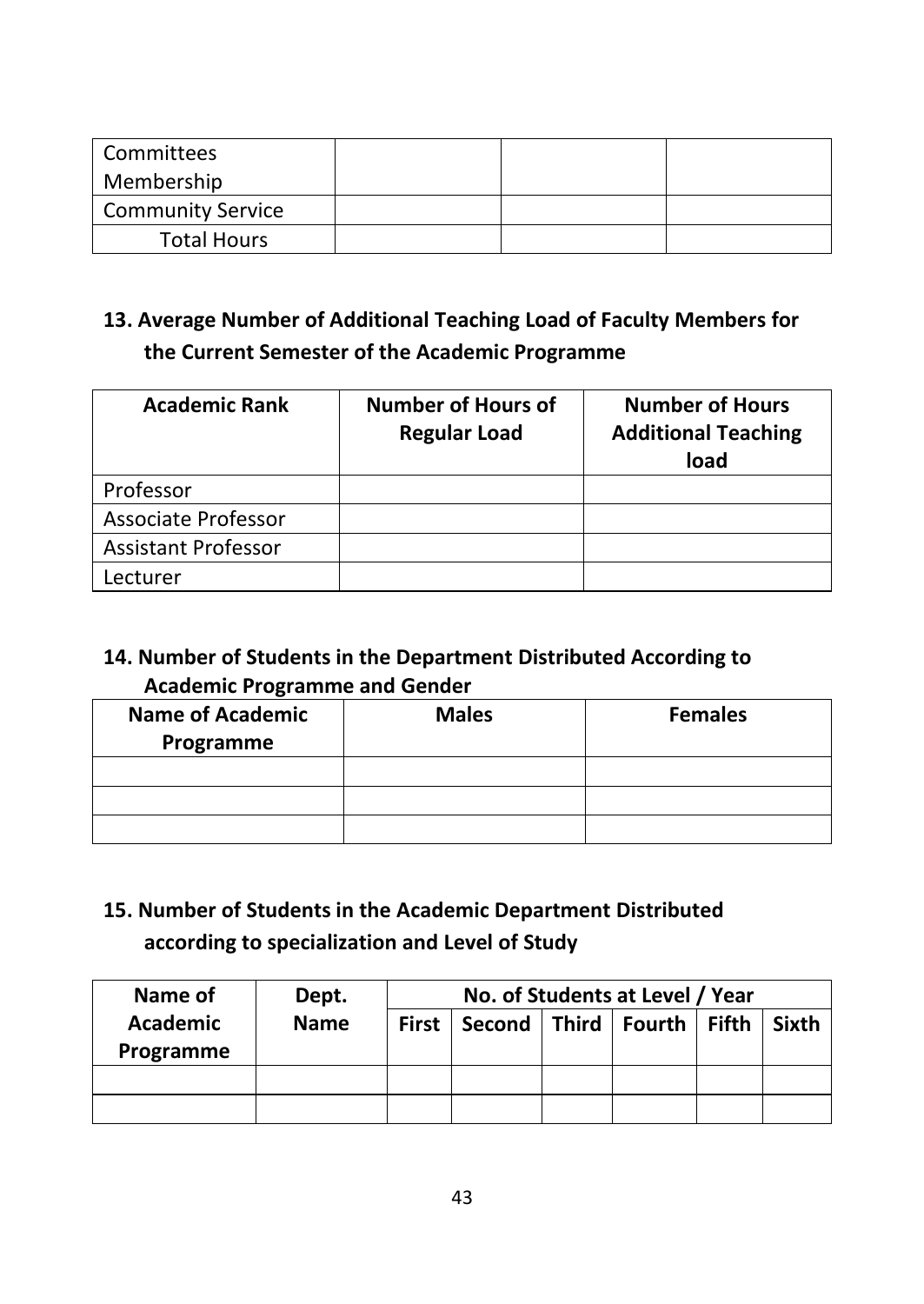| | | | |
|---|---|---|---|
| Committees Membership | | | |
| Community Service | | | |
| Total Hours | | | |

## 13. Average Number of Additional Teaching Load of Faculty Members for the Current Semester of the Academic Programme

| Academic Rank | Number of Hours of Regular Load | Number of Hours Additional Teaching load |
|---|---|---|
| Professor | | |
| Associate Professor | | |
| Assistant Professor | | |
| Lecturer | | |

## 14. Number of Students in the Department Distributed According to Academic Programme and Gender

| Name of Academic Programme | Males | Females |
|---|---|---|
| | | |
| | | |
| | | |

## 15. Number of Students in the Academic Department Distributed according to specialization and Level of Study

| Name of Academic Programme | Dept. Name | No. of Students at Level / Year | | | | | |
|---|---|---|---|---|---|---|---|
| | | First | Second | Third | Fourth | Fifth | Sixth |
| | | | | | | | |
| | | | | | | | |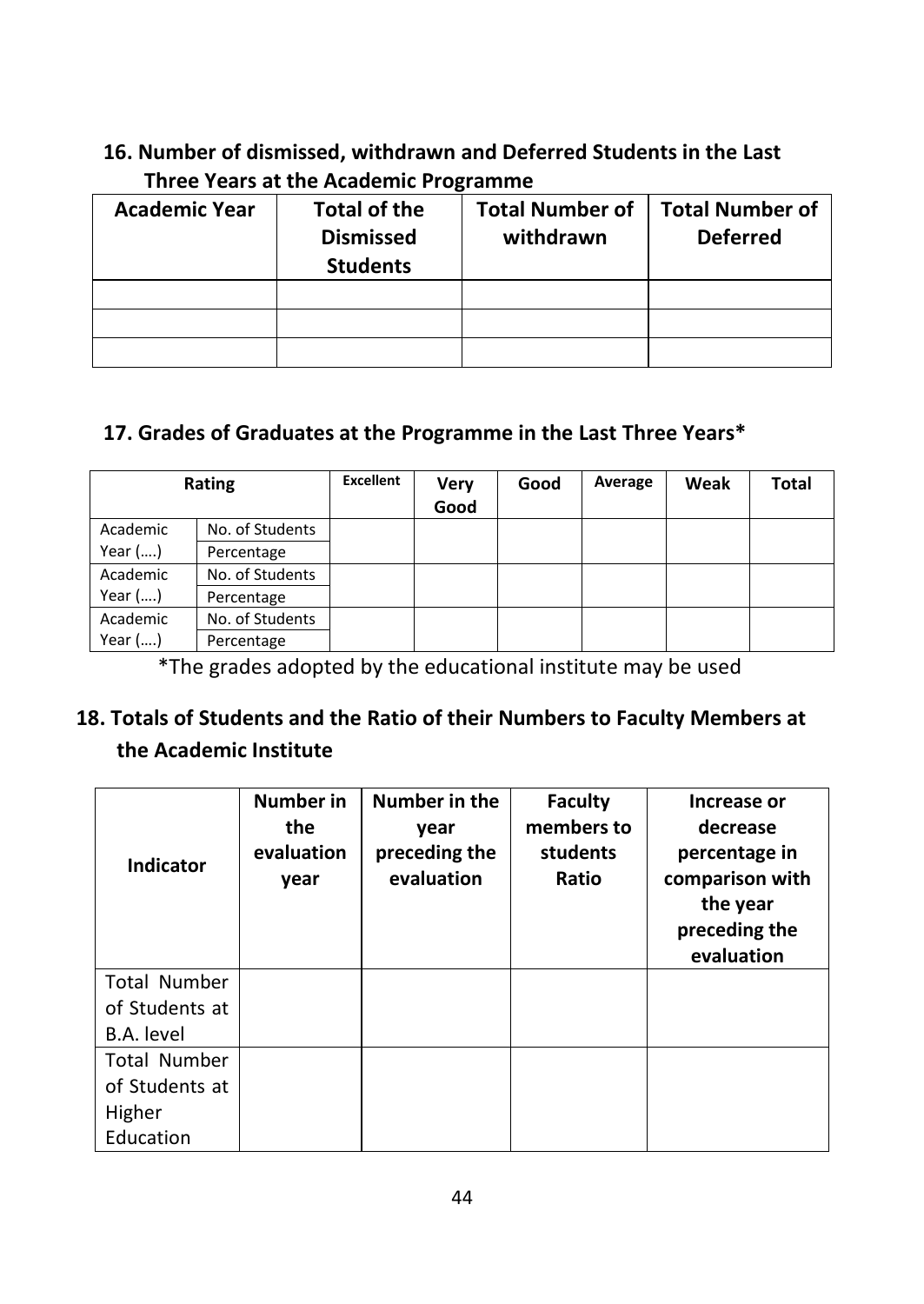## 16. Number of dismissed, withdrawn and Deferred Students in the Last Three Years at the Academic Programme

| Academic Year | Total of the Dismissed Students | Total Number of withdrawn | Total Number of Deferred |
|---|---|---|---|
| | | | |
| | | | |
| | | | |

## 17. Grades of Graduates at the Programme in the Last Three Years*

| Rating | | Excellent | Very Good | Good | Average | Weak | Total |
|---|---|---|---|---|---|---|---|
| Academic Year (….) | No. of Students | | | | | | |
| | Percentage | | | | | | |
| Academic Year (….) | No. of Students | | | | | | |
| | Percentage | | | | | | |
| Academic Year (….) | No. of Students | | | | | | |
| | Percentage | | | | | | |

*The grades adopted by the educational institute may be used

## 18. Totals of Students and the Ratio of their Numbers to Faculty Members at the Academic Institute

| Indicator | Number in the evaluation year | Number in the year preceding the evaluation | Faculty members to students Ratio | Increase or decrease percentage in comparison with the year preceding the evaluation |
|---|---|---|---|---|
| Total Number of Students at B.A. level | | | | |
| Total Number of Students at Higher Education | | | | |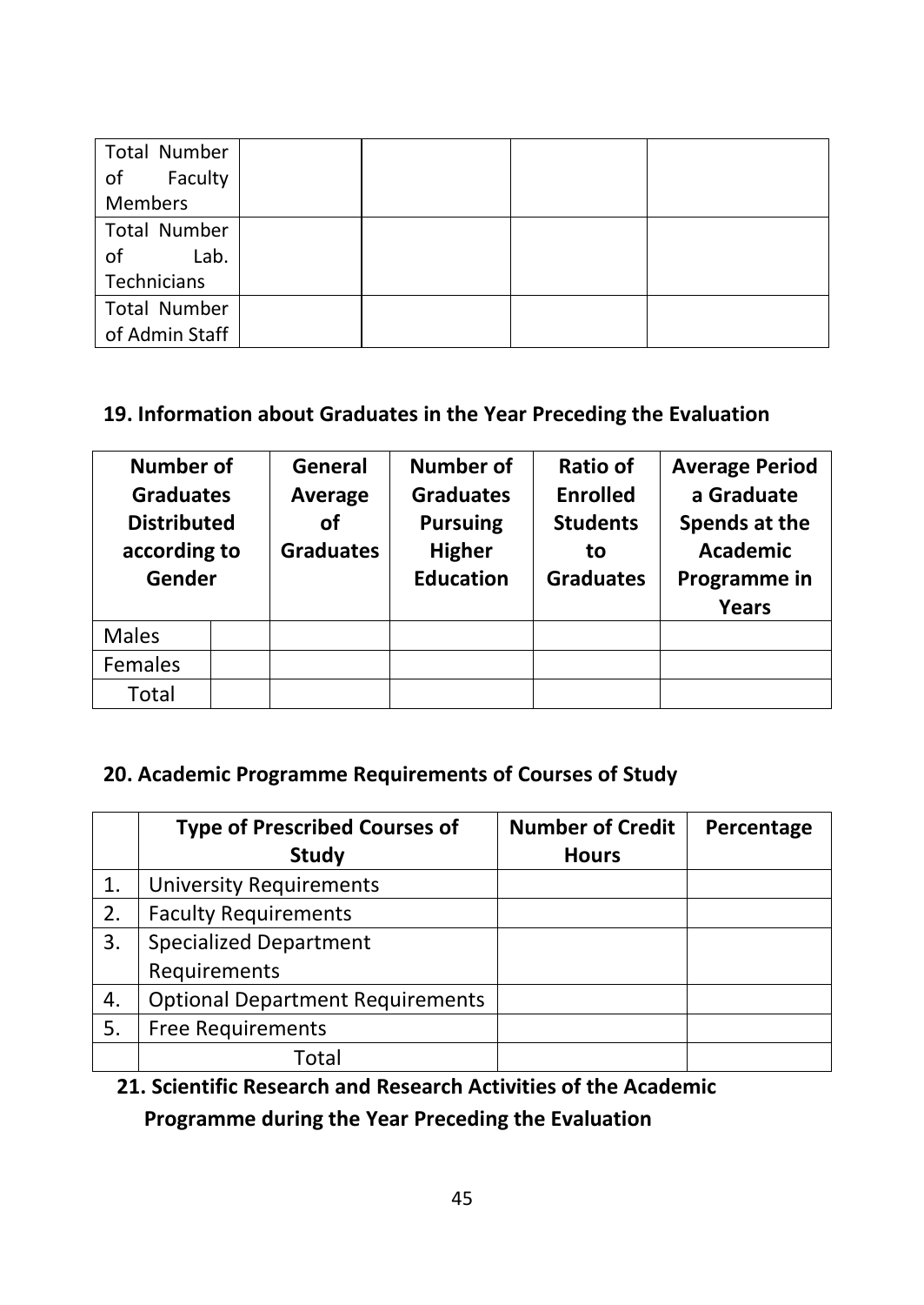| | | | | |
|---|---|---|---|---|
| Total Number of Faculty Members | | | | |
| Total Number of Lab. Technicians | | | | |
| Total Number of Admin Staff | | | | |

## 19. Information about Graduates in the Year Preceding the Evaluation

| Number of Graduates Distributed according to Gender | | General Average of Graduates | Number of Graduates Pursuing Higher Education | Ratio of Enrolled Students to Graduates | Average Period a Graduate Spends at the Academic Programme in Years |
|---|---|---|---|---|---|
| Males | | | | | |
| Females | | | | | |
| Total | | | | | |

## 20. Academic Programme Requirements of Courses of Study

| | Type of Prescribed Courses of Study | Number of Credit Hours | Percentage |
|---|---|---|---|
| 1. | University Requirements | | |
| 2. | Faculty Requirements | | |
| 3. | Specialized Department Requirements | | |
| 4. | Optional Department Requirements | | |
| 5. | Free Requirements | | |
| | Total | | |

## 21. Scientific Research and Research Activities of the Academic Programme during the Year Preceding the Evaluation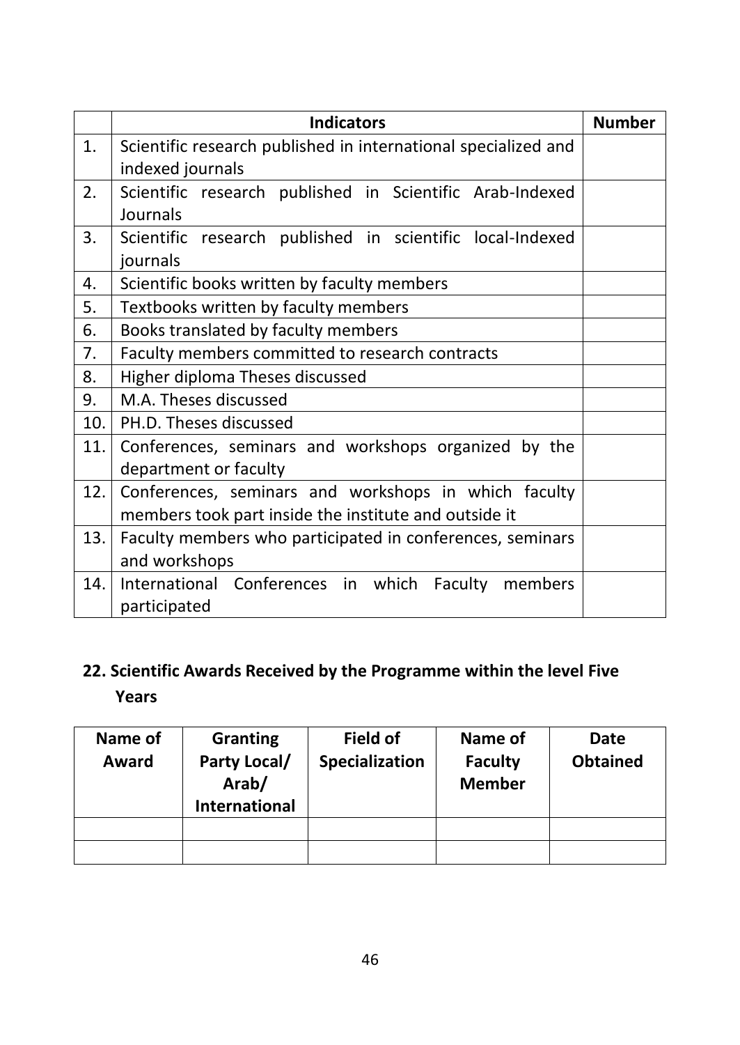| | Indicators | Number |
|---|---|---|
| 1. | Scientific research published in international specialized and indexed journals | |
| 2. | Scientific research published in Scientific Arab-Indexed Journals | |
| 3. | Scientific research published in scientific local-Indexed journals | |
| 4. | Scientific books written by faculty members | |
| 5. | Textbooks written by faculty members | |
| 6. | Books translated by faculty members | |
| 7. | Faculty members committed to research contracts | |
| 8. | Higher diploma Theses discussed | |
| 9. | M.A. Theses discussed | |
| 10. | PH.D. Theses discussed | |
| 11. | Conferences, seminars and workshops organized by the department or faculty | |
| 12. | Conferences, seminars and workshops in which faculty members took part inside the institute and outside it | |
| 13. | Faculty members who participated in conferences, seminars and workshops | |
| 14. | International Conferences in which Faculty members participated | |

## 22. Scientific Awards Received by the Programme within the level Five Years

| Name of Award | Granting Party Local/ Arab/ International | Field of Specialization | Name of Faculty Member | Date Obtained |
|---|---|---|---|---|
| | | | | |
| | | | | |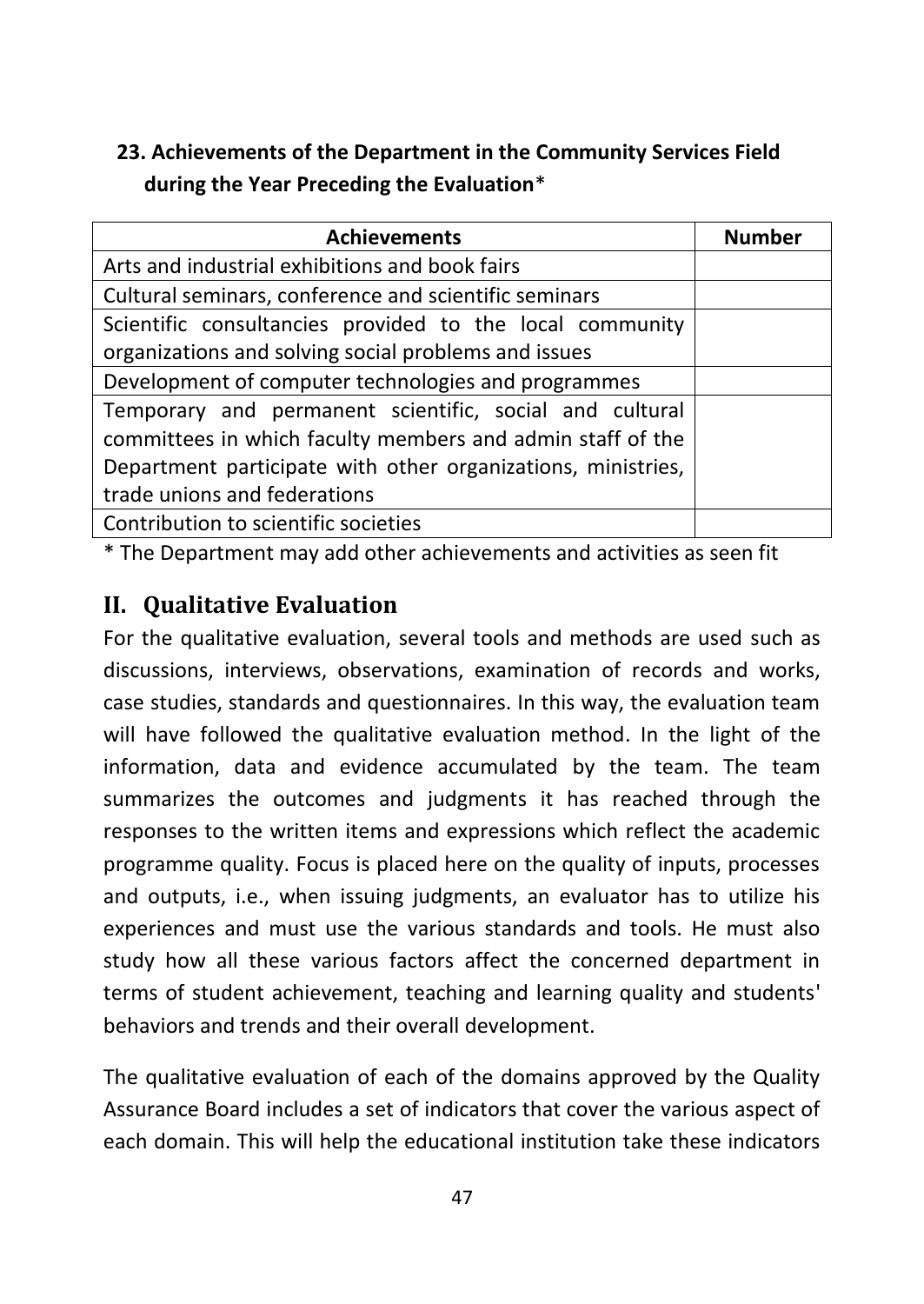### 23. Achievements of the Department in the Community Services Field during the Year Preceding the Evaluation*

| Achievements | Number |
|---|---|
| Arts and industrial exhibitions and book fairs | |
| Cultural seminars, conference and scientific seminars | |
| Scientific consultancies provided to the local community organizations and solving social problems and issues | |
| Development of computer technologies and programmes | |
| Temporary and permanent scientific, social and cultural committees in which faculty members and admin staff of the Department participate with other organizations, ministries, trade unions and federations | |
| Contribution to scientific societies | |

* The Department may add other achievements and activities as seen fit

## II. Qualitative Evaluation

For the qualitative evaluation, several tools and methods are used such as discussions, interviews, observations, examination of records and works, case studies, standards and questionnaires. In this way, the evaluation team will have followed the qualitative evaluation method. In the light of the information, data and evidence accumulated by the team. The team summarizes the outcomes and judgments it has reached through the responses to the written items and expressions which reflect the academic programme quality. Focus is placed here on the quality of inputs, processes and outputs, i.e., when issuing judgments, an evaluator has to utilize his experiences and must use the various standards and tools. He must also study how all these various factors affect the concerned department in terms of student achievement, teaching and learning quality and students' behaviors and trends and their overall development.

The qualitative evaluation of each of the domains approved by the Quality Assurance Board includes a set of indicators that cover the various aspect of each domain. This will help the educational institution take these indicators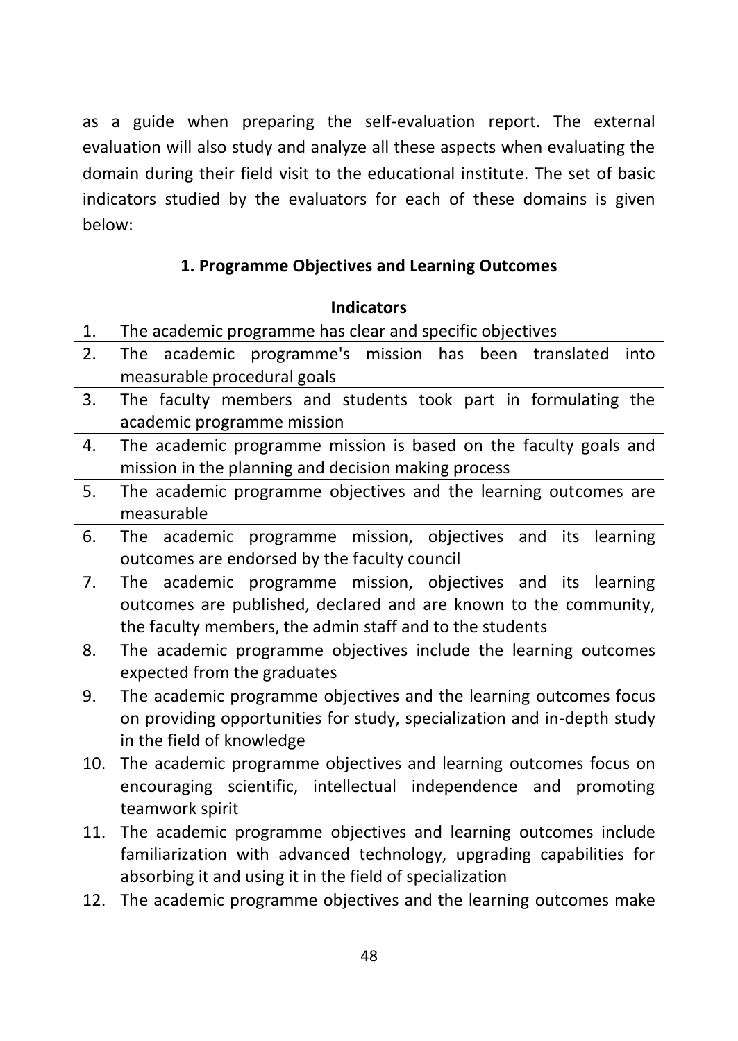as a guide when preparing the self-evaluation report. The external evaluation will also study and analyze all these aspects when evaluating the domain during their field visit to the educational institute. The set of basic indicators studied by the evaluators for each of these domains is given below:

## 1. Programme Objectives and Learning Outcomes

| | Indicators |
|---|---|
| 1. | The academic programme has clear and specific objectives |
| 2. | The academic programme's mission has been translated into measurable procedural goals |
| 3. | The faculty members and students took part in formulating the academic programme mission |
| 4. | The academic programme mission is based on the faculty goals and mission in the planning and decision making process |
| 5. | The academic programme objectives and the learning outcomes are measurable |
| 6. | The academic programme mission, objectives and its learning outcomes are endorsed by the faculty council |
| 7. | The academic programme mission, objectives and its learning outcomes are published, declared and are known to the community, the faculty members, the admin staff and to the students |
| 8. | The academic programme objectives include the learning outcomes expected from the graduates |
| 9. | The academic programme objectives and the learning outcomes focus on providing opportunities for study, specialization and in-depth study in the field of knowledge |
| 10. | The academic programme objectives and learning outcomes focus on encouraging scientific, intellectual independence and promoting teamwork spirit |
| 11. | The academic programme objectives and learning outcomes include familiarization with advanced technology, upgrading capabilities for absorbing it and using it in the field of specialization |
| 12. | The academic programme objectives and the learning outcomes make |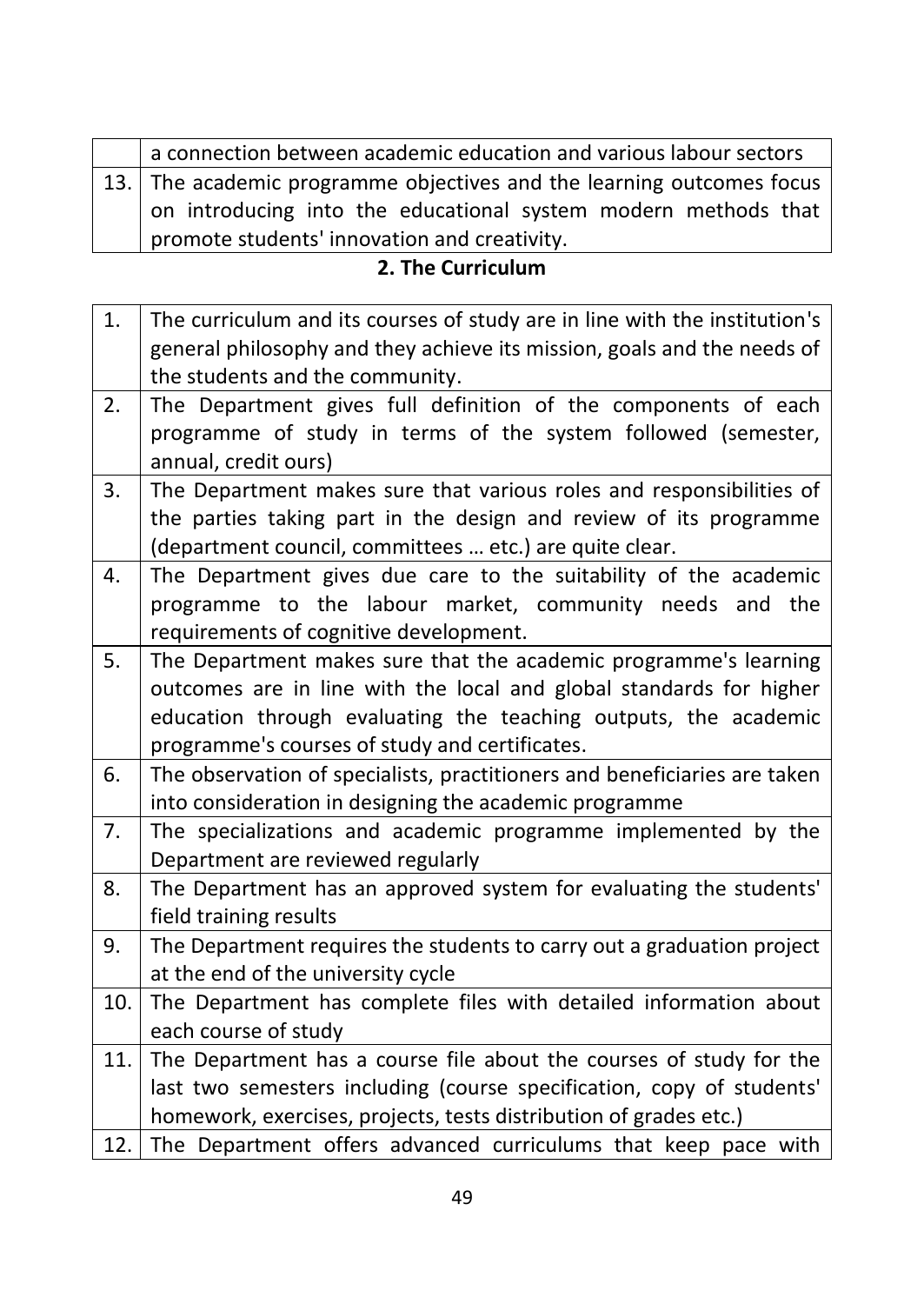| | |
|---|---|
| | a connection between academic education and various labour sectors |
| 13. | The academic programme objectives and the learning outcomes focus on introducing into the educational system modern methods that promote students' innovation and creativity. |

**2. The Curriculum**

| | |
|---|---|
| 1. | The curriculum and its courses of study are in line with the institution's general philosophy and they achieve its mission, goals and the needs of the students and the community. |
| 2. | The Department gives full definition of the components of each programme of study in terms of the system followed (semester, annual, credit ours) |
| 3. | The Department makes sure that various roles and responsibilities of the parties taking part in the design and review of its programme (department council, committees … etc.) are quite clear. |
| 4. | The Department gives due care to the suitability of the academic programme to the labour market, community needs and the requirements of cognitive development. |
| 5. | The Department makes sure that the academic programme's learning outcomes are in line with the local and global standards for higher education through evaluating the teaching outputs, the academic programme's courses of study and certificates. |
| 6. | The observation of specialists, practitioners and beneficiaries are taken into consideration in designing the academic programme |
| 7. | The specializations and academic programme implemented by the Department are reviewed regularly |
| 8. | The Department has an approved system for evaluating the students' field training results |
| 9. | The Department requires the students to carry out a graduation project at the end of the university cycle |
| 10. | The Department has complete files with detailed information about each course of study |
| 11. | The Department has a course file about the courses of study for the last two semesters including (course specification, copy of students' homework, exercises, projects, tests distribution of grades etc.) |
| 12. | The Department offers advanced curriculums that keep pace with |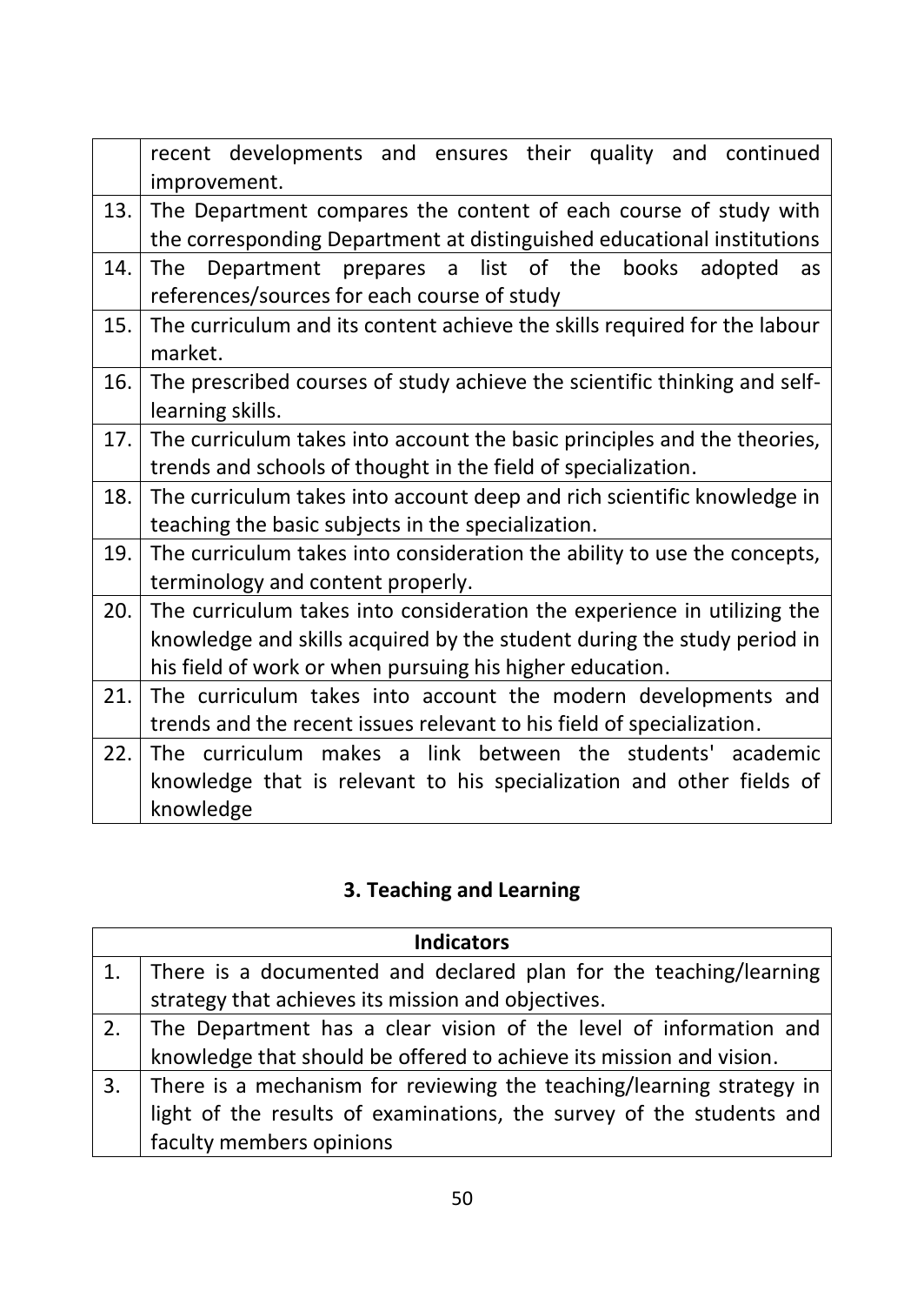| | |
|---|---|
| | recent developments and ensures their quality and continued improvement. |
| 13. | The Department compares the content of each course of study with the corresponding Department at distinguished educational institutions |
| 14. | The Department prepares a list of the books adopted as references/sources for each course of study |
| 15. | The curriculum and its content achieve the skills required for the labour market. |
| 16. | The prescribed courses of study achieve the scientific thinking and self-learning skills. |
| 17. | The curriculum takes into account the basic principles and the theories, trends and schools of thought in the field of specialization. |
| 18. | The curriculum takes into account deep and rich scientific knowledge in teaching the basic subjects in the specialization. |
| 19. | The curriculum takes into consideration the ability to use the concepts, terminology and content properly. |
| 20. | The curriculum takes into consideration the experience in utilizing the knowledge and skills acquired by the student during the study period in his field of work or when pursuing his higher education. |
| 21. | The curriculum takes into account the modern developments and trends and the recent issues relevant to his field of specialization. |
| 22. | The curriculum makes a link between the students' academic knowledge that is relevant to his specialization and other fields of knowledge |

## 3. Teaching and Learning

| Indicators | |
|---|---|
| 1. | There is a documented and declared plan for the teaching/learning strategy that achieves its mission and objectives. |
| 2. | The Department has a clear vision of the level of information and knowledge that should be offered to achieve its mission and vision. |
| 3. | There is a mechanism for reviewing the teaching/learning strategy in light of the results of examinations, the survey of the students and faculty members opinions |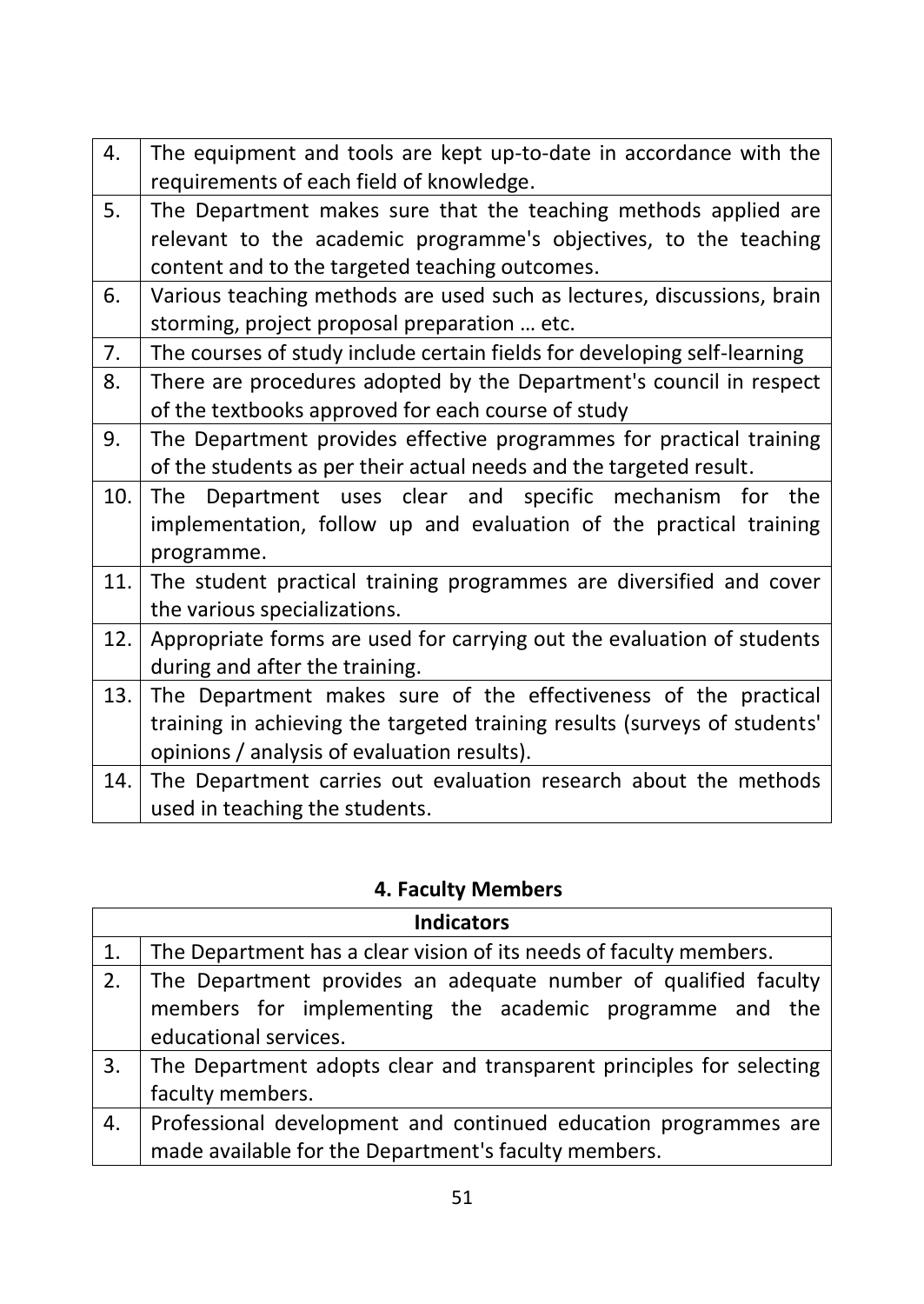| | |
|---|---|
| 4. | The equipment and tools are kept up-to-date in accordance with the requirements of each field of knowledge. |
| 5. | The Department makes sure that the teaching methods applied are relevant to the academic programme's objectives, to the teaching content and to the targeted teaching outcomes. |
| 6. | Various teaching methods are used such as lectures, discussions, brain storming, project proposal preparation … etc. |
| 7. | The courses of study include certain fields for developing self-learning |
| 8. | There are procedures adopted by the Department's council in respect of the textbooks approved for each course of study |
| 9. | The Department provides effective programmes for practical training of the students as per their actual needs and the targeted result. |
| 10. | The Department uses clear and specific mechanism for the implementation, follow up and evaluation of the practical training programme. |
| 11. | The student practical training programmes are diversified and cover the various specializations. |
| 12. | Appropriate forms are used for carrying out the evaluation of students during and after the training. |
| 13. | The Department makes sure of the effectiveness of the practical training in achieving the targeted training results (surveys of students' opinions / analysis of evaluation results). |
| 14. | The Department carries out evaluation research about the methods used in teaching the students. |

## 4. Faculty Members

| Indicators | |
|---|---|
| 1. | The Department has a clear vision of its needs of faculty members. |
| 2. | The Department provides an adequate number of qualified faculty members for implementing the academic programme and the educational services. |
| 3. | The Department adopts clear and transparent principles for selecting faculty members. |
| 4. | Professional development and continued education programmes are made available for the Department's faculty members. |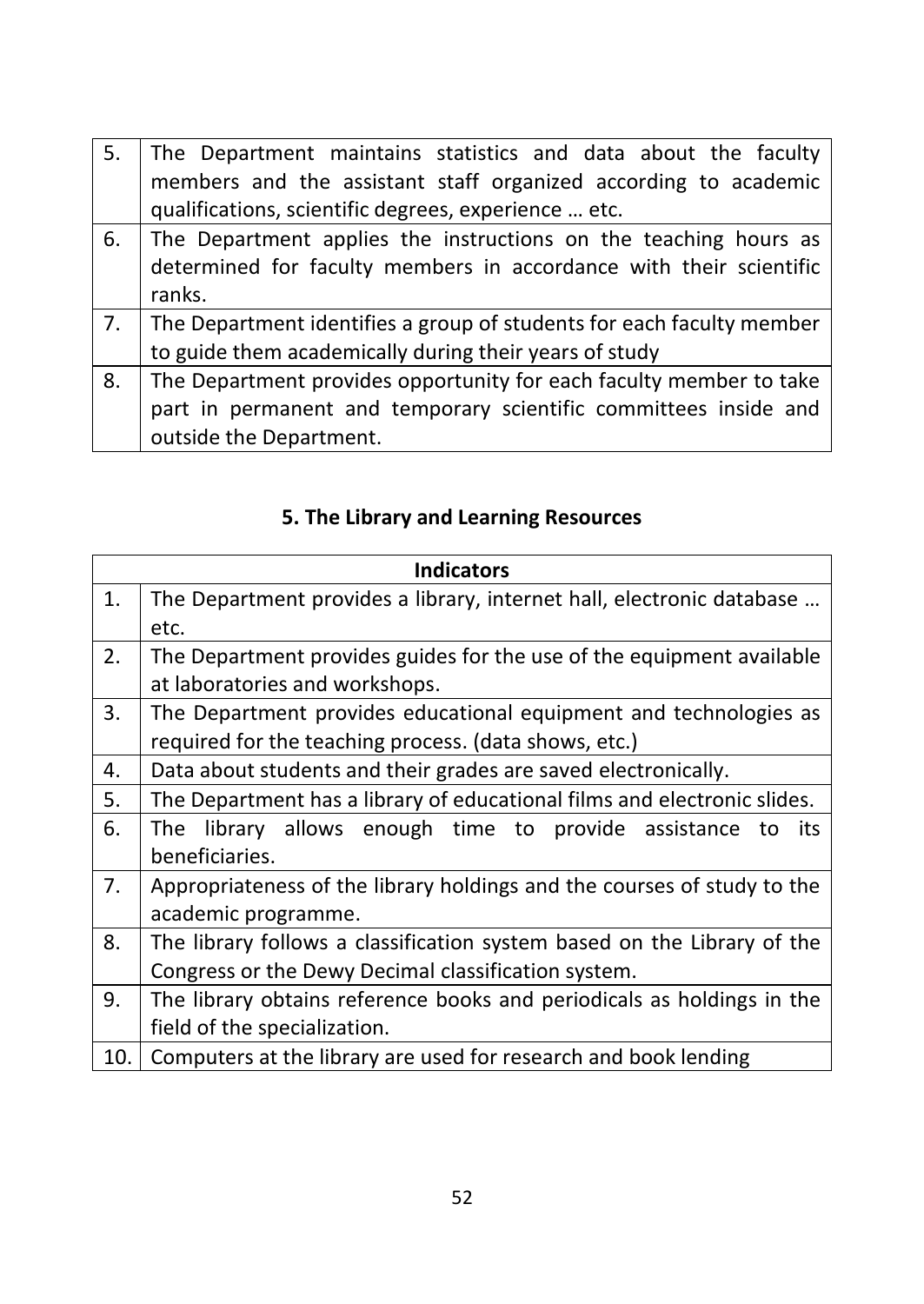| | |
|---|---|
| 5. | The Department maintains statistics and data about the faculty members and the assistant staff organized according to academic qualifications, scientific degrees, experience … etc. |
| 6. | The Department applies the instructions on the teaching hours as determined for faculty members in accordance with their scientific ranks. |
| 7. | The Department identifies a group of students for each faculty member to guide them academically during their years of study |
| 8. | The Department provides opportunity for each faculty member to take part in permanent and temporary scientific committees inside and outside the Department. |

## 5. The Library and Learning Resources

| | Indicators |
|---|---|
| 1. | The Department provides a library, internet hall, electronic database … etc. |
| 2. | The Department provides guides for the use of the equipment available at laboratories and workshops. |
| 3. | The Department provides educational equipment and technologies as required for the teaching process. (data shows, etc.) |
| 4. | Data about students and their grades are saved electronically. |
| 5. | The Department has a library of educational films and electronic slides. |
| 6. | The library allows enough time to provide assistance to its beneficiaries. |
| 7. | Appropriateness of the library holdings and the courses of study to the academic programme. |
| 8. | The library follows a classification system based on the Library of the Congress or the Dewy Decimal classification system. |
| 9. | The library obtains reference books and periodicals as holdings in the field of the specialization. |
| 10. | Computers at the library are used for research and book lending |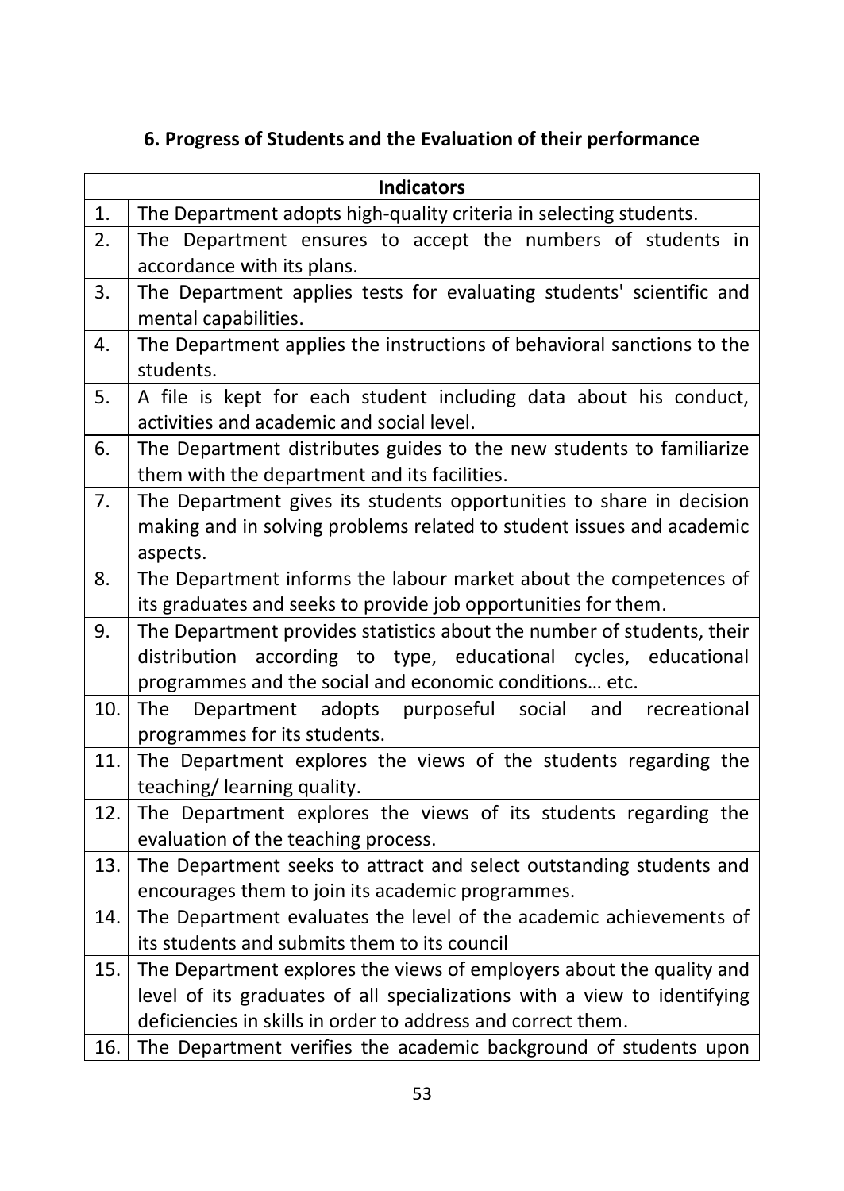## 6. Progress of Students and the Evaluation of their performance

| Indicators | |
|---|---|
| 1. | The Department adopts high-quality criteria in selecting students. |
| 2. | The Department ensures to accept the numbers of students in accordance with its plans. |
| 3. | The Department applies tests for evaluating students' scientific and mental capabilities. |
| 4. | The Department applies the instructions of behavioral sanctions to the students. |
| 5. | A file is kept for each student including data about his conduct, activities and academic and social level. |
| 6. | The Department distributes guides to the new students to familiarize them with the department and its facilities. |
| 7. | The Department gives its students opportunities to share in decision making and in solving problems related to student issues and academic aspects. |
| 8. | The Department informs the labour market about the competences of its graduates and seeks to provide job opportunities for them. |
| 9. | The Department provides statistics about the number of students, their distribution according to type, educational cycles, educational programmes and the social and economic conditions… etc. |
| 10. | The Department adopts purposeful social and recreational programmes for its students. |
| 11. | The Department explores the views of the students regarding the teaching/ learning quality. |
| 12. | The Department explores the views of its students regarding the evaluation of the teaching process. |
| 13. | The Department seeks to attract and select outstanding students and encourages them to join its academic programmes. |
| 14. | The Department evaluates the level of the academic achievements of its students and submits them to its council |
| 15. | The Department explores the views of employers about the quality and level of its graduates of all specializations with a view to identifying deficiencies in skills in order to address and correct them. |
| 16. | The Department verifies the academic background of students upon |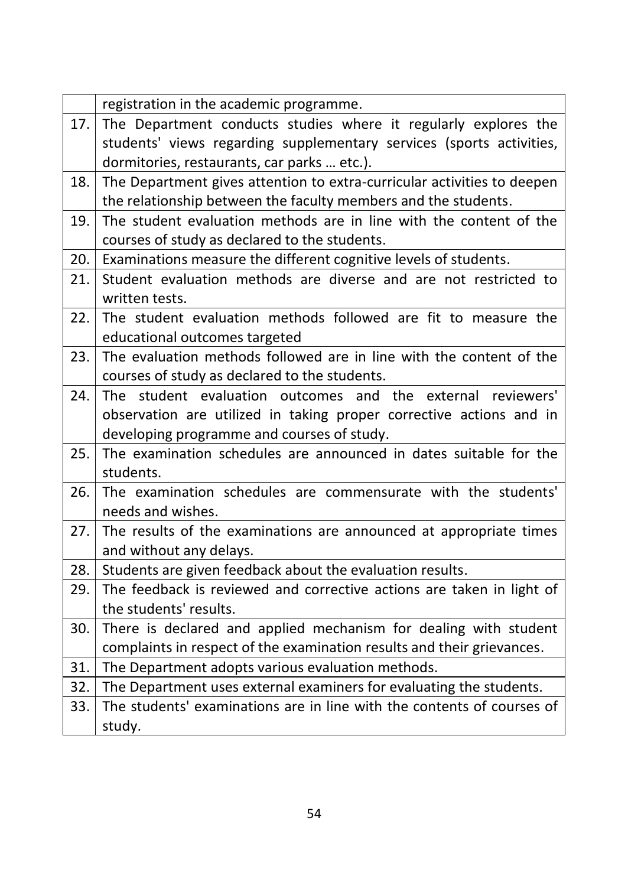| | |
|---|---|
| | registration in the academic programme. |
| 17. | The Department conducts studies where it regularly explores the students' views regarding supplementary services (sports activities, dormitories, restaurants, car parks … etc.). |
| 18. | The Department gives attention to extra-curricular activities to deepen the relationship between the faculty members and the students. |
| 19. | The student evaluation methods are in line with the content of the courses of study as declared to the students. |
| 20. | Examinations measure the different cognitive levels of students. |
| 21. | Student evaluation methods are diverse and are not restricted to written tests. |
| 22. | The student evaluation methods followed are fit to measure the educational outcomes targeted |
| 23. | The evaluation methods followed are in line with the content of the courses of study as declared to the students. |
| 24. | The student evaluation outcomes and the external reviewers' observation are utilized in taking proper corrective actions and in developing programme and courses of study. |
| 25. | The examination schedules are announced in dates suitable for the students. |
| 26. | The examination schedules are commensurate with the students' needs and wishes. |
| 27. | The results of the examinations are announced at appropriate times and without any delays. |
| 28. | Students are given feedback about the evaluation results. |
| 29. | The feedback is reviewed and corrective actions are taken in light of the students' results. |
| 30. | There is declared and applied mechanism for dealing with student complaints in respect of the examination results and their grievances. |
| 31. | The Department adopts various evaluation methods. |
| 32. | The Department uses external examiners for evaluating the students. |
| 33. | The students' examinations are in line with the contents of courses of study. |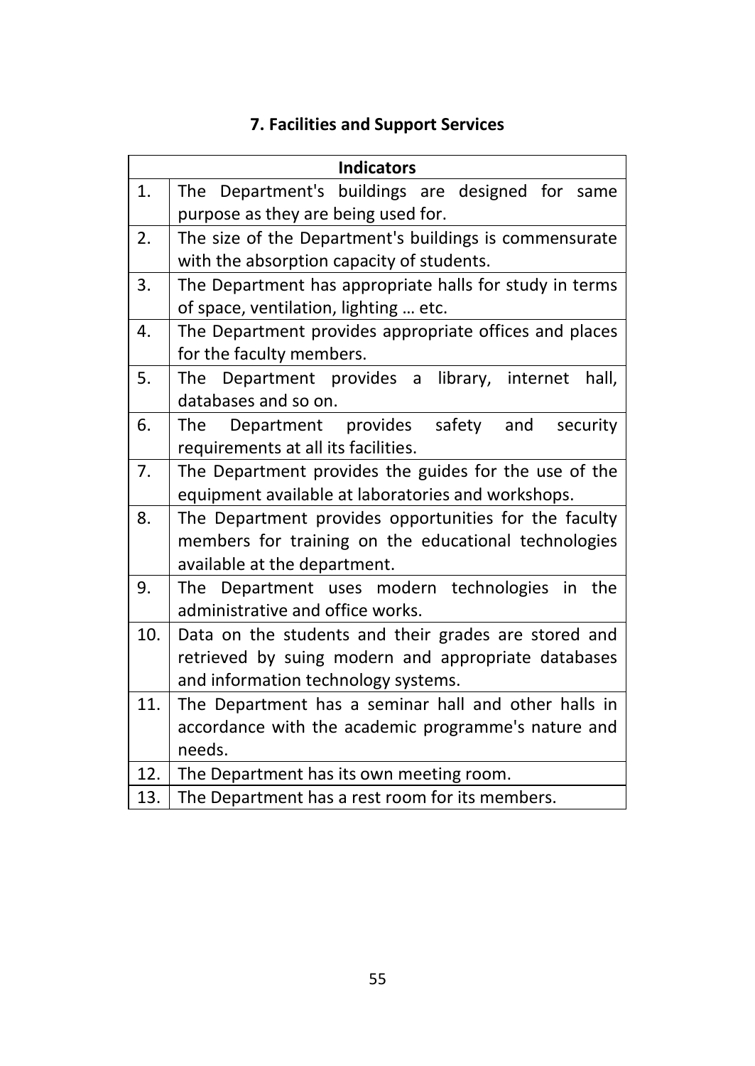## 7. Facilities and Support Services

| Indicators | |
|---|---|
| 1. | The Department's buildings are designed for same purpose as they are being used for. |
| 2. | The size of the Department's buildings is commensurate with the absorption capacity of students. |
| 3. | The Department has appropriate halls for study in terms of space, ventilation, lighting … etc. |
| 4. | The Department provides appropriate offices and places for the faculty members. |
| 5. | The Department provides a library, internet hall, databases and so on. |
| 6. | The Department provides safety and security requirements at all its facilities. |
| 7. | The Department provides the guides for the use of the equipment available at laboratories and workshops. |
| 8. | The Department provides opportunities for the faculty members for training on the educational technologies available at the department. |
| 9. | The Department uses modern technologies in the administrative and office works. |
| 10. | Data on the students and their grades are stored and retrieved by suing modern and appropriate databases and information technology systems. |
| 11. | The Department has a seminar hall and other halls in accordance with the academic programme's nature and needs. |
| 12. | The Department has its own meeting room. |
| 13. | The Department has a rest room for its members. |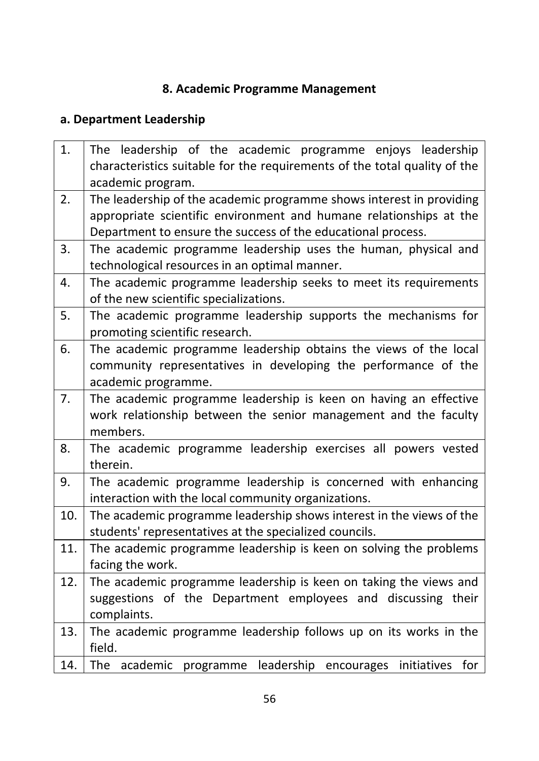## 8. Academic Programme Management

### a. Department Leadership

| | |
|---|---|
| 1. | The leadership of the academic programme enjoys leadership characteristics suitable for the requirements of the total quality of the academic program. |
| 2. | The leadership of the academic programme shows interest in providing appropriate scientific environment and humane relationships at the Department to ensure the success of the educational process. |
| 3. | The academic programme leadership uses the human, physical and technological resources in an optimal manner. |
| 4. | The academic programme leadership seeks to meet its requirements of the new scientific specializations. |
| 5. | The academic programme leadership supports the mechanisms for promoting scientific research. |
| 6. | The academic programme leadership obtains the views of the local community representatives in developing the performance of the academic programme. |
| 7. | The academic programme leadership is keen on having an effective work relationship between the senior management and the faculty members. |
| 8. | The academic programme leadership exercises all powers vested therein. |
| 9. | The academic programme leadership is concerned with enhancing interaction with the local community organizations. |
| 10. | The academic programme leadership shows interest in the views of the students' representatives at the specialized councils. |
| 11. | The academic programme leadership is keen on solving the problems facing the work. |
| 12. | The academic programme leadership is keen on taking the views and suggestions of the Department employees and discussing their complaints. |
| 13. | The academic programme leadership follows up on its works in the field. |
| 14. | The academic programme leadership encourages initiatives for |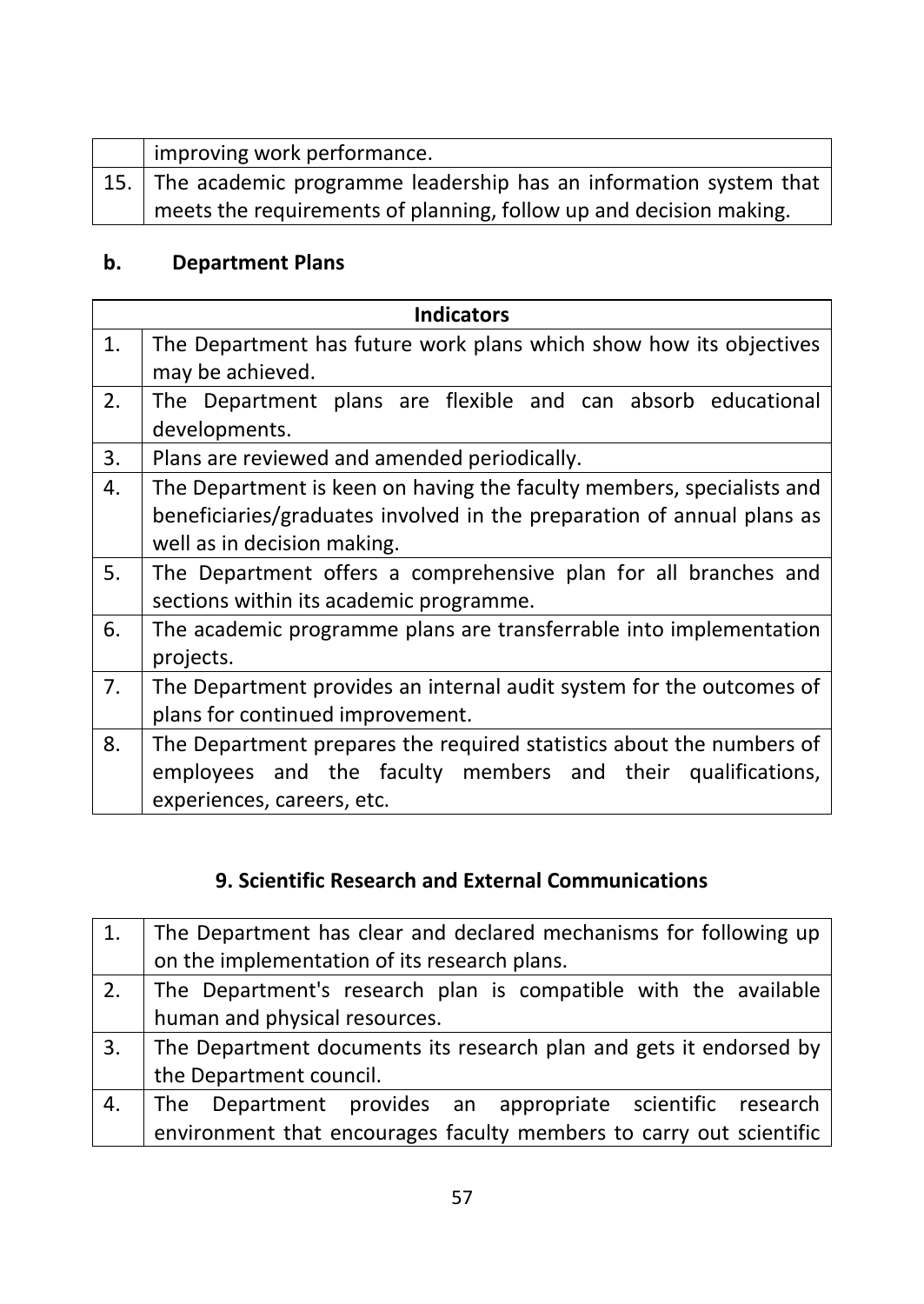| | |
|---|---|
| | improving work performance. |
| 15. | The academic programme leadership has an information system that meets the requirements of planning, follow up and decision making. |

### b. Department Plans

| | Indicators |
|---|---|
| 1. | The Department has future work plans which show how its objectives may be achieved. |
| 2. | The Department plans are flexible and can absorb educational developments. |
| 3. | Plans are reviewed and amended periodically. |
| 4. | The Department is keen on having the faculty members, specialists and beneficiaries/graduates involved in the preparation of annual plans as well as in decision making. |
| 5. | The Department offers a comprehensive plan for all branches and sections within its academic programme. |
| 6. | The academic programme plans are transferrable into implementation projects. |
| 7. | The Department provides an internal audit system for the outcomes of plans for continued improvement. |
| 8. | The Department prepares the required statistics about the numbers of employees and the faculty members and their qualifications, experiences, careers, etc. |

## 9. Scientific Research and External Communications

| | |
|---|---|
| 1. | The Department has clear and declared mechanisms for following up on the implementation of its research plans. |
| 2. | The Department's research plan is compatible with the available human and physical resources. |
| 3. | The Department documents its research plan and gets it endorsed by the Department council. |
| 4. | The Department provides an appropriate scientific research environment that encourages faculty members to carry out scientific |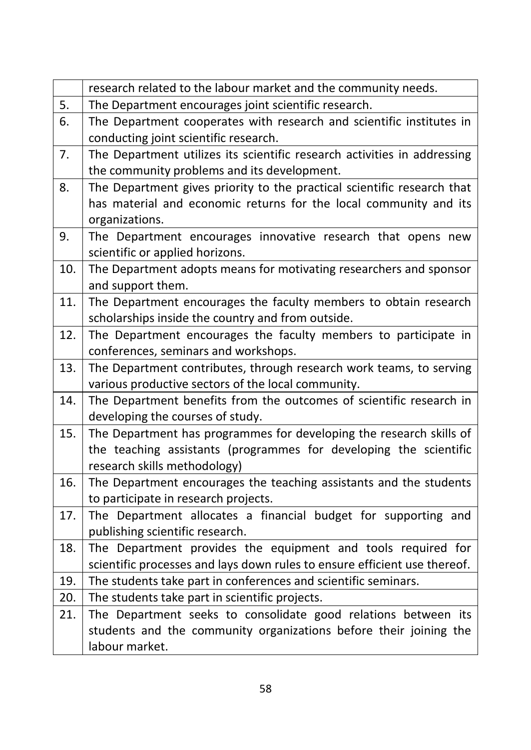| | |
|---|---|
| | research related to the labour market and the community needs. |
| 5. | The Department encourages joint scientific research. |
| 6. | The Department cooperates with research and scientific institutes in conducting joint scientific research. |
| 7. | The Department utilizes its scientific research activities in addressing the community problems and its development. |
| 8. | The Department gives priority to the practical scientific research that has material and economic returns for the local community and its organizations. |
| 9. | The Department encourages innovative research that opens new scientific or applied horizons. |
| 10. | The Department adopts means for motivating researchers and sponsor and support them. |
| 11. | The Department encourages the faculty members to obtain research scholarships inside the country and from outside. |
| 12. | The Department encourages the faculty members to participate in conferences, seminars and workshops. |
| 13. | The Department contributes, through research work teams, to serving various productive sectors of the local community. |
| 14. | The Department benefits from the outcomes of scientific research in developing the courses of study. |
| 15. | The Department has programmes for developing the research skills of the teaching assistants (programmes for developing the scientific research skills methodology) |
| 16. | The Department encourages the teaching assistants and the students to participate in research projects. |
| 17. | The Department allocates a financial budget for supporting and publishing scientific research. |
| 18. | The Department provides the equipment and tools required for scientific processes and lays down rules to ensure efficient use thereof. |
| 19. | The students take part in conferences and scientific seminars. |
| 20. | The students take part in scientific projects. |
| 21. | The Department seeks to consolidate good relations between its students and the community organizations before their joining the labour market. |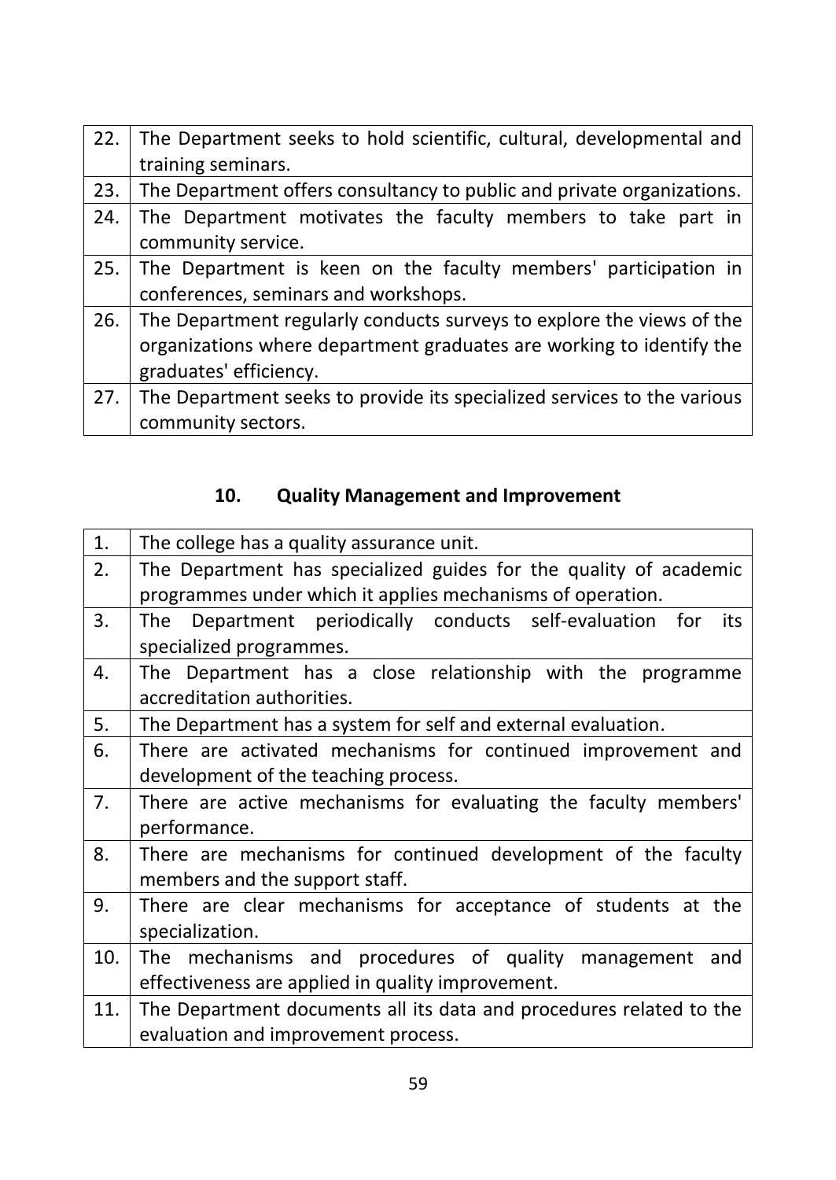| | |
|---|---|
| 22. | The Department seeks to hold scientific, cultural, developmental and training seminars. |
| 23. | The Department offers consultancy to public and private organizations. |
| 24. | The Department motivates the faculty members to take part in community service. |
| 25. | The Department is keen on the faculty members' participation in conferences, seminars and workshops. |
| 26. | The Department regularly conducts surveys to explore the views of the organizations where department graduates are working to identify the graduates' efficiency. |
| 27. | The Department seeks to provide its specialized services to the various community sectors. |

## 10. Quality Management and Improvement

| | |
|---|---|
| 1. | The college has a quality assurance unit. |
| 2. | The Department has specialized guides for the quality of academic programmes under which it applies mechanisms of operation. |
| 3. | The Department periodically conducts self-evaluation for its specialized programmes. |
| 4. | The Department has a close relationship with the programme accreditation authorities. |
| 5. | The Department has a system for self and external evaluation. |
| 6. | There are activated mechanisms for continued improvement and development of the teaching process. |
| 7. | There are active mechanisms for evaluating the faculty members' performance. |
| 8. | There are mechanisms for continued development of the faculty members and the support staff. |
| 9. | There are clear mechanisms for acceptance of students at the specialization. |
| 10. | The mechanisms and procedures of quality management and effectiveness are applied in quality improvement. |
| 11. | The Department documents all its data and procedures related to the evaluation and improvement process. |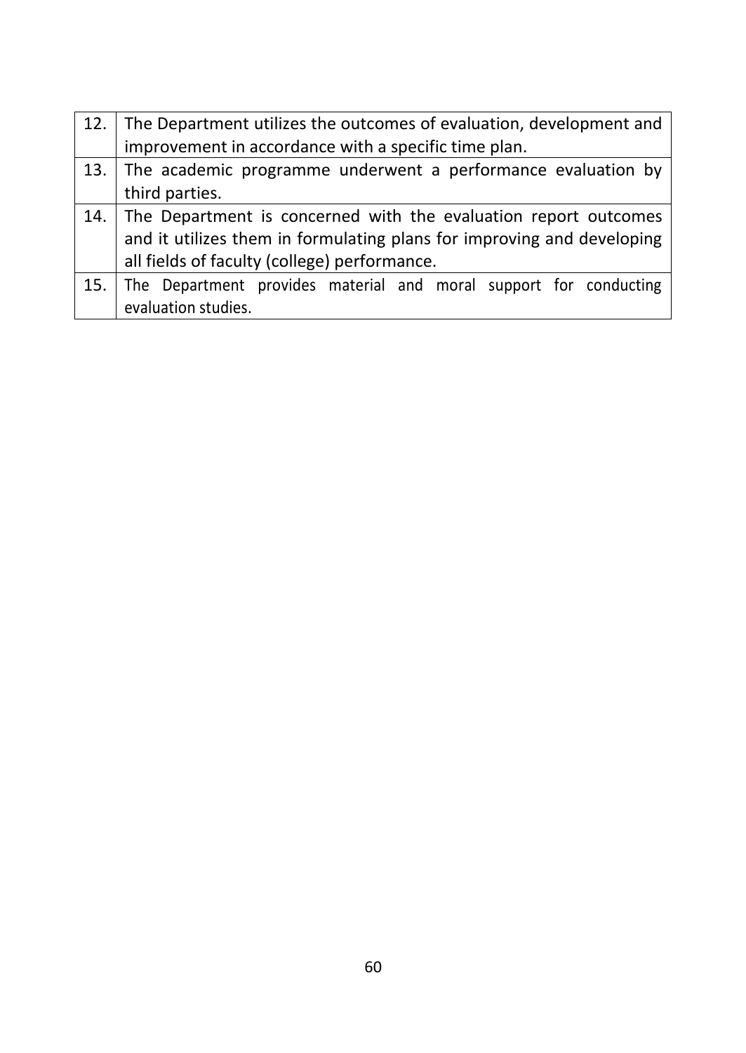| | |
|---|---|
| 12. | The Department utilizes the outcomes of evaluation, development and improvement in accordance with a specific time plan. |
| 13. | The academic programme underwent a performance evaluation by third parties. |
| 14. | The Department is concerned with the evaluation report outcomes and it utilizes them in formulating plans for improving and developing all fields of faculty (college) performance. |
| 15. | The Department provides material and moral support for conducting evaluation studies. |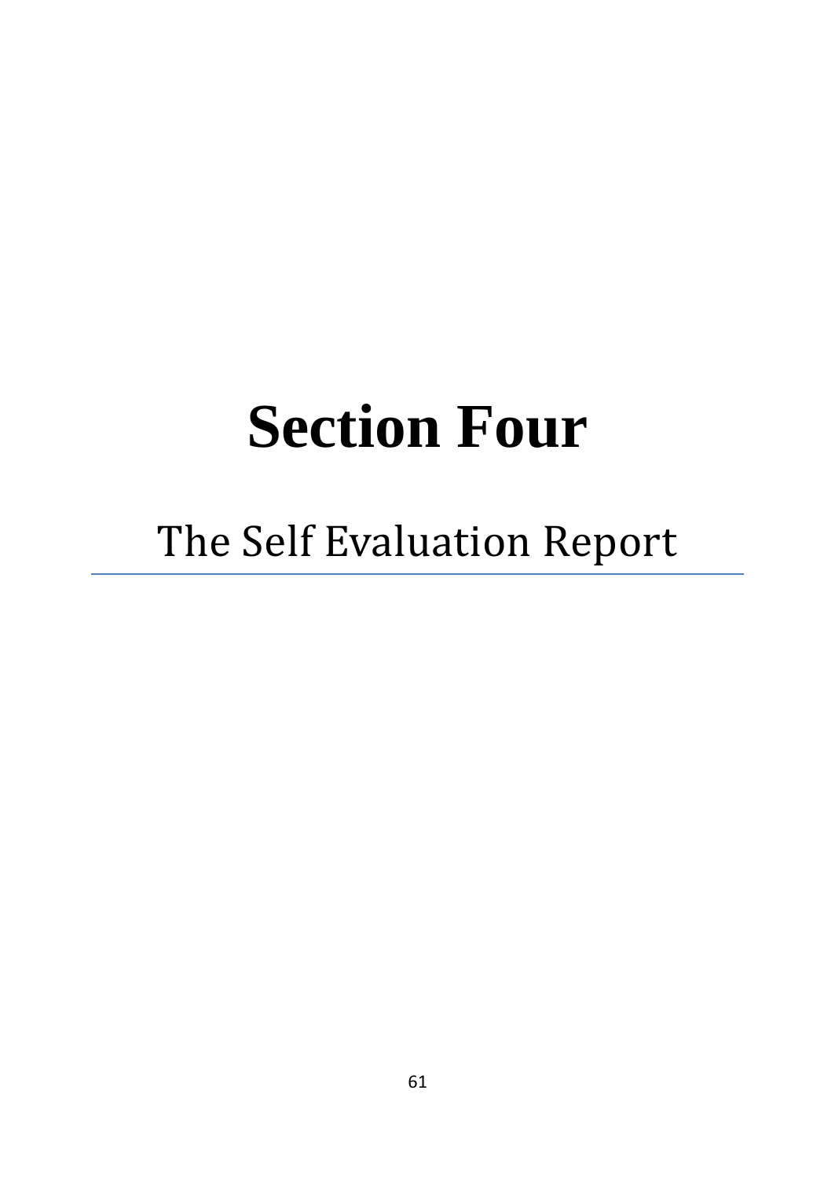# Section Four

## The Self Evaluation Report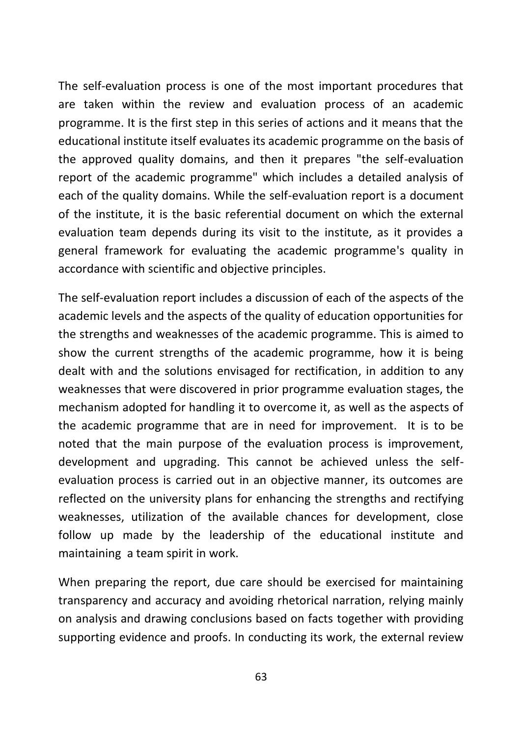The self-evaluation process is one of the most important procedures that are taken within the review and evaluation process of an academic programme. It is the first step in this series of actions and it means that the educational institute itself evaluates its academic programme on the basis of the approved quality domains, and then it prepares "the self-evaluation report of the academic programme" which includes a detailed analysis of each of the quality domains. While the self-evaluation report is a document of the institute, it is the basic referential document on which the external evaluation team depends during its visit to the institute, as it provides a general framework for evaluating the academic programme's quality in accordance with scientific and objective principles.

The self-evaluation report includes a discussion of each of the aspects of the academic levels and the aspects of the quality of education opportunities for the strengths and weaknesses of the academic programme. This is aimed to show the current strengths of the academic programme, how it is being dealt with and the solutions envisaged for rectification, in addition to any weaknesses that were discovered in prior programme evaluation stages, the mechanism adopted for handling it to overcome it, as well as the aspects of the academic programme that are in need for improvement. It is to be noted that the main purpose of the evaluation process is improvement, development and upgrading. This cannot be achieved unless the self-evaluation process is carried out in an objective manner, its outcomes are reflected on the university plans for enhancing the strengths and rectifying weaknesses, utilization of the available chances for development, close follow up made by the leadership of the educational institute and maintaining a team spirit in work.

When preparing the report, due care should be exercised for maintaining transparency and accuracy and avoiding rhetorical narration, relying mainly on analysis and drawing conclusions based on facts together with providing supporting evidence and proofs. In conducting its work, the external review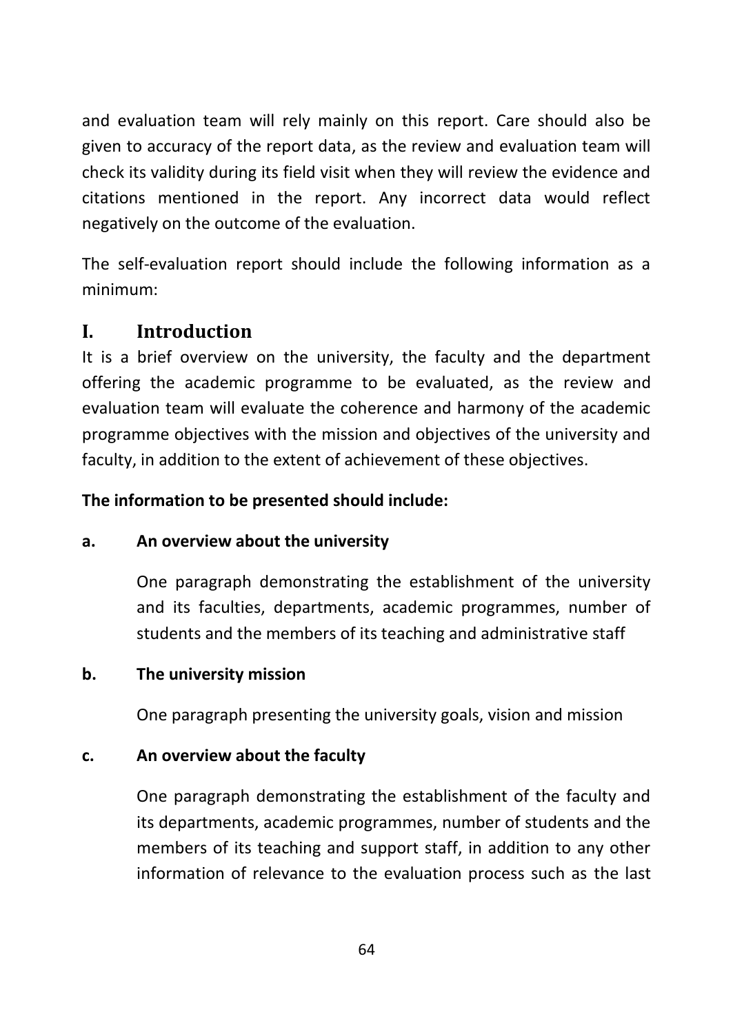and evaluation team will rely mainly on this report. Care should also be given to accuracy of the report data, as the review and evaluation team will check its validity during its field visit when they will review the evidence and citations mentioned in the report. Any incorrect data would reflect negatively on the outcome of the evaluation.

The self-evaluation report should include the following information as a minimum:

## I. Introduction

It is a brief overview on the university, the faculty and the department offering the academic programme to be evaluated, as the review and evaluation team will evaluate the coherence and harmony of the academic programme objectives with the mission and objectives of the university and faculty, in addition to the extent of achievement of these objectives.

**The information to be presented should include:**

**a. An overview about the university**

One paragraph demonstrating the establishment of the university and its faculties, departments, academic programmes, number of students and the members of its teaching and administrative staff

**b. The university mission**

One paragraph presenting the university goals, vision and mission

**c. An overview about the faculty**

One paragraph demonstrating the establishment of the faculty and its departments, academic programmes, number of students and the members of its teaching and support staff, in addition to any other information of relevance to the evaluation process such as the last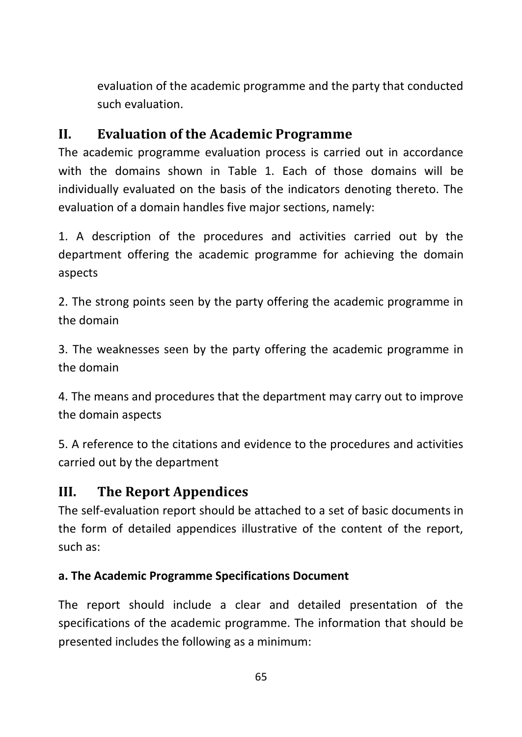evaluation of the academic programme and the party that conducted such evaluation.

## II. Evaluation of the Academic Programme

The academic programme evaluation process is carried out in accordance with the domains shown in Table 1. Each of those domains will be individually evaluated on the basis of the indicators denoting thereto. The evaluation of a domain handles five major sections, namely:

1. A description of the procedures and activities carried out by the department offering the academic programme for achieving the domain aspects

2. The strong points seen by the party offering the academic programme in the domain

3. The weaknesses seen by the party offering the academic programme in the domain

4. The means and procedures that the department may carry out to improve the domain aspects

5. A reference to the citations and evidence to the procedures and activities carried out by the department

## III. The Report Appendices

The self-evaluation report should be attached to a set of basic documents in the form of detailed appendices illustrative of the content of the report, such as:

**a. The Academic Programme Specifications Document**

The report should include a clear and detailed presentation of the specifications of the academic programme. The information that should be presented includes the following as a minimum: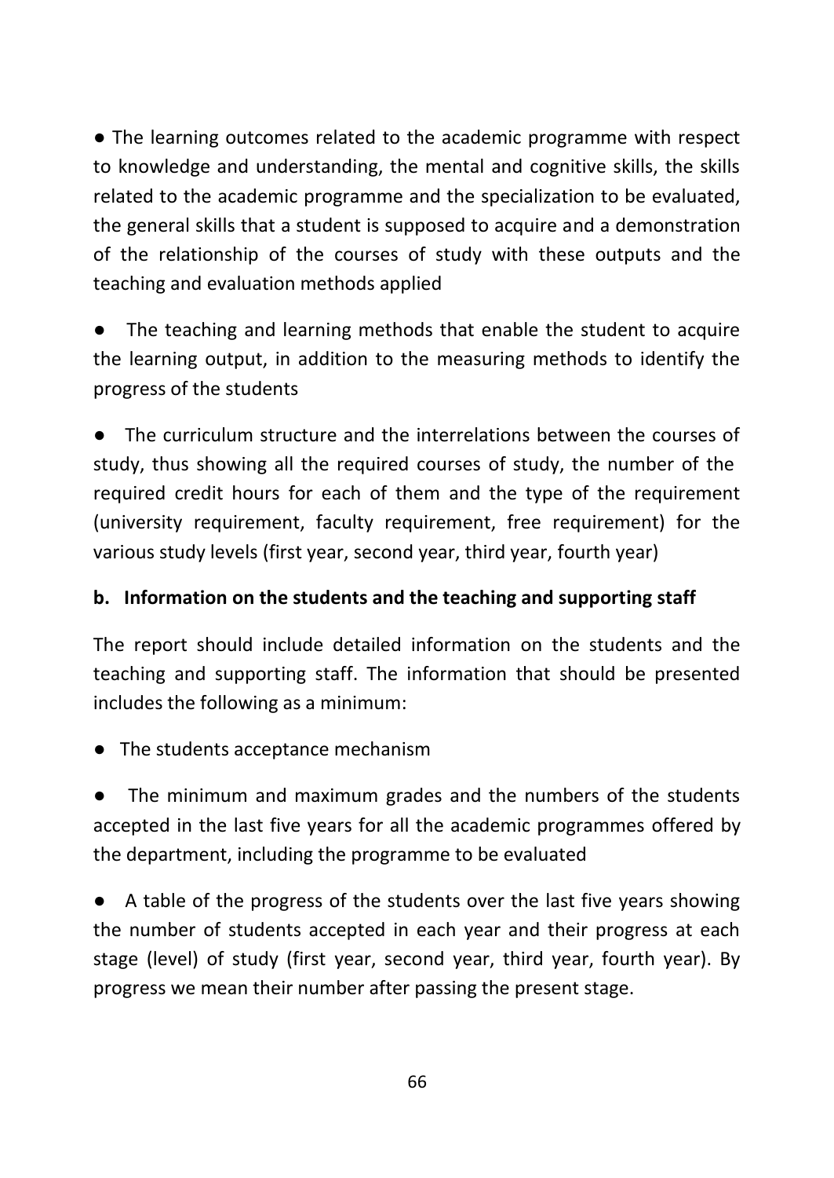- The learning outcomes related to the academic programme with respect to knowledge and understanding, the mental and cognitive skills, the skills related to the academic programme and the specialization to be evaluated, the general skills that a student is supposed to acquire and a demonstration of the relationship of the courses of study with these outputs and the teaching and evaluation methods applied

- The teaching and learning methods that enable the student to acquire the learning output, in addition to the measuring methods to identify the progress of the students

- The curriculum structure and the interrelations between the courses of study, thus showing all the required courses of study, the number of the required credit hours for each of them and the type of the requirement (university requirement, faculty requirement, free requirement) for the various study levels (first year, second year, third year, fourth year)

**b. Information on the students and the teaching and supporting staff**

The report should include detailed information on the students and the teaching and supporting staff. The information that should be presented includes the following as a minimum:

- The students acceptance mechanism

- The minimum and maximum grades and the numbers of the students accepted in the last five years for all the academic programmes offered by the department, including the programme to be evaluated

- A table of the progress of the students over the last five years showing the number of students accepted in each year and their progress at each stage (level) of study (first year, second year, third year, fourth year). By progress we mean their number after passing the present stage.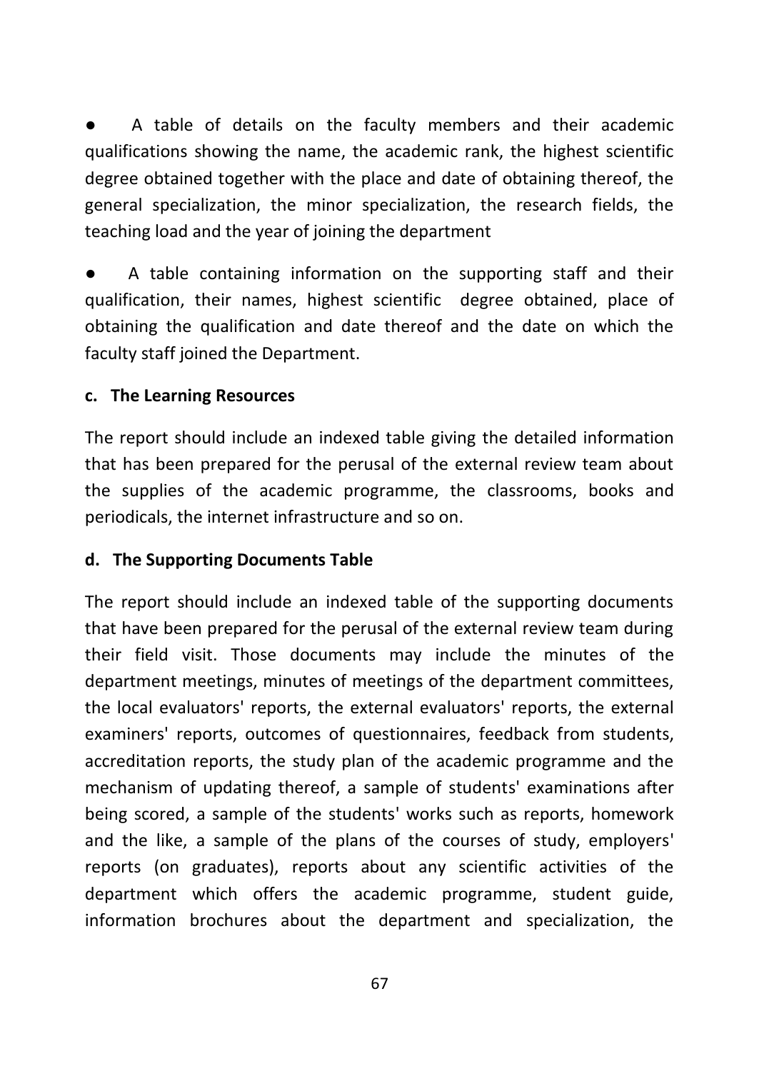- A table of details on the faculty members and their academic qualifications showing the name, the academic rank, the highest scientific degree obtained together with the place and date of obtaining thereof, the general specialization, the minor specialization, the research fields, the teaching load and the year of joining the department

- A table containing information on the supporting staff and their qualification, their names, highest scientific degree obtained, place of obtaining the qualification and date thereof and the date on which the faculty staff joined the Department.

**c. The Learning Resources**

The report should include an indexed table giving the detailed information that has been prepared for the perusal of the external review team about the supplies of the academic programme, the classrooms, books and periodicals, the internet infrastructure and so on.

**d. The Supporting Documents Table**

The report should include an indexed table of the supporting documents that have been prepared for the perusal of the external review team during their field visit. Those documents may include the minutes of the department meetings, minutes of meetings of the department committees, the local evaluators' reports, the external evaluators' reports, the external examiners' reports, outcomes of questionnaires, feedback from students, accreditation reports, the study plan of the academic programme and the mechanism of updating thereof, a sample of students' examinations after being scored, a sample of the students' works such as reports, homework and the like, a sample of the plans of the courses of study, employers' reports (on graduates), reports about any scientific activities of the department which offers the academic programme, student guide, information brochures about the department and specialization, the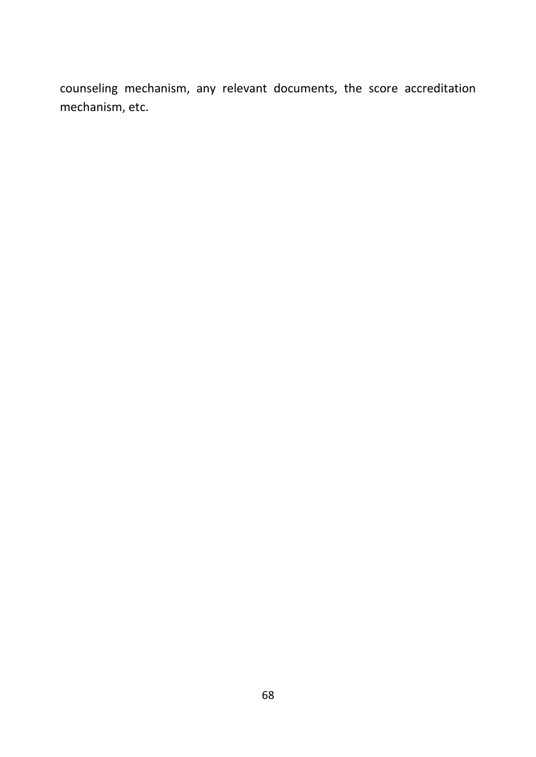counseling mechanism, any relevant documents, the score accreditation mechanism, etc.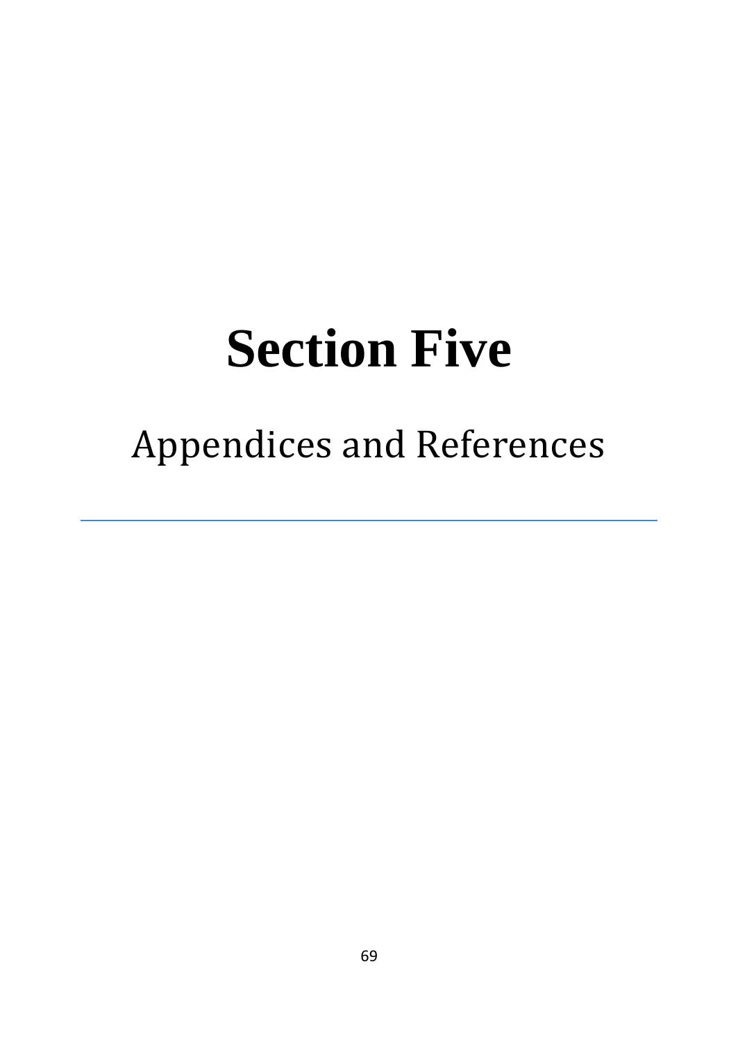# Section Five

## Appendices and References

---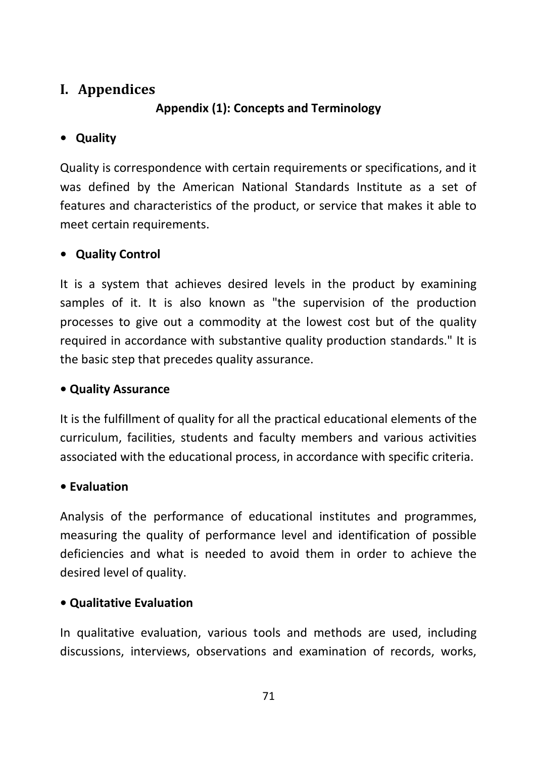# I. Appendices

## Appendix (1): Concepts and Terminology

- **Quality**

Quality is correspondence with certain requirements or specifications, and it was defined by the American National Standards Institute as a set of features and characteristics of the product, or service that makes it able to meet certain requirements.

- **Quality Control**

It is a system that achieves desired levels in the product by examining samples of it. It is also known as "the supervision of the production processes to give out a commodity at the lowest cost but of the quality required in accordance with substantive quality production standards." It is the basic step that precedes quality assurance.

- **Quality Assurance**

It is the fulfillment of quality for all the practical educational elements of the curriculum, facilities, students and faculty members and various activities associated with the educational process, in accordance with specific criteria.

- **Evaluation**

Analysis of the performance of educational institutes and programmes, measuring the quality of performance level and identification of possible deficiencies and what is needed to avoid them in order to achieve the desired level of quality.

- **Qualitative Evaluation**

In qualitative evaluation, various tools and methods are used, including discussions, interviews, observations and examination of records, works,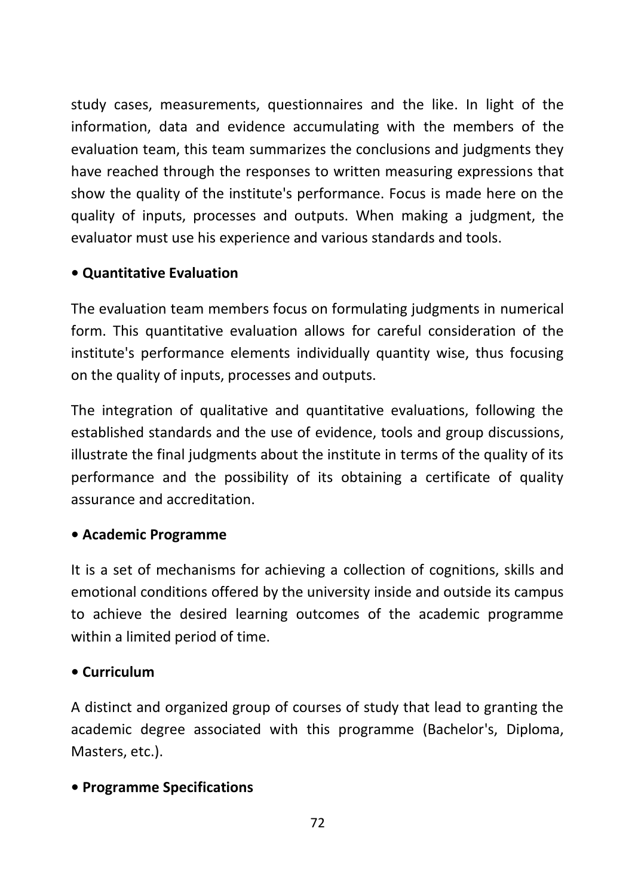study cases, measurements, questionnaires and the like. In light of the information, data and evidence accumulating with the members of the evaluation team, this team summarizes the conclusions and judgments they have reached through the responses to written measuring expressions that show the quality of the institute's performance. Focus is made here on the quality of inputs, processes and outputs. When making a judgment, the evaluator must use his experience and various standards and tools.

**• Quantitative Evaluation**

The evaluation team members focus on formulating judgments in numerical form. This quantitative evaluation allows for careful consideration of the institute's performance elements individually quantity wise, thus focusing on the quality of inputs, processes and outputs.

The integration of qualitative and quantitative evaluations, following the established standards and the use of evidence, tools and group discussions, illustrate the final judgments about the institute in terms of the quality of its performance and the possibility of its obtaining a certificate of quality assurance and accreditation.

**• Academic Programme**

It is a set of mechanisms for achieving a collection of cognitions, skills and emotional conditions offered by the university inside and outside its campus to achieve the desired learning outcomes of the academic programme within a limited period of time.

**• Curriculum**

A distinct and organized group of courses of study that lead to granting the academic degree associated with this programme (Bachelor's, Diploma, Masters, etc.).

**• Programme Specifications**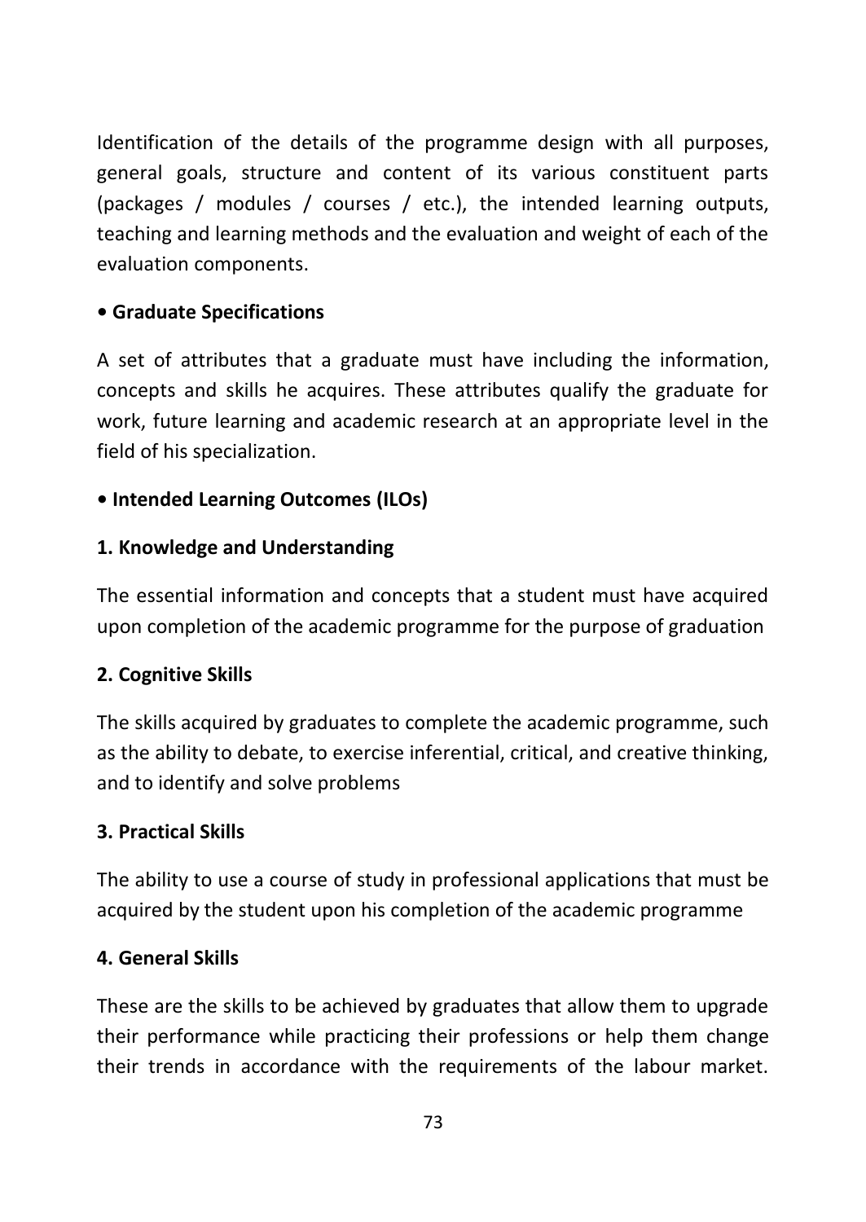Identification of the details of the programme design with all purposes, general goals, structure and content of its various constituent parts (packages / modules / courses / etc.), the intended learning outputs, teaching and learning methods and the evaluation and weight of each of the evaluation components.

- **Graduate Specifications**

A set of attributes that a graduate must have including the information, concepts and skills he acquires. These attributes qualify the graduate for work, future learning and academic research at an appropriate level in the field of his specialization.

- **Intended Learning Outcomes (ILOs)**

**1. Knowledge and Understanding**

The essential information and concepts that a student must have acquired upon completion of the academic programme for the purpose of graduation

**2. Cognitive Skills**

The skills acquired by graduates to complete the academic programme, such as the ability to debate, to exercise inferential, critical, and creative thinking, and to identify and solve problems

**3. Practical Skills**

The ability to use a course of study in professional applications that must be acquired by the student upon his completion of the academic programme

**4. General Skills**

These are the skills to be achieved by graduates that allow them to upgrade their performance while practicing their professions or help them change their trends in accordance with the requirements of the labour market.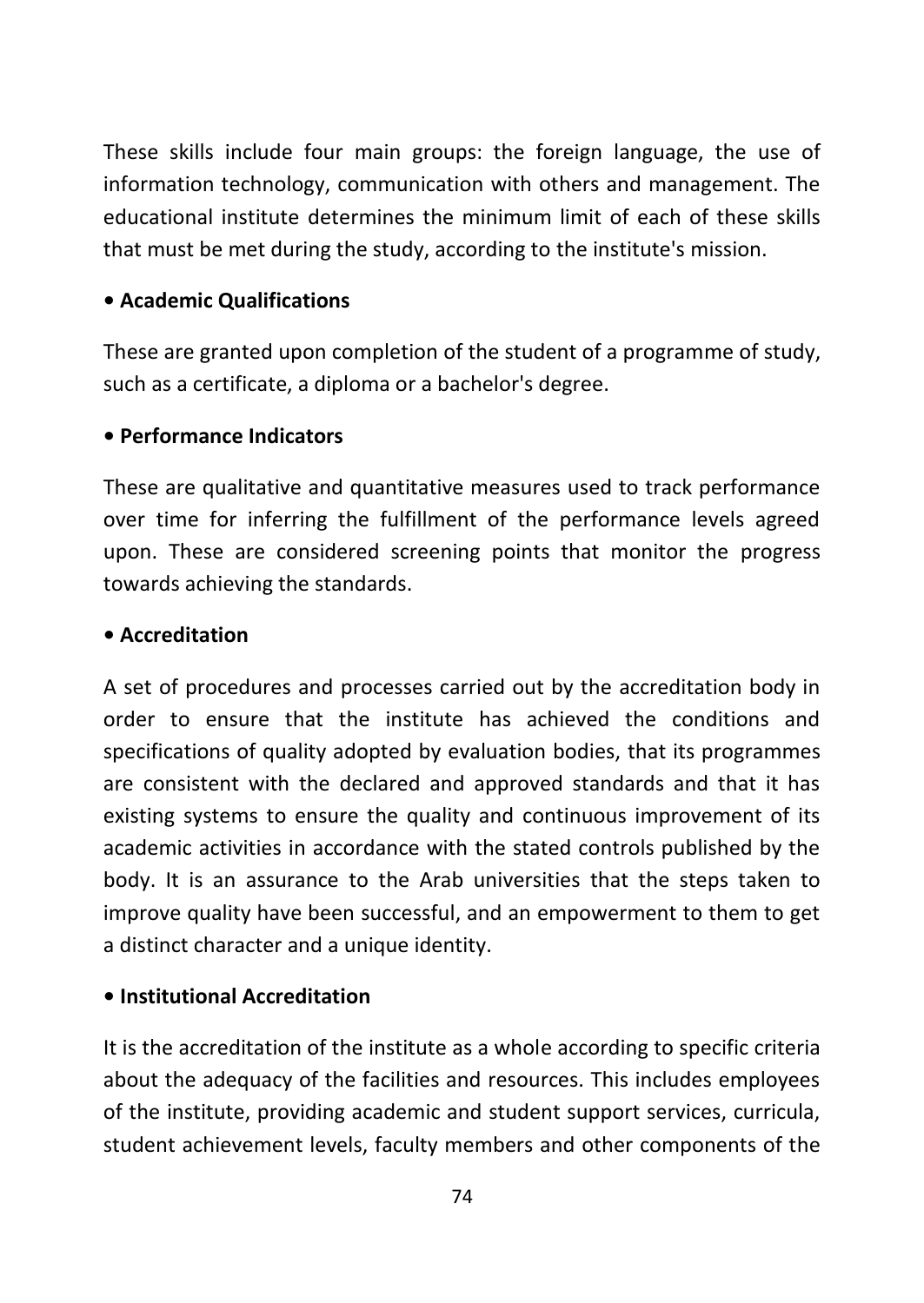These skills include four main groups: the foreign language, the use of information technology, communication with others and management. The educational institute determines the minimum limit of each of these skills that must be met during the study, according to the institute's mission.

**• Academic Qualifications**

These are granted upon completion of the student of a programme of study, such as a certificate, a diploma or a bachelor's degree.

**• Performance Indicators**

These are qualitative and quantitative measures used to track performance over time for inferring the fulfillment of the performance levels agreed upon. These are considered screening points that monitor the progress towards achieving the standards.

**• Accreditation**

A set of procedures and processes carried out by the accreditation body in order to ensure that the institute has achieved the conditions and specifications of quality adopted by evaluation bodies, that its programmes are consistent with the declared and approved standards and that it has existing systems to ensure the quality and continuous improvement of its academic activities in accordance with the stated controls published by the body. It is an assurance to the Arab universities that the steps taken to improve quality have been successful, and an empowerment to them to get a distinct character and a unique identity.

**• Institutional Accreditation**

It is the accreditation of the institute as a whole according to specific criteria about the adequacy of the facilities and resources. This includes employees of the institute, providing academic and student support services, curricula, student achievement levels, faculty members and other components of the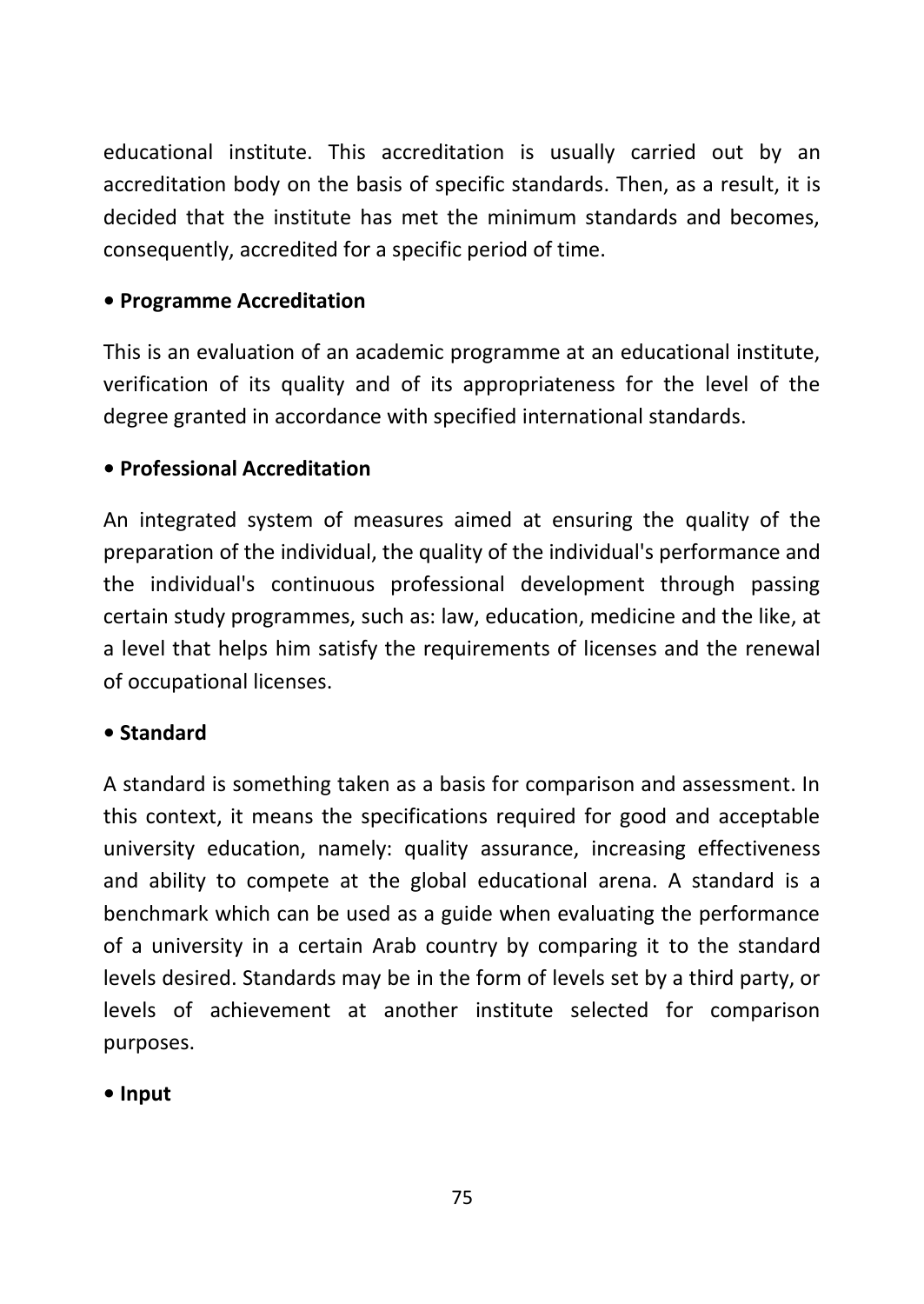educational institute. This accreditation is usually carried out by an accreditation body on the basis of specific standards. Then, as a result, it is decided that the institute has met the minimum standards and becomes, consequently, accredited for a specific period of time.

**• Programme Accreditation**

This is an evaluation of an academic programme at an educational institute, verification of its quality and of its appropriateness for the level of the degree granted in accordance with specified international standards.

**• Professional Accreditation**

An integrated system of measures aimed at ensuring the quality of the preparation of the individual, the quality of the individual's performance and the individual's continuous professional development through passing certain study programmes, such as: law, education, medicine and the like, at a level that helps him satisfy the requirements of licenses and the renewal of occupational licenses.

**• Standard**

A standard is something taken as a basis for comparison and assessment. In this context, it means the specifications required for good and acceptable university education, namely: quality assurance, increasing effectiveness and ability to compete at the global educational arena. A standard is a benchmark which can be used as a guide when evaluating the performance of a university in a certain Arab country by comparing it to the standard levels desired. Standards may be in the form of levels set by a third party, or levels of achievement at another institute selected for comparison purposes.

**• Input**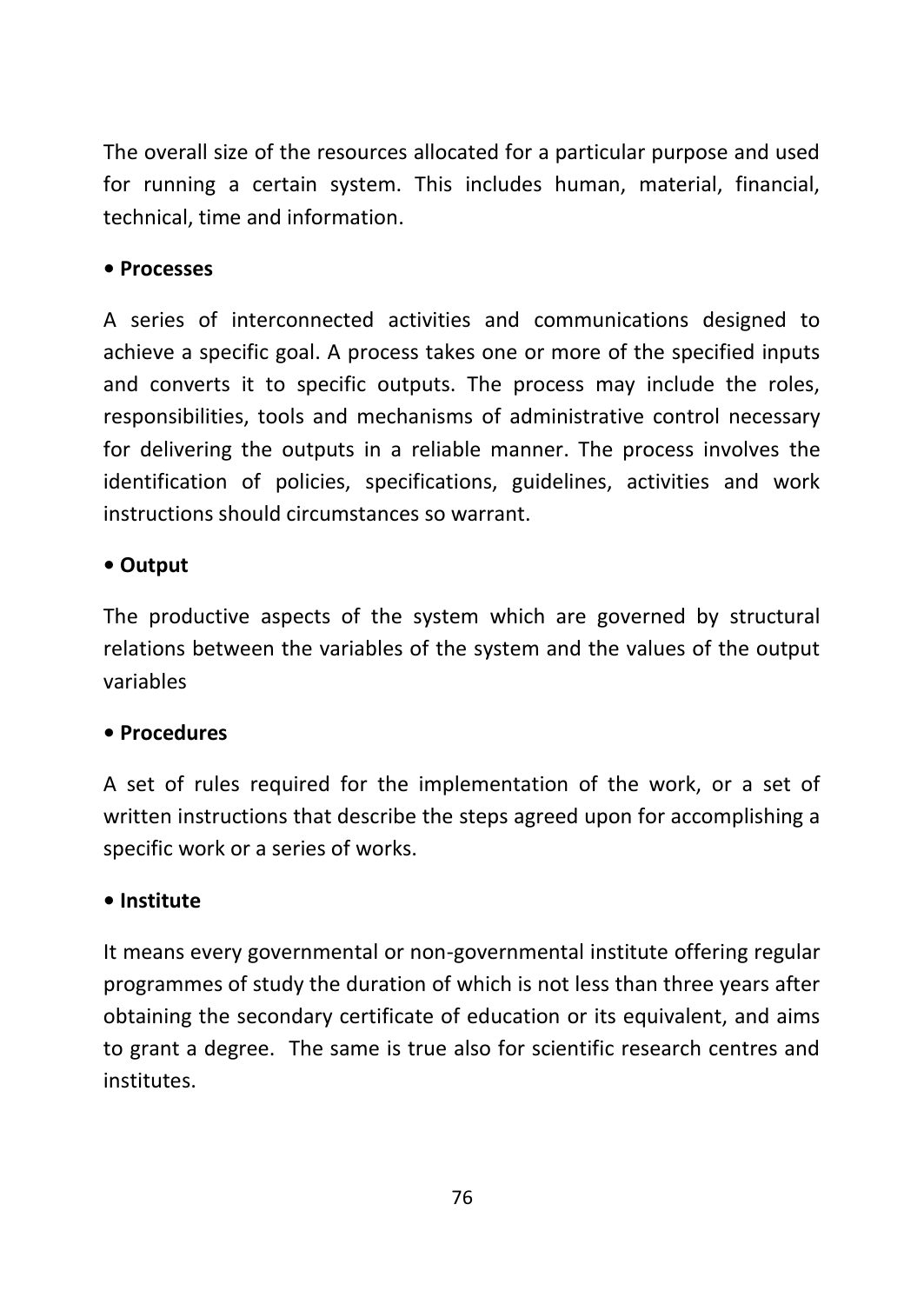The overall size of the resources allocated for a particular purpose and used for running a certain system. This includes human, material, financial, technical, time and information.

• **Processes**

A series of interconnected activities and communications designed to achieve a specific goal. A process takes one or more of the specified inputs and converts it to specific outputs. The process may include the roles, responsibilities, tools and mechanisms of administrative control necessary for delivering the outputs in a reliable manner. The process involves the identification of policies, specifications, guidelines, activities and work instructions should circumstances so warrant.

• **Output**

The productive aspects of the system which are governed by structural relations between the variables of the system and the values of the output variables

• **Procedures**

A set of rules required for the implementation of the work, or a set of written instructions that describe the steps agreed upon for accomplishing a specific work or a series of works.

• **Institute**

It means every governmental or non-governmental institute offering regular programmes of study the duration of which is not less than three years after obtaining the secondary certificate of education or its equivalent, and aims to grant a degree. The same is true also for scientific research centres and institutes.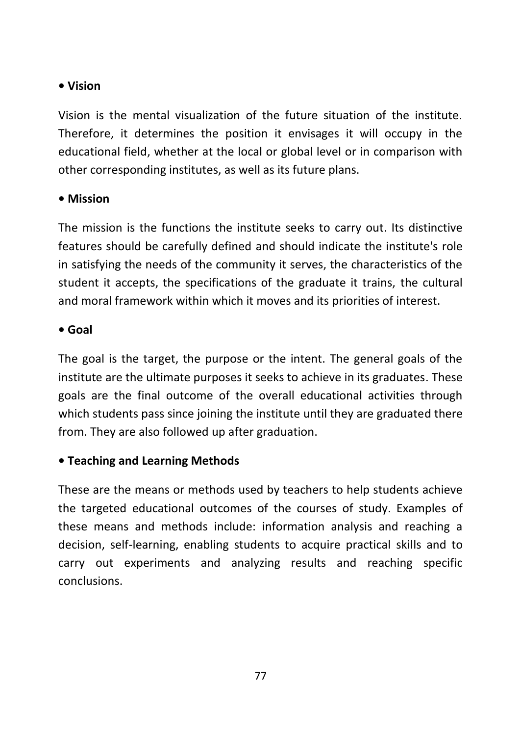**• Vision**

Vision is the mental visualization of the future situation of the institute. Therefore, it determines the position it envisages it will occupy in the educational field, whether at the local or global level or in comparison with other corresponding institutes, as well as its future plans.

**• Mission**

The mission is the functions the institute seeks to carry out. Its distinctive features should be carefully defined and should indicate the institute's role in satisfying the needs of the community it serves, the characteristics of the student it accepts, the specifications of the graduate it trains, the cultural and moral framework within which it moves and its priorities of interest.

**• Goal**

The goal is the target, the purpose or the intent. The general goals of the institute are the ultimate purposes it seeks to achieve in its graduates. These goals are the final outcome of the overall educational activities through which students pass since joining the institute until they are graduated there from. They are also followed up after graduation.

**• Teaching and Learning Methods**

These are the means or methods used by teachers to help students achieve the targeted educational outcomes of the courses of study. Examples of these means and methods include: information analysis and reaching a decision, self-learning, enabling students to acquire practical skills and to carry out experiments and analyzing results and reaching specific conclusions.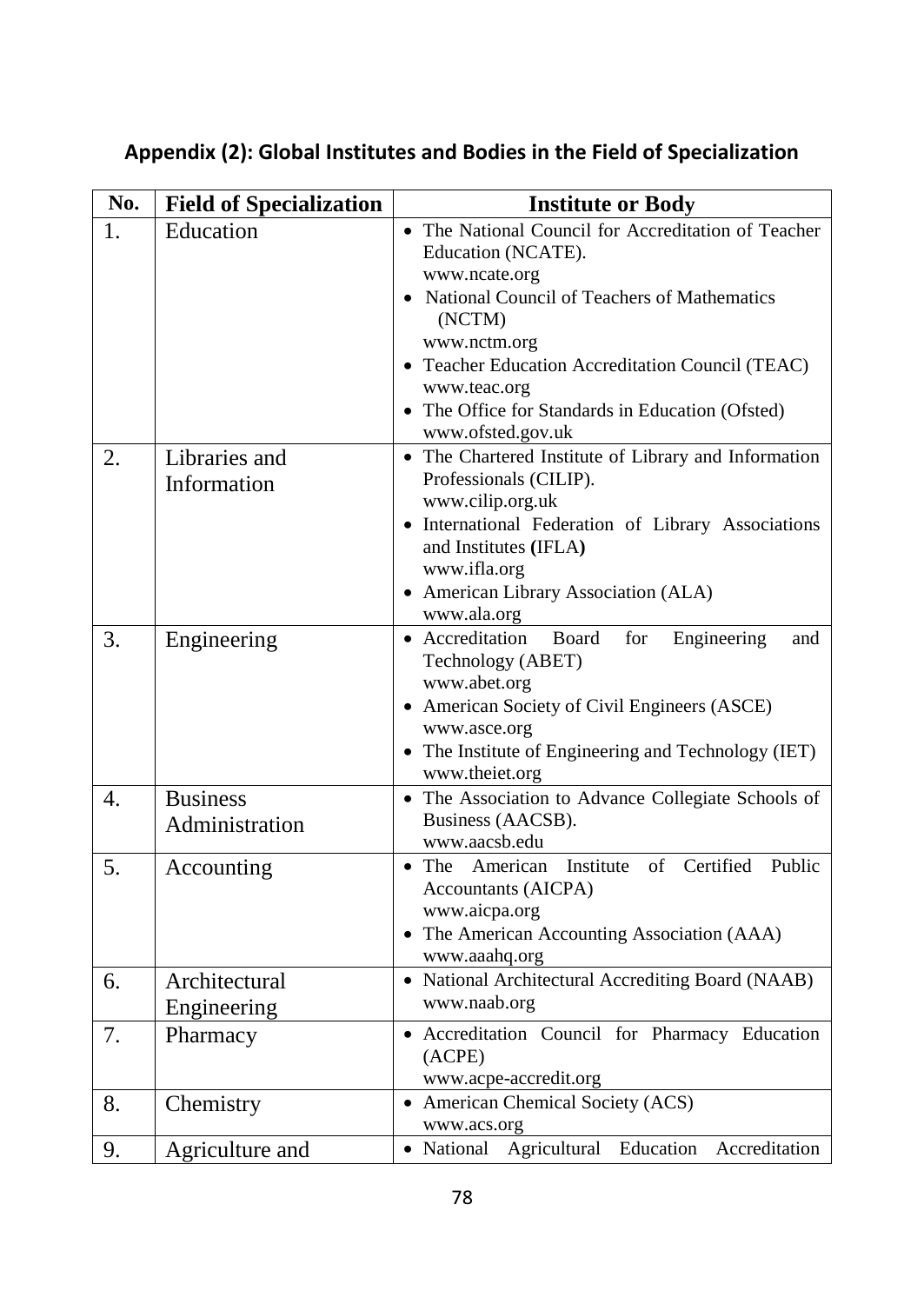## Appendix (2): Global Institutes and Bodies in the Field of Specialization

| No. | Field of Specialization | Institute or Body |
|---|---|---|
| 1. | Education | • The National Council for Accreditation of Teacher Education (NCATE). www.ncate.org <br> • National Council of Teachers of Mathematics (NCTM) www.nctm.org <br> • Teacher Education Accreditation Council (TEAC) www.teac.org <br> • The Office for Standards in Education (Ofsted) www.ofsted.gov.uk |
| 2. | Libraries and Information | • The Chartered Institute of Library and Information Professionals (CILIP). www.cilip.org.uk <br> • International Federation of Library Associations and Institutes (IFLA) www.ifla.org <br> • American Library Association (ALA) www.ala.org |
| 3. | Engineering | • Accreditation Board for Engineering and Technology (ABET) www.abet.org <br> • American Society of Civil Engineers (ASCE) www.asce.org <br> • The Institute of Engineering and Technology (IET) www.theiet.org |
| 4. | Business Administration | • The Association to Advance Collegiate Schools of Business (AACSB). www.aacsb.edu |
| 5. | Accounting | • The American Institute of Certified Public Accountants (AICPA) www.aicpa.org <br> • The American Accounting Association (AAA) www.aaahq.org |
| 6. | Architectural Engineering | • National Architectural Accrediting Board (NAAB) www.naab.org |
| 7. | Pharmacy | • Accreditation Council for Pharmacy Education (ACPE) www.acpe-accredit.org |
| 8. | Chemistry | • American Chemical Society (ACS) www.acs.org |
| 9. | Agriculture and | • National Agricultural Education Accreditation |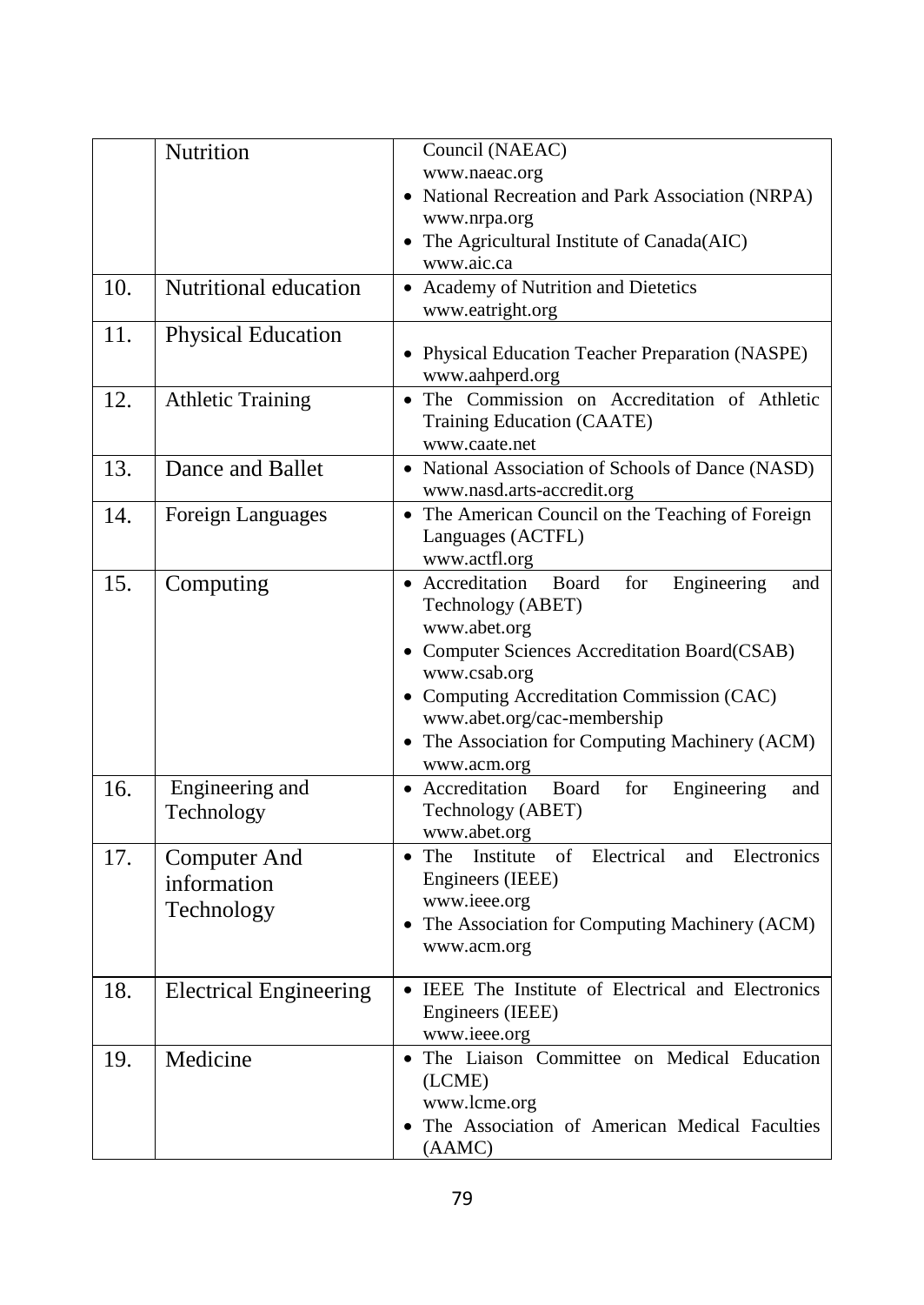| | | |
|---|---|---|
| | Nutrition | Council (NAEAC)<br>www.naeac.org<br>• National Recreation and Park Association (NRPA)<br>www.nrpa.org<br>• The Agricultural Institute of Canada(AIC)<br>www.aic.ca |
| 10. | Nutritional education | • Academy of Nutrition and Dietetics<br>www.eatright.org |
| 11. | Physical Education | • Physical Education Teacher Preparation (NASPE)<br>www.aahperd.org |
| 12. | Athletic Training | • The Commission on Accreditation of Athletic Training Education (CAATE)<br>www.caate.net |
| 13. | Dance and Ballet | • National Association of Schools of Dance (NASD)<br>www.nasd.arts-accredit.org |
| 14. | Foreign Languages | • The American Council on the Teaching of Foreign Languages (ACTFL)<br>www.actfl.org |
| 15. | Computing | • Accreditation Board for Engineering and Technology (ABET)<br>www.abet.org<br>• Computer Sciences Accreditation Board(CSAB)<br>www.csab.org<br>• Computing Accreditation Commission (CAC)<br>www.abet.org/cac-membership<br>• The Association for Computing Machinery (ACM)<br>www.acm.org |
| 16. | Engineering and Technology | • Accreditation Board for Engineering and Technology (ABET)<br>www.abet.org |
| 17. | Computer And information Technology | • The Institute of Electrical and Electronics Engineers (IEEE)<br>www.ieee.org<br>• The Association for Computing Machinery (ACM)<br>www.acm.org |
| 18. | Electrical Engineering | • IEEE The Institute of Electrical and Electronics Engineers (IEEE)<br>www.ieee.org |
| 19. | Medicine | • The Liaison Committee on Medical Education (LCME)<br>www.lcme.org<br>• The Association of American Medical Faculties (AAMC) |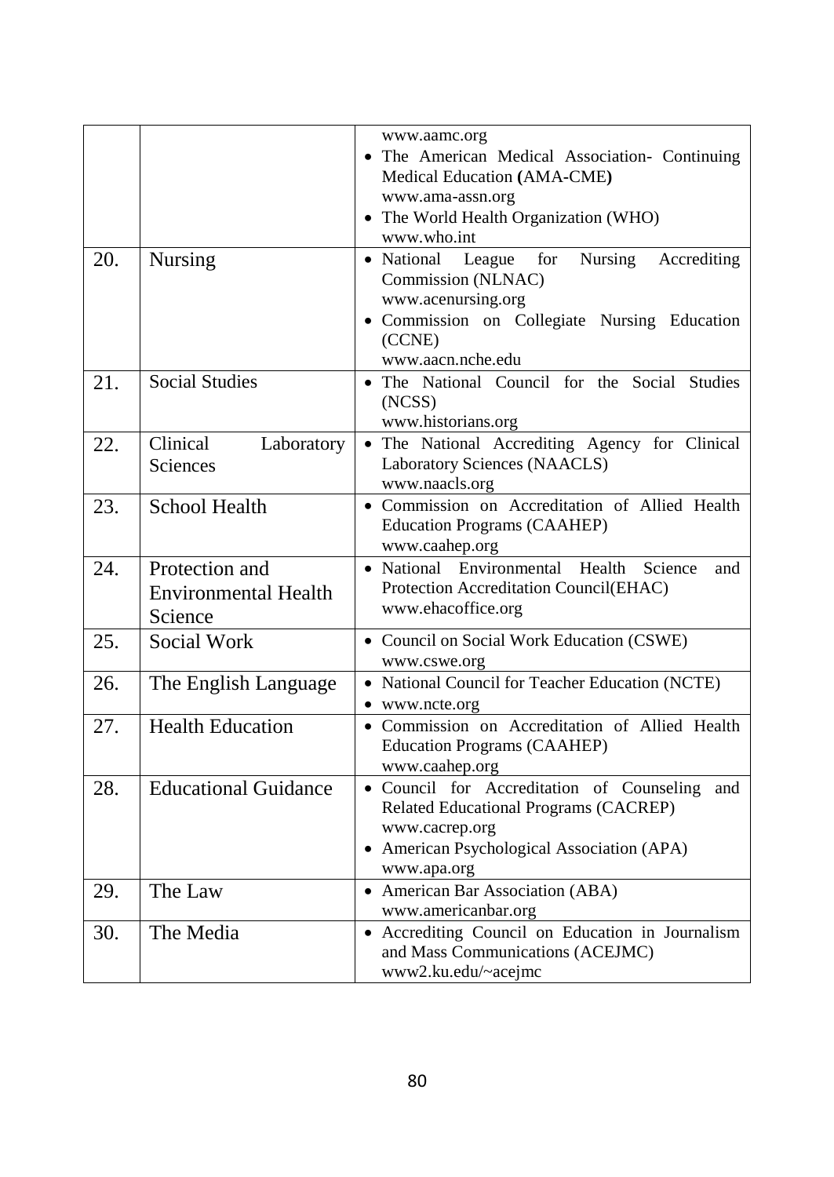| | | |
|---|---|---|
| | | www.aamc.org<br>• The American Medical Association- Continuing Medical Education (AMA-CME)<br>www.ama-assn.org<br>• The World Health Organization (WHO)<br>www.who.int |
| 20. | Nursing | • National League for Nursing Accrediting Commission (NLNAC)<br>www.acenursing.org<br>• Commission on Collegiate Nursing Education (CCNE)<br>www.aacn.nche.edu |
| 21. | Social Studies | • The National Council for the Social Studies (NCSS)<br>www.historians.org |
| 22. | Clinical Laboratory Sciences | • The National Accrediting Agency for Clinical Laboratory Sciences (NAACLS)<br>www.naacls.org |
| 23. | School Health | • Commission on Accreditation of Allied Health Education Programs (CAAHEP)<br>www.caahep.org |
| 24. | Protection and Environmental Health Science | • National Environmental Health Science and Protection Accreditation Council(EHAC)<br>www.ehacoffice.org |
| 25. | Social Work | • Council on Social Work Education (CSWE)<br>www.cswe.org |
| 26. | The English Language | • National Council for Teacher Education (NCTE)<br>• www.ncte.org |
| 27. | Health Education | • Commission on Accreditation of Allied Health Education Programs (CAAHEP)<br>www.caahep.org |
| 28. | Educational Guidance | • Council for Accreditation of Counseling and Related Educational Programs (CACREP)<br>www.cacrep.org<br>• American Psychological Association (APA)<br>www.apa.org |
| 29. | The Law | • American Bar Association (ABA)<br>www.americanbar.org |
| 30. | The Media | • Accrediting Council on Education in Journalism and Mass Communications (ACEJMC)<br>www2.ku.edu/~acejmc |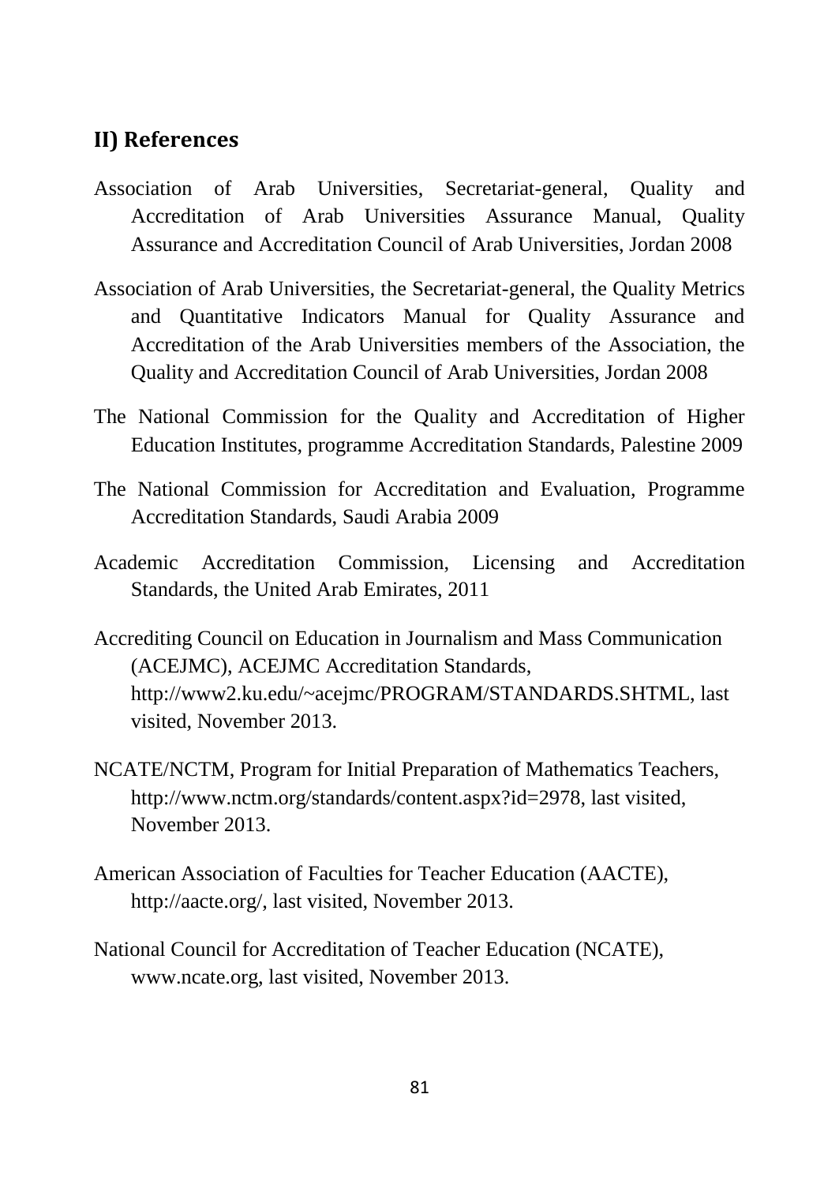## II) References

Association of Arab Universities, Secretariat-general, Quality and Accreditation of Arab Universities Assurance Manual, Quality Assurance and Accreditation Council of Arab Universities, Jordan 2008

Association of Arab Universities, the Secretariat-general, the Quality Metrics and Quantitative Indicators Manual for Quality Assurance and Accreditation of the Arab Universities members of the Association, the Quality and Accreditation Council of Arab Universities, Jordan 2008

The National Commission for the Quality and Accreditation of Higher Education Institutes, programme Accreditation Standards, Palestine 2009

The National Commission for Accreditation and Evaluation, Programme Accreditation Standards, Saudi Arabia 2009

Academic Accreditation Commission, Licensing and Accreditation Standards, the United Arab Emirates, 2011

Accrediting Council on Education in Journalism and Mass Communication (ACEJMC), ACEJMC Accreditation Standards, http://www2.ku.edu/~acejmc/PROGRAM/STANDARDS.SHTML, last visited, November 2013.

NCATE/NCTM, Program for Initial Preparation of Mathematics Teachers, http://www.nctm.org/standards/content.aspx?id=2978, last visited, November 2013.

American Association of Faculties for Teacher Education (AACTE), http://aacte.org/, last visited, November 2013.

National Council for Accreditation of Teacher Education (NCATE), www.ncate.org, last visited, November 2013.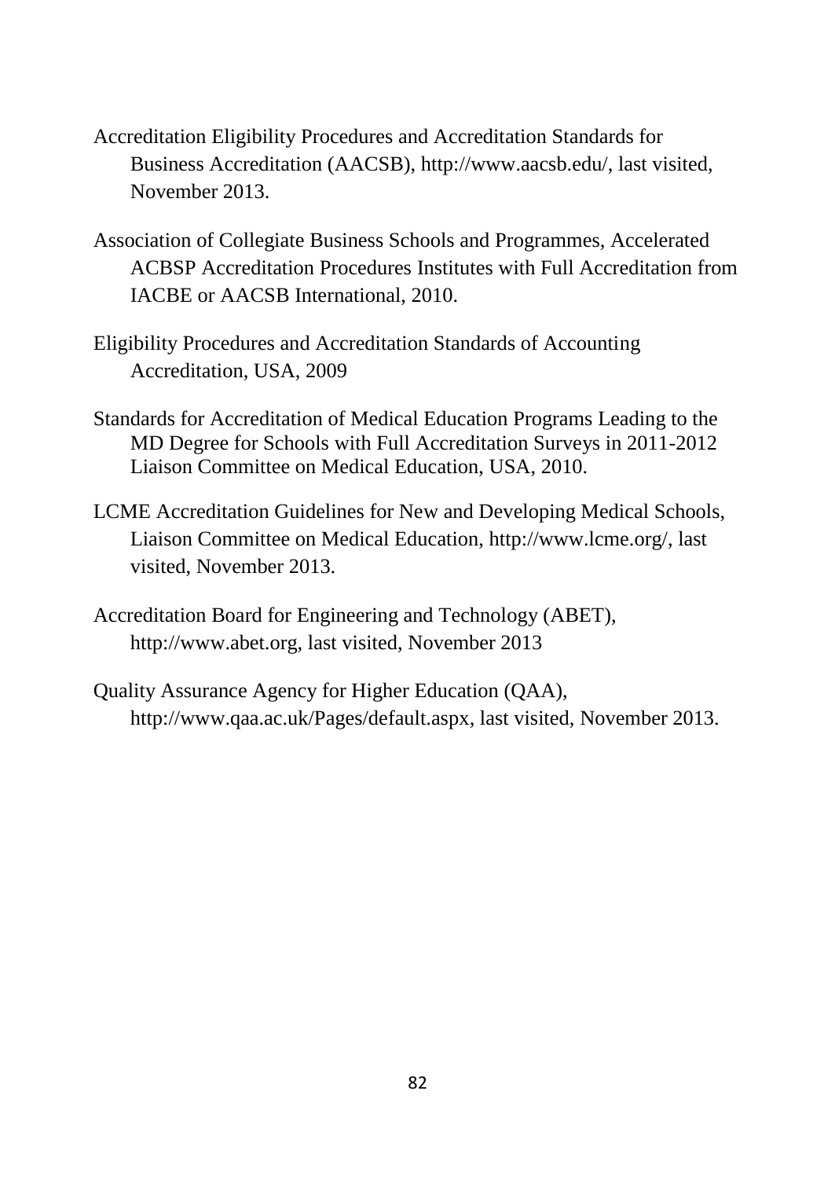Accreditation Eligibility Procedures and Accreditation Standards for Business Accreditation (AACSB), http://www.aacsb.edu/, last visited, November 2013.

Association of Collegiate Business Schools and Programmes, Accelerated ACBSP Accreditation Procedures Institutes with Full Accreditation from IACBE or AACSB International, 2010.

Eligibility Procedures and Accreditation Standards of Accounting Accreditation, USA, 2009

Standards for Accreditation of Medical Education Programs Leading to the MD Degree for Schools with Full Accreditation Surveys in 2011-2012 Liaison Committee on Medical Education, USA, 2010.

LCME Accreditation Guidelines for New and Developing Medical Schools, Liaison Committee on Medical Education, http://www.lcme.org/, last visited, November 2013.

Accreditation Board for Engineering and Technology (ABET), http://www.abet.org, last visited, November 2013

Quality Assurance Agency for Higher Education (QAA), http://www.qaa.ac.uk/Pages/default.aspx, last visited, November 2013.